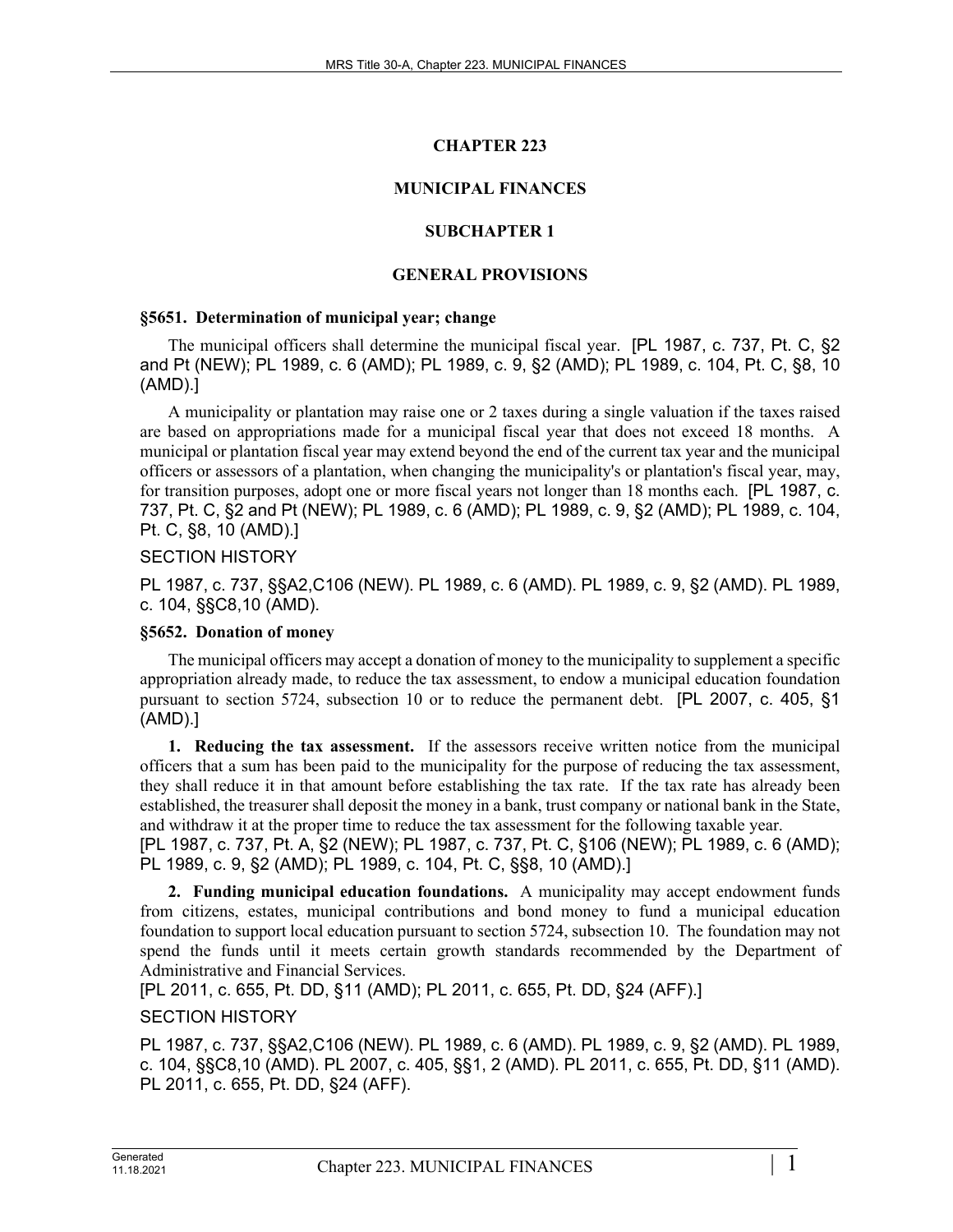# CHAPTER 223

# MUNICIPAL FINANCES

## SUBCHAPTER 1

## GENERAL PROVISIONS

### §5651. Determination of municipal year; change

The municipal officers shall determine the municipal fiscal year. [PL 1987, c. 737, Pt. C, §2 and Pt (NEW); PL 1989, c. 6 (AMD); PL 1989, c. 9, §2 (AMD); PL 1989, c. 104, Pt. C, §8, 10 (AMD).]

A municipality or plantation may raise one or 2 taxes during a single valuation if the taxes raised are based on appropriations made for a municipal fiscal year that does not exceed 18 months. A municipal or plantation fiscal year may extend beyond the end of the current tax year and the municipal officers or assessors of a plantation, when changing the municipality's or plantation's fiscal year, may, for transition purposes, adopt one or more fiscal years not longer than 18 months each. [PL 1987, c. 737, Pt. C, §2 and Pt (NEW); PL 1989, c. 6 (AMD); PL 1989, c. 9, §2 (AMD); PL 1989, c. 104, Pt. C, §8, 10 (AMD).]

SECTION HISTORY

PL 1987, c. 737, §§A2,C106 (NEW). PL 1989, c. 6 (AMD). PL 1989, c. 9, §2 (AMD). PL 1989, c. 104, §§C8,10 (AMD).

### §5652. Donation of money

The municipal officers may accept a donation of money to the municipality to supplement a specific appropriation already made, to reduce the tax assessment, to endow a municipal education foundation pursuant to section 5724, subsection 10 or to reduce the permanent debt. [PL 2007, c. 405, §1 (AMD).]

**1. Reducing the tax assessment.** If the assessors receive written notice from the municipal officers that a sum has been paid to the municipality for the purpose of reducing the tax assessment, they shall reduce it in that amount before establishing the tax rate. If the tax rate has already been established, the treasurer shall deposit the money in a bank, trust company or national bank in the State, and withdraw it at the proper time to reduce the tax assessment for the following taxable year.
[PL 1987, c. 737, Pt. A, §2 (NEW); PL 1987, c. 737, Pt. C, §106 (NEW); PL 1989, c. 6 (AMD); PL 1989, c. 9, §2 (AMD); PL 1989, c. 104, Pt. C, §§8, 10 (AMD).]

**2. Funding municipal education foundations.** A municipality may accept endowment funds from citizens, estates, municipal contributions and bond money to fund a municipal education foundation to support local education pursuant to section 5724, subsection 10. The foundation may not spend the funds until it meets certain growth standards recommended by the Department of Administrative and Financial Services.
[PL 2011, c. 655, Pt. DD, §11 (AMD); PL 2011, c. 655, Pt. DD, §24 (AFF).]

SECTION HISTORY

PL 1987, c. 737, §§A2,C106 (NEW). PL 1989, c. 6 (AMD). PL 1989, c. 9, §2 (AMD). PL 1989, c. 104, §§C8,10 (AMD). PL 2007, c. 405, §§1, 2 (AMD). PL 2011, c. 655, Pt. DD, §11 (AMD). PL 2011, c. 655, Pt. DD, §24 (AFF).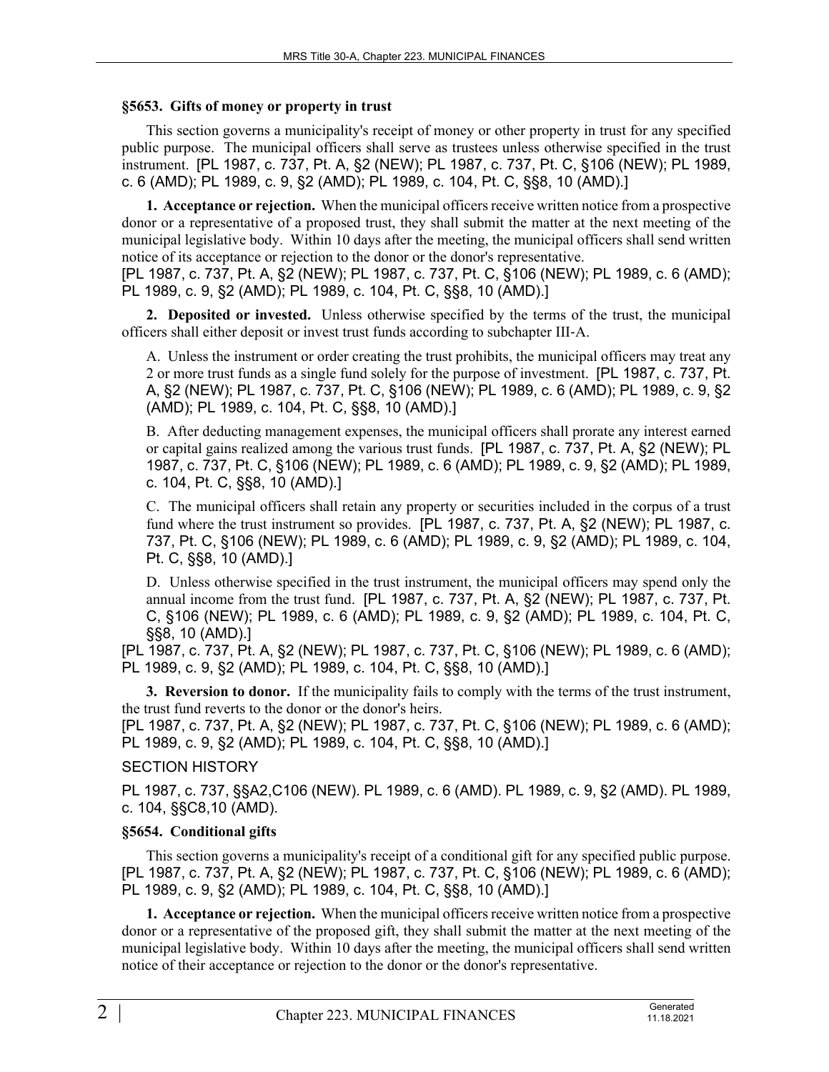### §5653. Gifts of money or property in trust

This section governs a municipality's receipt of money or other property in trust for any specified public purpose. The municipal officers shall serve as trustees unless otherwise specified in the trust instrument. [PL 1987, c. 737, Pt. A, §2 (NEW); PL 1987, c. 737, Pt. C, §106 (NEW); PL 1989, c. 6 (AMD); PL 1989, c. 9, §2 (AMD); PL 1989, c. 104, Pt. C, §§8, 10 (AMD).]

**1. Acceptance or rejection.** When the municipal officers receive written notice from a prospective donor or a representative of a proposed trust, they shall submit the matter at the next meeting of the municipal legislative body. Within 10 days after the meeting, the municipal officers shall send written notice of its acceptance or rejection to the donor or the donor's representative.
[PL 1987, c. 737, Pt. A, §2 (NEW); PL 1987, c. 737, Pt. C, §106 (NEW); PL 1989, c. 6 (AMD); PL 1989, c. 9, §2 (AMD); PL 1989, c. 104, Pt. C, §§8, 10 (AMD).]

**2. Deposited or invested.** Unless otherwise specified by the terms of the trust, the municipal officers shall either deposit or invest trust funds according to subchapter III-A.

A. Unless the instrument or order creating the trust prohibits, the municipal officers may treat any 2 or more trust funds as a single fund solely for the purpose of investment. [PL 1987, c. 737, Pt. A, §2 (NEW); PL 1987, c. 737, Pt. C, §106 (NEW); PL 1989, c. 6 (AMD); PL 1989, c. 9, §2 (AMD); PL 1989, c. 104, Pt. C, §§8, 10 (AMD).]

B. After deducting management expenses, the municipal officers shall prorate any interest earned or capital gains realized among the various trust funds. [PL 1987, c. 737, Pt. A, §2 (NEW); PL 1987, c. 737, Pt. C, §106 (NEW); PL 1989, c. 6 (AMD); PL 1989, c. 9, §2 (AMD); PL 1989, c. 104, Pt. C, §§8, 10 (AMD).]

C. The municipal officers shall retain any property or securities included in the corpus of a trust fund where the trust instrument so provides. [PL 1987, c. 737, Pt. A, §2 (NEW); PL 1987, c. 737, Pt. C, §106 (NEW); PL 1989, c. 6 (AMD); PL 1989, c. 9, §2 (AMD); PL 1989, c. 104, Pt. C, §§8, 10 (AMD).]

D. Unless otherwise specified in the trust instrument, the municipal officers may spend only the annual income from the trust fund. [PL 1987, c. 737, Pt. A, §2 (NEW); PL 1987, c. 737, Pt. C, §106 (NEW); PL 1989, c. 6 (AMD); PL 1989, c. 9, §2 (AMD); PL 1989, c. 104, Pt. C, §§8, 10 (AMD).]

[PL 1987, c. 737, Pt. A, §2 (NEW); PL 1987, c. 737, Pt. C, §106 (NEW); PL 1989, c. 6 (AMD); PL 1989, c. 9, §2 (AMD); PL 1989, c. 104, Pt. C, §§8, 10 (AMD).]

**3. Reversion to donor.** If the municipality fails to comply with the terms of the trust instrument, the trust fund reverts to the donor or the donor's heirs.
[PL 1987, c. 737, Pt. A, §2 (NEW); PL 1987, c. 737, Pt. C, §106 (NEW); PL 1989, c. 6 (AMD); PL 1989, c. 9, §2 (AMD); PL 1989, c. 104, Pt. C, §§8, 10 (AMD).]

SECTION HISTORY

PL 1987, c. 737, §§A2,C106 (NEW). PL 1989, c. 6 (AMD). PL 1989, c. 9, §2 (AMD). PL 1989, c. 104, §§C8,10 (AMD).

### §5654. Conditional gifts

This section governs a municipality's receipt of a conditional gift for any specified public purpose. [PL 1987, c. 737, Pt. A, §2 (NEW); PL 1987, c. 737, Pt. C, §106 (NEW); PL 1989, c. 6 (AMD); PL 1989, c. 9, §2 (AMD); PL 1989, c. 104, Pt. C, §§8, 10 (AMD).]

**1. Acceptance or rejection.** When the municipal officers receive written notice from a prospective donor or a representative of the proposed gift, they shall submit the matter at the next meeting of the municipal legislative body. Within 10 days after the meeting, the municipal officers shall send written notice of their acceptance or rejection to the donor or the donor's representative.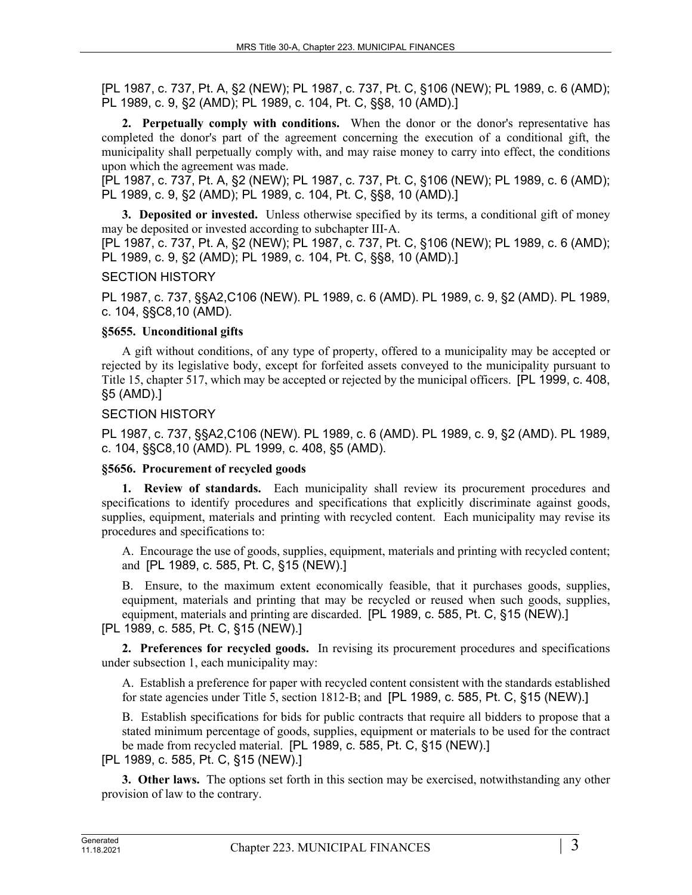[PL 1987, c. 737, Pt. A, §2 (NEW); PL 1987, c. 737, Pt. C, §106 (NEW); PL 1989, c. 6 (AMD); PL 1989, c. 9, §2 (AMD); PL 1989, c. 104, Pt. C, §§8, 10 (AMD).]

**2. Perpetually comply with conditions.** When the donor or the donor's representative has completed the donor's part of the agreement concerning the execution of a conditional gift, the municipality shall perpetually comply with, and may raise money to carry into effect, the conditions upon which the agreement was made.
[PL 1987, c. 737, Pt. A, §2 (NEW); PL 1987, c. 737, Pt. C, §106 (NEW); PL 1989, c. 6 (AMD); PL 1989, c. 9, §2 (AMD); PL 1989, c. 104, Pt. C, §§8, 10 (AMD).]

**3. Deposited or invested.** Unless otherwise specified by its terms, a conditional gift of money may be deposited or invested according to subchapter III-A.
[PL 1987, c. 737, Pt. A, §2 (NEW); PL 1987, c. 737, Pt. C, §106 (NEW); PL 1989, c. 6 (AMD); PL 1989, c. 9, §2 (AMD); PL 1989, c. 104, Pt. C, §§8, 10 (AMD).]

SECTION HISTORY

PL 1987, c. 737, §§A2,C106 (NEW). PL 1989, c. 6 (AMD). PL 1989, c. 9, §2 (AMD). PL 1989, c. 104, §§C8,10 (AMD).

### §5655. Unconditional gifts

A gift without conditions, of any type of property, offered to a municipality may be accepted or rejected by its legislative body, except for forfeited assets conveyed to the municipality pursuant to Title 15, chapter 517, which may be accepted or rejected by the municipal officers. [PL 1999, c. 408, §5 (AMD).]

SECTION HISTORY

PL 1987, c. 737, §§A2,C106 (NEW). PL 1989, c. 6 (AMD). PL 1989, c. 9, §2 (AMD). PL 1989, c. 104, §§C8,10 (AMD). PL 1999, c. 408, §5 (AMD).

### §5656. Procurement of recycled goods

**1. Review of standards.** Each municipality shall review its procurement procedures and specifications to identify procedures and specifications that explicitly discriminate against goods, supplies, equipment, materials and printing with recycled content. Each municipality may revise its procedures and specifications to:

A. Encourage the use of goods, supplies, equipment, materials and printing with recycled content; and [PL 1989, c. 585, Pt. C, §15 (NEW).]

B. Ensure, to the maximum extent economically feasible, that it purchases goods, supplies, equipment, materials and printing that may be recycled or reused when such goods, supplies, equipment, materials and printing are discarded. [PL 1989, c. 585, Pt. C, §15 (NEW).]

[PL 1989, c. 585, Pt. C, §15 (NEW).]

**2. Preferences for recycled goods.** In revising its procurement procedures and specifications under subsection 1, each municipality may:

A. Establish a preference for paper with recycled content consistent with the standards established for state agencies under Title 5, section 1812-B; and [PL 1989, c. 585, Pt. C, §15 (NEW).]

B. Establish specifications for bids for public contracts that require all bidders to propose that a stated minimum percentage of goods, supplies, equipment or materials to be used for the contract be made from recycled material. [PL 1989, c. 585, Pt. C, §15 (NEW).]

[PL 1989, c. 585, Pt. C, §15 (NEW).]

**3. Other laws.** The options set forth in this section may be exercised, notwithstanding any other provision of law to the contrary.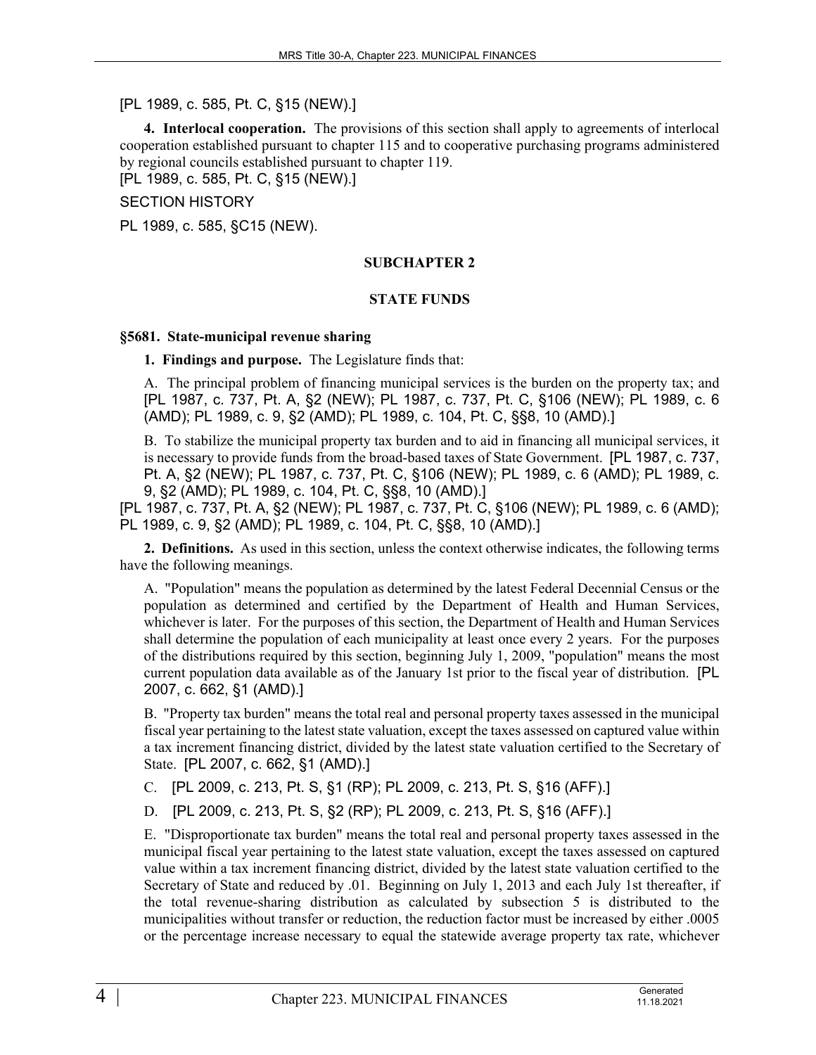[PL 1989, c. 585, Pt. C, §15 (NEW).]

**4. Interlocal cooperation.** The provisions of this section shall apply to agreements of interlocal cooperation established pursuant to chapter 115 and to cooperative purchasing programs administered by regional councils established pursuant to chapter 119.
[PL 1989, c. 585, Pt. C, §15 (NEW).]

SECTION HISTORY

PL 1989, c. 585, §C15 (NEW).

## SUBCHAPTER 2

## STATE FUNDS

### §5681. State-municipal revenue sharing

**1. Findings and purpose.** The Legislature finds that:

A. The principal problem of financing municipal services is the burden on the property tax; and [PL 1987, c. 737, Pt. A, §2 (NEW); PL 1987, c. 737, Pt. C, §106 (NEW); PL 1989, c. 6 (AMD); PL 1989, c. 9, §2 (AMD); PL 1989, c. 104, Pt. C, §§8, 10 (AMD).]

B. To stabilize the municipal property tax burden and to aid in financing all municipal services, it is necessary to provide funds from the broad-based taxes of State Government. [PL 1987, c. 737, Pt. A, §2 (NEW); PL 1987, c. 737, Pt. C, §106 (NEW); PL 1989, c. 6 (AMD); PL 1989, c. 9, §2 (AMD); PL 1989, c. 104, Pt. C, §§8, 10 (AMD).]

[PL 1987, c. 737, Pt. A, §2 (NEW); PL 1987, c. 737, Pt. C, §106 (NEW); PL 1989, c. 6 (AMD); PL 1989, c. 9, §2 (AMD); PL 1989, c. 104, Pt. C, §§8, 10 (AMD).]

**2. Definitions.** As used in this section, unless the context otherwise indicates, the following terms have the following meanings.

A. "Population" means the population as determined by the latest Federal Decennial Census or the population as determined and certified by the Department of Health and Human Services, whichever is later. For the purposes of this section, the Department of Health and Human Services shall determine the population of each municipality at least once every 2 years. For the purposes of the distributions required by this section, beginning July 1, 2009, "population" means the most current population data available as of the January 1st prior to the fiscal year of distribution. [PL 2007, c. 662, §1 (AMD).]

B. "Property tax burden" means the total real and personal property taxes assessed in the municipal fiscal year pertaining to the latest state valuation, except the taxes assessed on captured value within a tax increment financing district, divided by the latest state valuation certified to the Secretary of State. [PL 2007, c. 662, §1 (AMD).]

C. [PL 2009, c. 213, Pt. S, §1 (RP); PL 2009, c. 213, Pt. S, §16 (AFF).]

D. [PL 2009, c. 213, Pt. S, §2 (RP); PL 2009, c. 213, Pt. S, §16 (AFF).]

E. "Disproportionate tax burden" means the total real and personal property taxes assessed in the municipal fiscal year pertaining to the latest state valuation, except the taxes assessed on captured value within a tax increment financing district, divided by the latest state valuation certified to the Secretary of State and reduced by .01. Beginning on July 1, 2013 and each July 1st thereafter, if the total revenue-sharing distribution as calculated by subsection 5 is distributed to the municipalities without transfer or reduction, the reduction factor must be increased by either .0005 or the percentage increase necessary to equal the statewide average property tax rate, whichever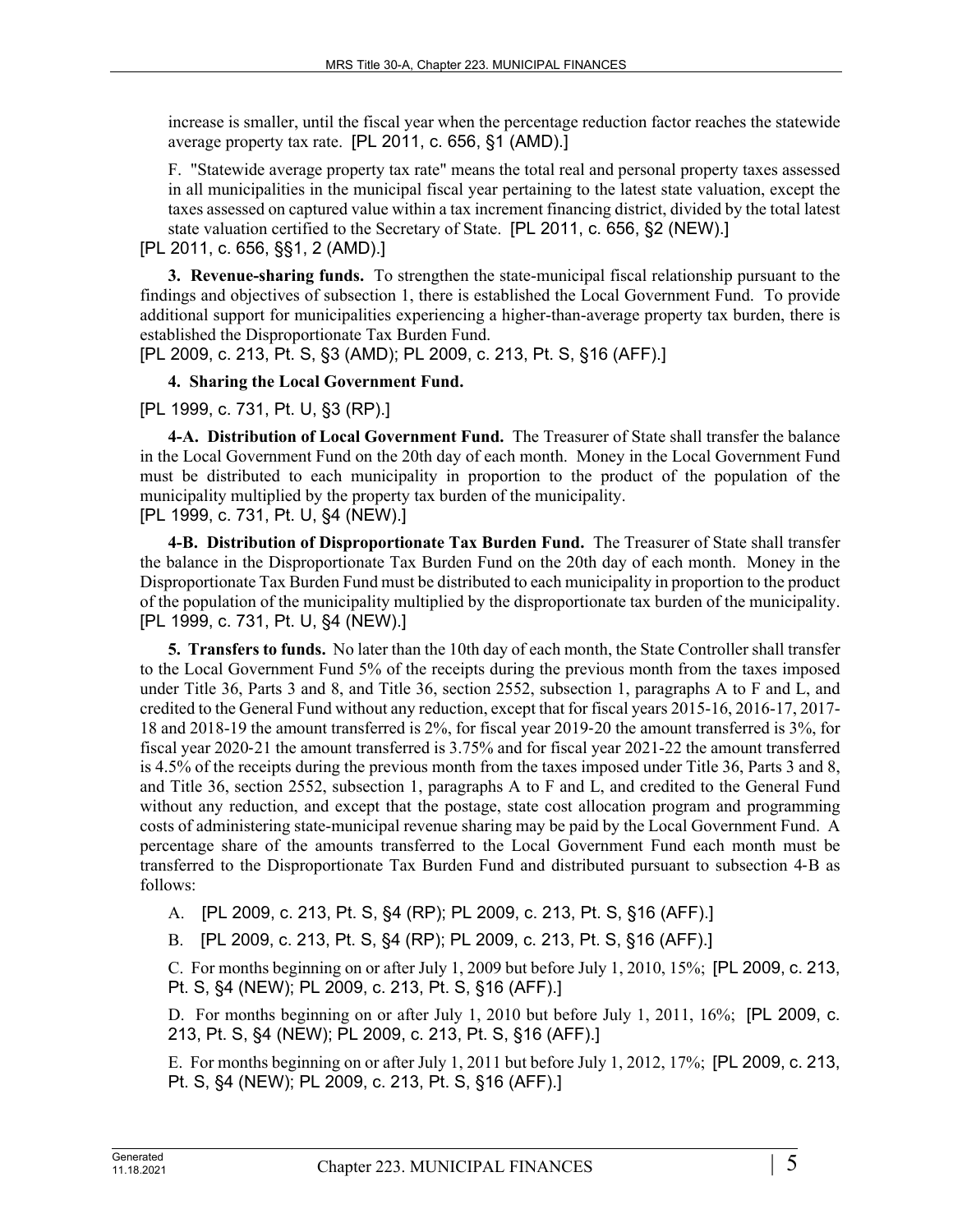increase is smaller, until the fiscal year when the percentage reduction factor reaches the statewide average property tax rate. [PL 2011, c. 656, §1 (AMD).]

F. "Statewide average property tax rate" means the total real and personal property taxes assessed in all municipalities in the municipal fiscal year pertaining to the latest state valuation, except the taxes assessed on captured value within a tax increment financing district, divided by the total latest state valuation certified to the Secretary of State. [PL 2011, c. 656, §2 (NEW).]

[PL 2011, c. 656, §§1, 2 (AMD).]

**3. Revenue-sharing funds.** To strengthen the state-municipal fiscal relationship pursuant to the findings and objectives of subsection 1, there is established the Local Government Fund. To provide additional support for municipalities experiencing a higher-than-average property tax burden, there is established the Disproportionate Tax Burden Fund.

[PL 2009, c. 213, Pt. S, §3 (AMD); PL 2009, c. 213, Pt. S, §16 (AFF).]

**4. Sharing the Local Government Fund.**

[PL 1999, c. 731, Pt. U, §3 (RP).]

**4-A. Distribution of Local Government Fund.** The Treasurer of State shall transfer the balance in the Local Government Fund on the 20th day of each month. Money in the Local Government Fund must be distributed to each municipality in proportion to the product of the population of the municipality multiplied by the property tax burden of the municipality.

[PL 1999, c. 731, Pt. U, §4 (NEW).]

**4-B. Distribution of Disproportionate Tax Burden Fund.** The Treasurer of State shall transfer the balance in the Disproportionate Tax Burden Fund on the 20th day of each month. Money in the Disproportionate Tax Burden Fund must be distributed to each municipality in proportion to the product of the population of the municipality multiplied by the disproportionate tax burden of the municipality.

[PL 1999, c. 731, Pt. U, §4 (NEW).]

**5. Transfers to funds.** No later than the 10th day of each month, the State Controller shall transfer to the Local Government Fund 5% of the receipts during the previous month from the taxes imposed under Title 36, Parts 3 and 8, and Title 36, section 2552, subsection 1, paragraphs A to F and L, and credited to the General Fund without any reduction, except that for fiscal years 2015-16, 2016-17, 2017-18 and 2018-19 the amount transferred is 2%, for fiscal year 2019-20 the amount transferred is 3%, for fiscal year 2020-21 the amount transferred is 3.75% and for fiscal year 2021-22 the amount transferred is 4.5% of the receipts during the previous month from the taxes imposed under Title 36, Parts 3 and 8, and Title 36, section 2552, subsection 1, paragraphs A to F and L, and credited to the General Fund without any reduction, and except that the postage, state cost allocation program and programming costs of administering state-municipal revenue sharing may be paid by the Local Government Fund. A percentage share of the amounts transferred to the Local Government Fund each month must be transferred to the Disproportionate Tax Burden Fund and distributed pursuant to subsection 4-B as follows:

A. [PL 2009, c. 213, Pt. S, §4 (RP); PL 2009, c. 213, Pt. S, §16 (AFF).]

B. [PL 2009, c. 213, Pt. S, §4 (RP); PL 2009, c. 213, Pt. S, §16 (AFF).]

C. For months beginning on or after July 1, 2009 but before July 1, 2010, 15%; [PL 2009, c. 213, Pt. S, §4 (NEW); PL 2009, c. 213, Pt. S, §16 (AFF).]

D. For months beginning on or after July 1, 2010 but before July 1, 2011, 16%; [PL 2009, c. 213, Pt. S, §4 (NEW); PL 2009, c. 213, Pt. S, §16 (AFF).]

E. For months beginning on or after July 1, 2011 but before July 1, 2012, 17%; [PL 2009, c. 213, Pt. S, §4 (NEW); PL 2009, c. 213, Pt. S, §16 (AFF).]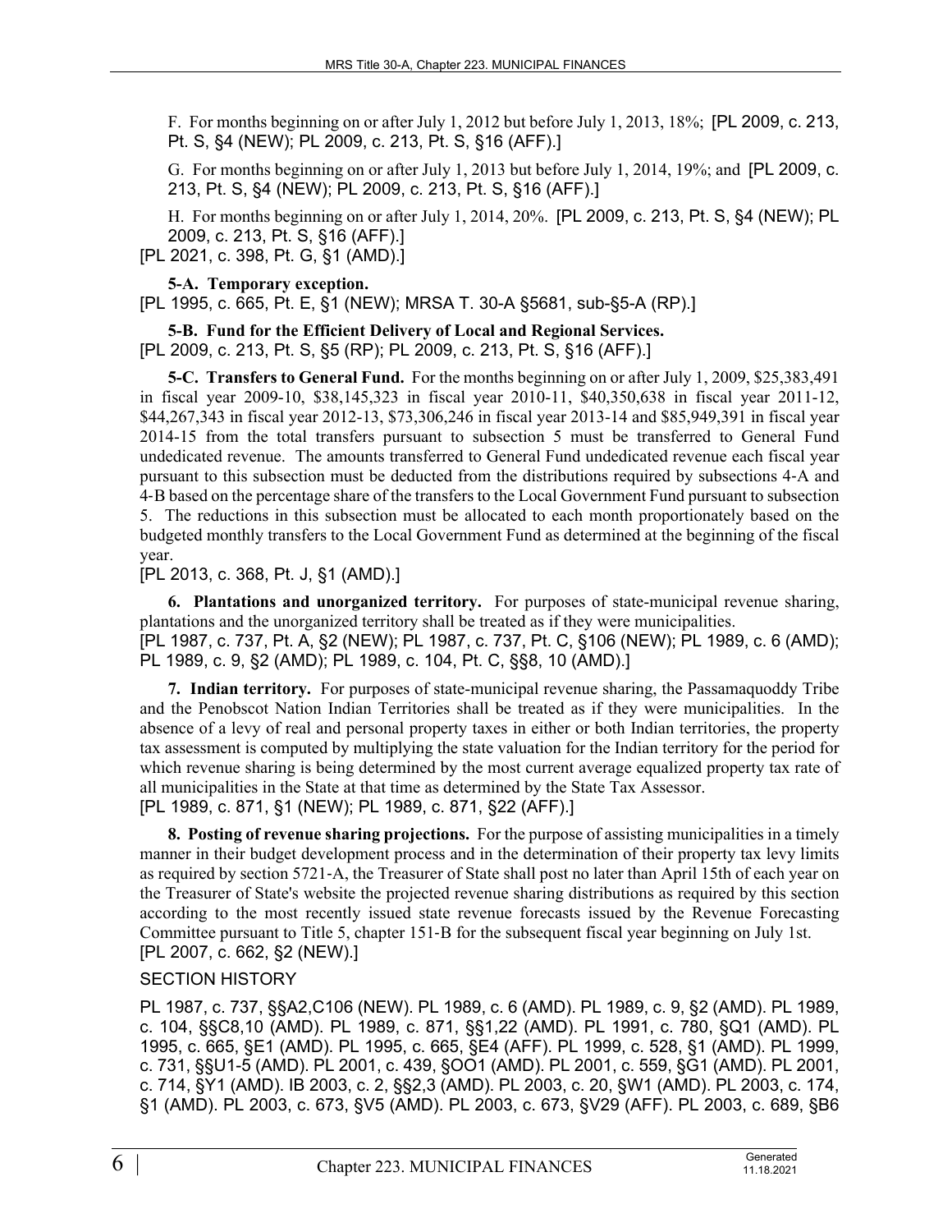F. For months beginning on or after July 1, 2012 but before July 1, 2013, 18%; [PL 2009, c. 213, Pt. S, §4 (NEW); PL 2009, c. 213, Pt. S, §16 (AFF).]

G. For months beginning on or after July 1, 2013 but before July 1, 2014, 19%; and [PL 2009, c. 213, Pt. S, §4 (NEW); PL 2009, c. 213, Pt. S, §16 (AFF).]

H. For months beginning on or after July 1, 2014, 20%. [PL 2009, c. 213, Pt. S, §4 (NEW); PL 2009, c. 213, Pt. S, §16 (AFF).]

[PL 2021, c. 398, Pt. G, §1 (AMD).]

**5-A. Temporary exception.**

[PL 1995, c. 665, Pt. E, §1 (NEW); MRSA T. 30-A §5681, sub-§5-A (RP).]

**5-B. Fund for the Efficient Delivery of Local and Regional Services.**

[PL 2009, c. 213, Pt. S, §5 (RP); PL 2009, c. 213, Pt. S, §16 (AFF).]

**5-C. Transfers to General Fund.** For the months beginning on or after July 1, 2009, $25,383,491 in fiscal year 2009-10, $38,145,323 in fiscal year 2010-11, $40,350,638 in fiscal year 2011-12, $44,267,343 in fiscal year 2012-13, $73,306,246 in fiscal year 2013-14 and $85,949,391 in fiscal year 2014-15 from the total transfers pursuant to subsection 5 must be transferred to General Fund undedicated revenue. The amounts transferred to General Fund undedicated revenue each fiscal year pursuant to this subsection must be deducted from the distributions required by subsections 4-A and 4-B based on the percentage share of the transfers to the Local Government Fund pursuant to subsection 5. The reductions in this subsection must be allocated to each month proportionately based on the budgeted monthly transfers to the Local Government Fund as determined at the beginning of the fiscal year.

[PL 2013, c. 368, Pt. J, §1 (AMD).]

**6. Plantations and unorganized territory.** For purposes of state-municipal revenue sharing, plantations and the unorganized territory shall be treated as if they were municipalities.

[PL 1987, c. 737, Pt. A, §2 (NEW); PL 1987, c. 737, Pt. C, §106 (NEW); PL 1989, c. 6 (AMD); PL 1989, c. 9, §2 (AMD); PL 1989, c. 104, Pt. C, §§8, 10 (AMD).]

**7. Indian territory.** For purposes of state-municipal revenue sharing, the Passamaquoddy Tribe and the Penobscot Nation Indian Territories shall be treated as if they were municipalities. In the absence of a levy of real and personal property taxes in either or both Indian territories, the property tax assessment is computed by multiplying the state valuation for the Indian territory for the period for which revenue sharing is being determined by the most current average equalized property tax rate of all municipalities in the State at that time as determined by the State Tax Assessor.

[PL 1989, c. 871, §1 (NEW); PL 1989, c. 871, §22 (AFF).]

**8. Posting of revenue sharing projections.** For the purpose of assisting municipalities in a timely manner in their budget development process and in the determination of their property tax levy limits as required by section 5721-A, the Treasurer of State shall post no later than April 15th of each year on the Treasurer of State's website the projected revenue sharing distributions as required by this section according to the most recently issued state revenue forecasts issued by the Revenue Forecasting Committee pursuant to Title 5, chapter 151-B for the subsequent fiscal year beginning on July 1st.

[PL 2007, c. 662, §2 (NEW).]

SECTION HISTORY

PL 1987, c. 737, §§A2,C106 (NEW). PL 1989, c. 6 (AMD). PL 1989, c. 9, §2 (AMD). PL 1989, c. 104, §§C8,10 (AMD). PL 1989, c. 871, §§1,22 (AMD). PL 1991, c. 780, §Q1 (AMD). PL 1995, c. 665, §E1 (AMD). PL 1995, c. 665, §E4 (AFF). PL 1999, c. 528, §1 (AMD). PL 1999, c. 731, §§U1-5 (AMD). PL 2001, c. 439, §OO1 (AMD). PL 2001, c. 559, §G1 (AMD). PL 2001, c. 714, §Y1 (AMD). IB 2003, c. 2, §§2,3 (AMD). PL 2003, c. 20, §W1 (AMD). PL 2003, c. 174, §1 (AMD). PL 2003, c. 673, §V5 (AMD). PL 2003, c. 673, §V29 (AFF). PL 2003, c. 689, §B6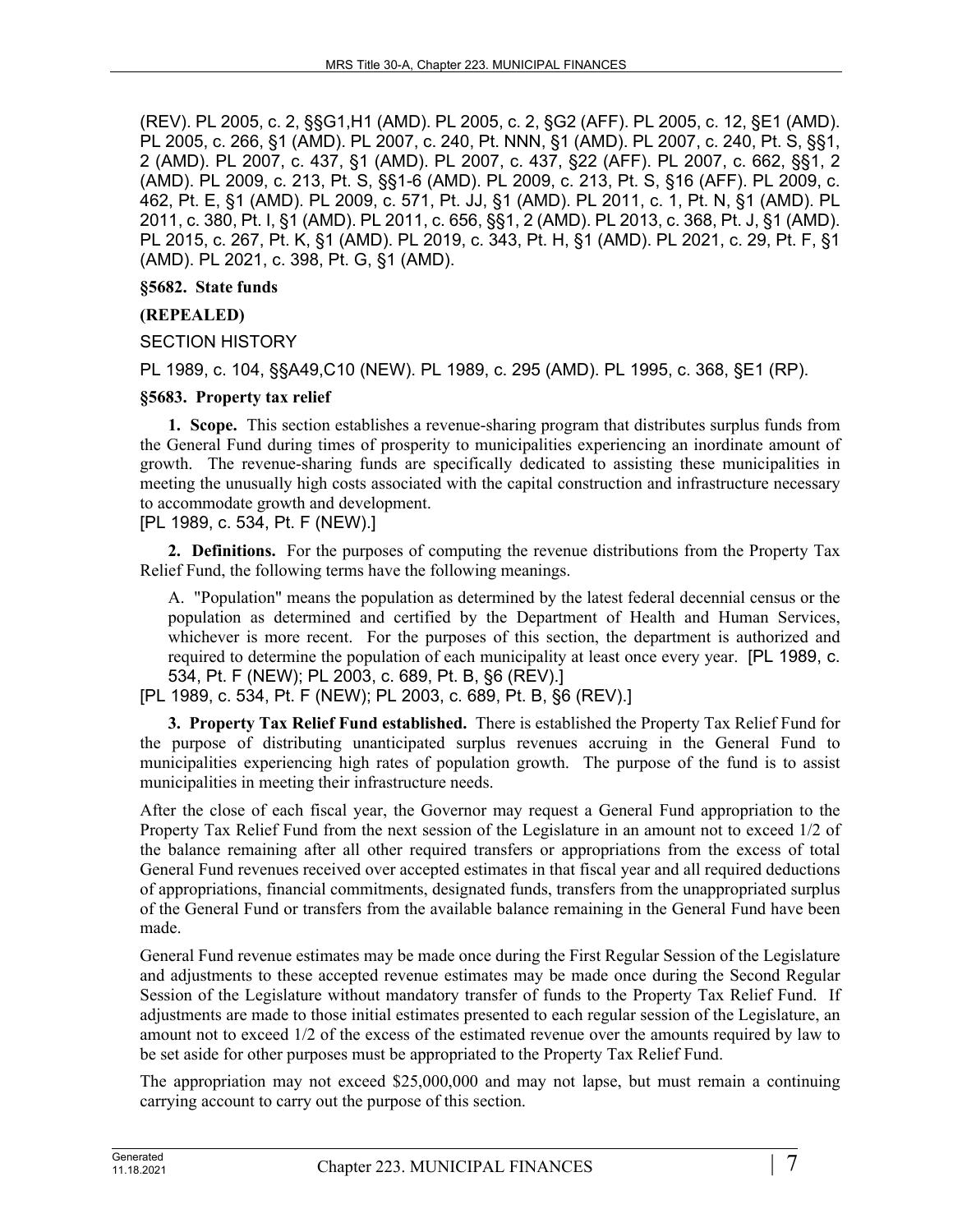(REV). PL 2005, c. 2, §§G1,H1 (AMD). PL 2005, c. 2, §G2 (AFF). PL 2005, c. 12, §E1 (AMD). PL 2005, c. 266, §1 (AMD). PL 2007, c. 240, Pt. NNN, §1 (AMD). PL 2007, c. 240, Pt. S, §§1, 2 (AMD). PL 2007, c. 437, §1 (AMD). PL 2007, c. 437, §22 (AFF). PL 2007, c. 662, §§1, 2 (AMD). PL 2009, c. 213, Pt. S, §§1-6 (AMD). PL 2009, c. 213, Pt. S, §16 (AFF). PL 2009, c. 462, Pt. E, §1 (AMD). PL 2009, c. 571, Pt. JJ, §1 (AMD). PL 2011, c. 1, Pt. N, §1 (AMD). PL 2011, c. 380, Pt. I, §1 (AMD). PL 2011, c. 656, §§1, 2 (AMD). PL 2013, c. 368, Pt. J, §1 (AMD). PL 2015, c. 267, Pt. K, §1 (AMD). PL 2019, c. 343, Pt. H, §1 (AMD). PL 2021, c. 29, Pt. F, §1 (AMD). PL 2021, c. 398, Pt. G, §1 (AMD).

**§5682. State funds**

**(REPEALED)**

SECTION HISTORY

PL 1989, c. 104, §§A49,C10 (NEW). PL 1989, c. 295 (AMD). PL 1995, c. 368, §E1 (RP).

**§5683. Property tax relief**

**1. Scope.** This section establishes a revenue-sharing program that distributes surplus funds from the General Fund during times of prosperity to municipalities experiencing an inordinate amount of growth. The revenue-sharing funds are specifically dedicated to assisting these municipalities in meeting the unusually high costs associated with the capital construction and infrastructure necessary to accommodate growth and development.

[PL 1989, c. 534, Pt. F (NEW).]

**2. Definitions.** For the purposes of computing the revenue distributions from the Property Tax Relief Fund, the following terms have the following meanings.

A. "Population" means the population as determined by the latest federal decennial census or the population as determined and certified by the Department of Health and Human Services, whichever is more recent. For the purposes of this section, the department is authorized and required to determine the population of each municipality at least once every year. [PL 1989, c. 534, Pt. F (NEW); PL 2003, c. 689, Pt. B, §6 (REV).]

[PL 1989, c. 534, Pt. F (NEW); PL 2003, c. 689, Pt. B, §6 (REV).]

**3. Property Tax Relief Fund established.** There is established the Property Tax Relief Fund for the purpose of distributing unanticipated surplus revenues accruing in the General Fund to municipalities experiencing high rates of population growth. The purpose of the fund is to assist municipalities in meeting their infrastructure needs.

After the close of each fiscal year, the Governor may request a General Fund appropriation to the Property Tax Relief Fund from the next session of the Legislature in an amount not to exceed 1/2 of the balance remaining after all other required transfers or appropriations from the excess of total General Fund revenues received over accepted estimates in that fiscal year and all required deductions of appropriations, financial commitments, designated funds, transfers from the unappropriated surplus of the General Fund or transfers from the available balance remaining in the General Fund have been made.

General Fund revenue estimates may be made once during the First Regular Session of the Legislature and adjustments to these accepted revenue estimates may be made once during the Second Regular Session of the Legislature without mandatory transfer of funds to the Property Tax Relief Fund. If adjustments are made to those initial estimates presented to each regular session of the Legislature, an amount not to exceed 1/2 of the excess of the estimated revenue over the amounts required by law to be set aside for other purposes must be appropriated to the Property Tax Relief Fund.

The appropriation may not exceed $25,000,000 and may not lapse, but must remain a continuing carrying account to carry out the purpose of this section.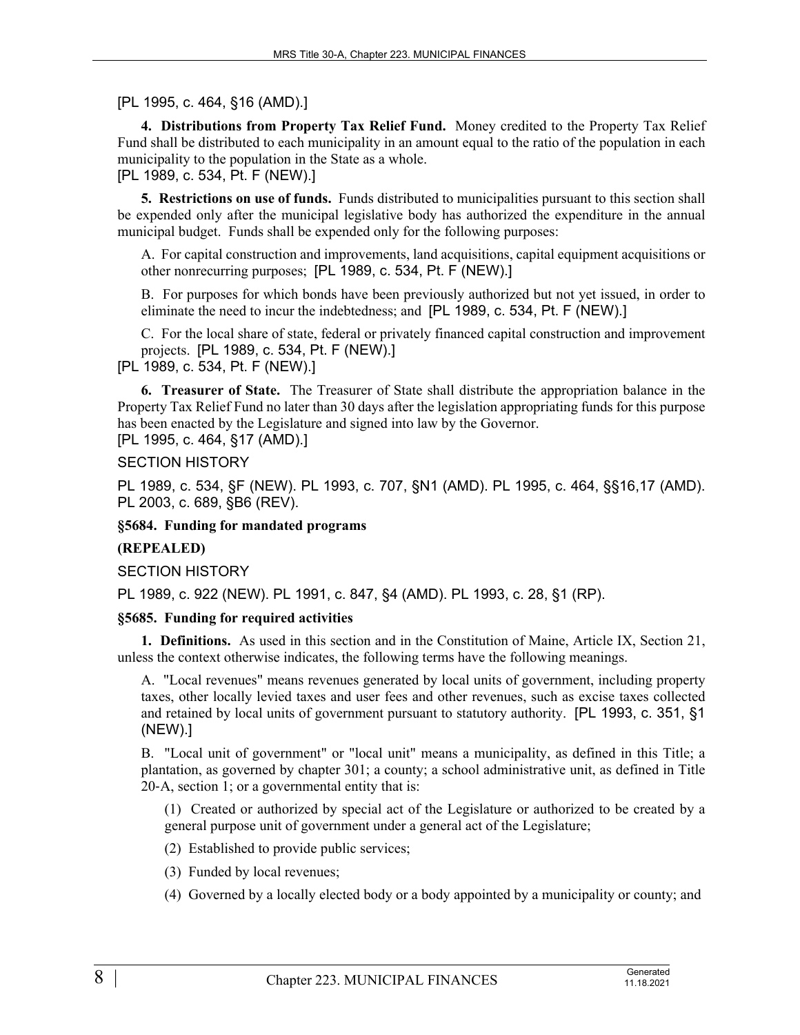[PL 1995, c. 464, §16 (AMD).]

**4. Distributions from Property Tax Relief Fund.** Money credited to the Property Tax Relief Fund shall be distributed to each municipality in an amount equal to the ratio of the population in each municipality to the population in the State as a whole.
[PL 1989, c. 534, Pt. F (NEW).]

**5. Restrictions on use of funds.** Funds distributed to municipalities pursuant to this section shall be expended only after the municipal legislative body has authorized the expenditure in the annual municipal budget. Funds shall be expended only for the following purposes:

A. For capital construction and improvements, land acquisitions, capital equipment acquisitions or other nonrecurring purposes; [PL 1989, c. 534, Pt. F (NEW).]

B. For purposes for which bonds have been previously authorized but not yet issued, in order to eliminate the need to incur the indebtedness; and [PL 1989, c. 534, Pt. F (NEW).]

C. For the local share of state, federal or privately financed capital construction and improvement projects. [PL 1989, c. 534, Pt. F (NEW).]

[PL 1989, c. 534, Pt. F (NEW).]

**6. Treasurer of State.** The Treasurer of State shall distribute the appropriation balance in the Property Tax Relief Fund no later than 30 days after the legislation appropriating funds for this purpose has been enacted by the Legislature and signed into law by the Governor.
[PL 1995, c. 464, §17 (AMD).]

SECTION HISTORY

PL 1989, c. 534, §F (NEW). PL 1993, c. 707, §N1 (AMD). PL 1995, c. 464, §§16,17 (AMD). PL 2003, c. 689, §B6 (REV).

### §5684. Funding for mandated programs

### (REPEALED)

SECTION HISTORY

PL 1989, c. 922 (NEW). PL 1991, c. 847, §4 (AMD). PL 1993, c. 28, §1 (RP).

### §5685. Funding for required activities

**1. Definitions.** As used in this section and in the Constitution of Maine, Article IX, Section 21, unless the context otherwise indicates, the following terms have the following meanings.

A. "Local revenues" means revenues generated by local units of government, including property taxes, other locally levied taxes and user fees and other revenues, such as excise taxes collected and retained by local units of government pursuant to statutory authority. [PL 1993, c. 351, §1 (NEW).]

B. "Local unit of government" or "local unit" means a municipality, as defined in this Title; a plantation, as governed by chapter 301; a county; a school administrative unit, as defined in Title 20-A, section 1; or a governmental entity that is:

(1) Created or authorized by special act of the Legislature or authorized to be created by a general purpose unit of government under a general act of the Legislature;

(2) Established to provide public services;

(3) Funded by local revenues;

(4) Governed by a locally elected body or a body appointed by a municipality or county; and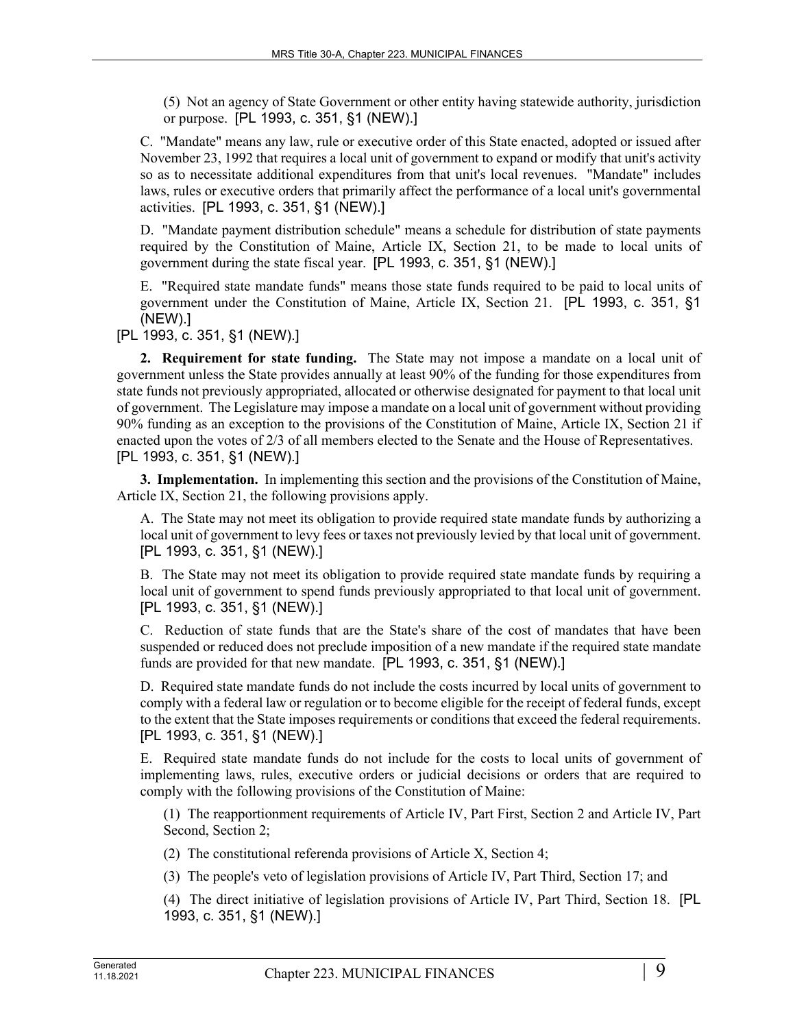(5) Not an agency of State Government or other entity having statewide authority, jurisdiction or purpose. [PL 1993, c. 351, §1 (NEW).]

C. "Mandate" means any law, rule or executive order of this State enacted, adopted or issued after November 23, 1992 that requires a local unit of government to expand or modify that unit's activity so as to necessitate additional expenditures from that unit's local revenues. "Mandate" includes laws, rules or executive orders that primarily affect the performance of a local unit's governmental activities. [PL 1993, c. 351, §1 (NEW).]

D. "Mandate payment distribution schedule" means a schedule for distribution of state payments required by the Constitution of Maine, Article IX, Section 21, to be made to local units of government during the state fiscal year. [PL 1993, c. 351, §1 (NEW).]

E. "Required state mandate funds" means those state funds required to be paid to local units of government under the Constitution of Maine, Article IX, Section 21. [PL 1993, c. 351, §1 (NEW).]

[PL 1993, c. 351, §1 (NEW).]

**2. Requirement for state funding.** The State may not impose a mandate on a local unit of government unless the State provides annually at least 90% of the funding for those expenditures from state funds not previously appropriated, allocated or otherwise designated for payment to that local unit of government. The Legislature may impose a mandate on a local unit of government without providing 90% funding as an exception to the provisions of the Constitution of Maine, Article IX, Section 21 if enacted upon the votes of 2/3 of all members elected to the Senate and the House of Representatives. [PL 1993, c. 351, §1 (NEW).]

**3. Implementation.** In implementing this section and the provisions of the Constitution of Maine, Article IX, Section 21, the following provisions apply.

A. The State may not meet its obligation to provide required state mandate funds by authorizing a local unit of government to levy fees or taxes not previously levied by that local unit of government. [PL 1993, c. 351, §1 (NEW).]

B. The State may not meet its obligation to provide required state mandate funds by requiring a local unit of government to spend funds previously appropriated to that local unit of government. [PL 1993, c. 351, §1 (NEW).]

C. Reduction of state funds that are the State's share of the cost of mandates that have been suspended or reduced does not preclude imposition of a new mandate if the required state mandate funds are provided for that new mandate. [PL 1993, c. 351, §1 (NEW).]

D. Required state mandate funds do not include the costs incurred by local units of government to comply with a federal law or regulation or to become eligible for the receipt of federal funds, except to the extent that the State imposes requirements or conditions that exceed the federal requirements. [PL 1993, c. 351, §1 (NEW).]

E. Required state mandate funds do not include for the costs to local units of government of implementing laws, rules, executive orders or judicial decisions or orders that are required to comply with the following provisions of the Constitution of Maine:

(1) The reapportionment requirements of Article IV, Part First, Section 2 and Article IV, Part Second, Section 2;

(2) The constitutional referenda provisions of Article X, Section 4;

(3) The people's veto of legislation provisions of Article IV, Part Third, Section 17; and

(4) The direct initiative of legislation provisions of Article IV, Part Third, Section 18. [PL 1993, c. 351, §1 (NEW).]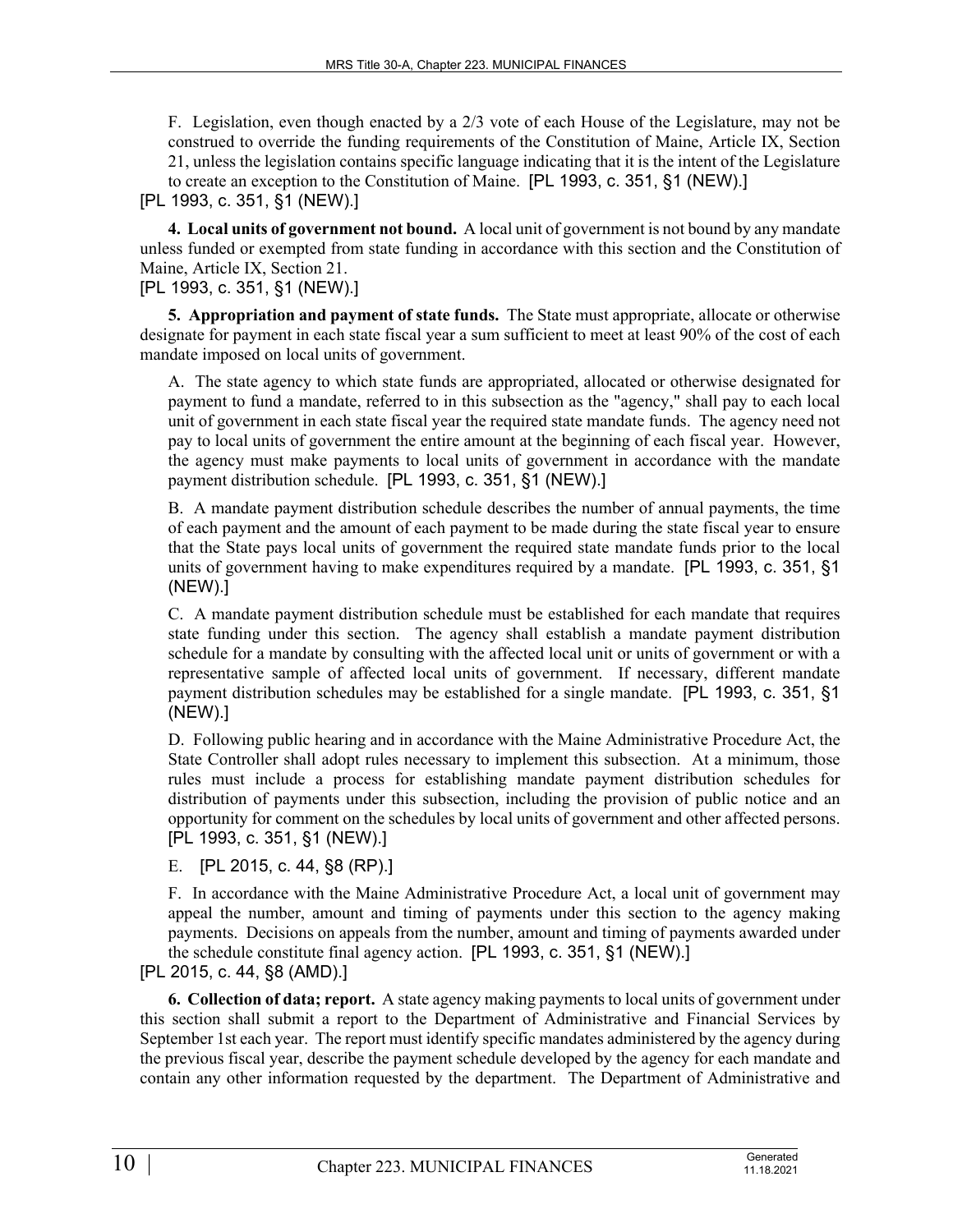F. Legislation, even though enacted by a 2/3 vote of each House of the Legislature, may not be construed to override the funding requirements of the Constitution of Maine, Article IX, Section 21, unless the legislation contains specific language indicating that it is the intent of the Legislature to create an exception to the Constitution of Maine. [PL 1993, c. 351, §1 (NEW).]

[PL 1993, c. 351, §1 (NEW).]

**4. Local units of government not bound.** A local unit of government is not bound by any mandate unless funded or exempted from state funding in accordance with this section and the Constitution of Maine, Article IX, Section 21.

[PL 1993, c. 351, §1 (NEW).]

**5. Appropriation and payment of state funds.** The State must appropriate, allocate or otherwise designate for payment in each state fiscal year a sum sufficient to meet at least 90% of the cost of each mandate imposed on local units of government.

A. The state agency to which state funds are appropriated, allocated or otherwise designated for payment to fund a mandate, referred to in this subsection as the "agency," shall pay to each local unit of government in each state fiscal year the required state mandate funds. The agency need not pay to local units of government the entire amount at the beginning of each fiscal year. However, the agency must make payments to local units of government in accordance with the mandate payment distribution schedule. [PL 1993, c. 351, §1 (NEW).]

B. A mandate payment distribution schedule describes the number of annual payments, the time of each payment and the amount of each payment to be made during the state fiscal year to ensure that the State pays local units of government the required state mandate funds prior to the local units of government having to make expenditures required by a mandate. [PL 1993, c. 351, §1 (NEW).]

C. A mandate payment distribution schedule must be established for each mandate that requires state funding under this section. The agency shall establish a mandate payment distribution schedule for a mandate by consulting with the affected local unit or units of government or with a representative sample of affected local units of government. If necessary, different mandate payment distribution schedules may be established for a single mandate. [PL 1993, c. 351, §1 (NEW).]

D. Following public hearing and in accordance with the Maine Administrative Procedure Act, the State Controller shall adopt rules necessary to implement this subsection. At a minimum, those rules must include a process for establishing mandate payment distribution schedules for distribution of payments under this subsection, including the provision of public notice and an opportunity for comment on the schedules by local units of government and other affected persons. [PL 1993, c. 351, §1 (NEW).]

E. [PL 2015, c. 44, §8 (RP).]

F. In accordance with the Maine Administrative Procedure Act, a local unit of government may appeal the number, amount and timing of payments under this section to the agency making payments. Decisions on appeals from the number, amount and timing of payments awarded under the schedule constitute final agency action. [PL 1993, c. 351, §1 (NEW).]

[PL 2015, c. 44, §8 (AMD).]

**6. Collection of data; report.** A state agency making payments to local units of government under this section shall submit a report to the Department of Administrative and Financial Services by September 1st each year. The report must identify specific mandates administered by the agency during the previous fiscal year, describe the payment schedule developed by the agency for each mandate and contain any other information requested by the department. The Department of Administrative and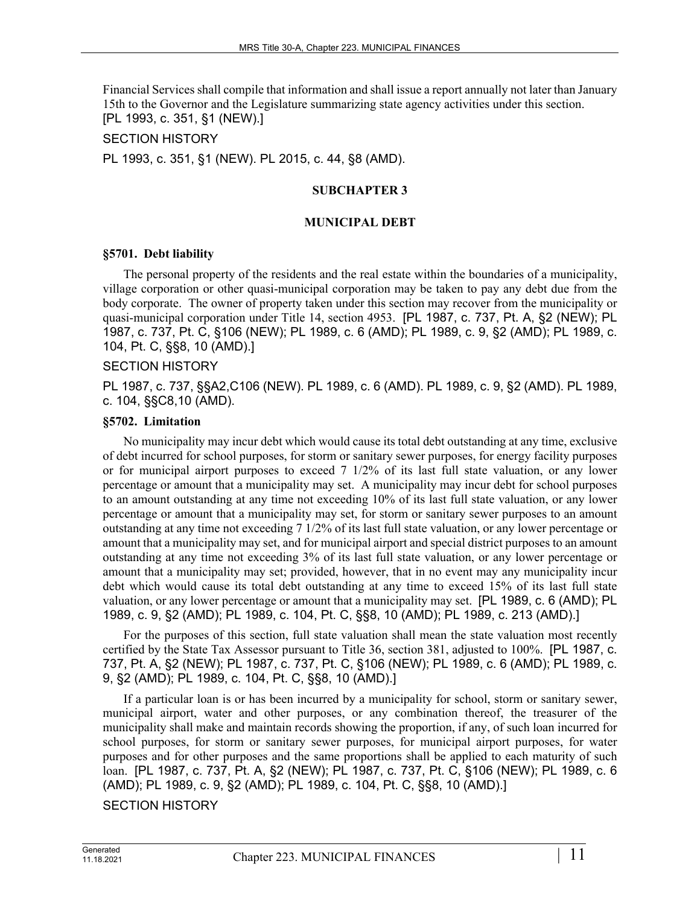Financial Services shall compile that information and shall issue a report annually not later than January 15th to the Governor and the Legislature summarizing state agency activities under this section.
[PL 1993, c. 351, §1 (NEW).]

SECTION HISTORY

PL 1993, c. 351, §1 (NEW). PL 2015, c. 44, §8 (AMD).

## SUBCHAPTER 3

## MUNICIPAL DEBT

### §5701. Debt liability

The personal property of the residents and the real estate within the boundaries of a municipality, village corporation or other quasi-municipal corporation may be taken to pay any debt due from the body corporate. The owner of property taken under this section may recover from the municipality or quasi-municipal corporation under Title 14, section 4953. [PL 1987, c. 737, Pt. A, §2 (NEW); PL 1987, c. 737, Pt. C, §106 (NEW); PL 1989, c. 6 (AMD); PL 1989, c. 9, §2 (AMD); PL 1989, c. 104, Pt. C, §§8, 10 (AMD).]

SECTION HISTORY

PL 1987, c. 737, §§A2,C106 (NEW). PL 1989, c. 6 (AMD). PL 1989, c. 9, §2 (AMD). PL 1989, c. 104, §§C8,10 (AMD).

### §5702. Limitation

No municipality may incur debt which would cause its total debt outstanding at any time, exclusive of debt incurred for school purposes, for storm or sanitary sewer purposes, for energy facility purposes or for municipal airport purposes to exceed 7 1/2% of its last full state valuation, or any lower percentage or amount that a municipality may set. A municipality may incur debt for school purposes to an amount outstanding at any time not exceeding 10% of its last full state valuation, or any lower percentage or amount that a municipality may set, for storm or sanitary sewer purposes to an amount outstanding at any time not exceeding 7 1/2% of its last full state valuation, or any lower percentage or amount that a municipality may set, and for municipal airport and special district purposes to an amount outstanding at any time not exceeding 3% of its last full state valuation, or any lower percentage or amount that a municipality may set; provided, however, that in no event may any municipality incur debt which would cause its total debt outstanding at any time to exceed 15% of its last full state valuation, or any lower percentage or amount that a municipality may set. [PL 1989, c. 6 (AMD); PL 1989, c. 9, §2 (AMD); PL 1989, c. 104, Pt. C, §§8, 10 (AMD); PL 1989, c. 213 (AMD).]

For the purposes of this section, full state valuation shall mean the state valuation most recently certified by the State Tax Assessor pursuant to Title 36, section 381, adjusted to 100%. [PL 1987, c. 737, Pt. A, §2 (NEW); PL 1987, c. 737, Pt. C, §106 (NEW); PL 1989, c. 6 (AMD); PL 1989, c. 9, §2 (AMD); PL 1989, c. 104, Pt. C, §§8, 10 (AMD).]

If a particular loan is or has been incurred by a municipality for school, storm or sanitary sewer, municipal airport, water and other purposes, or any combination thereof, the treasurer of the municipality shall make and maintain records showing the proportion, if any, of such loan incurred for school purposes, for storm or sanitary sewer purposes, for municipal airport purposes, for water purposes and for other purposes and the same proportions shall be applied to each maturity of such loan. [PL 1987, c. 737, Pt. A, §2 (NEW); PL 1987, c. 737, Pt. C, §106 (NEW); PL 1989, c. 6 (AMD); PL 1989, c. 9, §2 (AMD); PL 1989, c. 104, Pt. C, §§8, 10 (AMD).]

SECTION HISTORY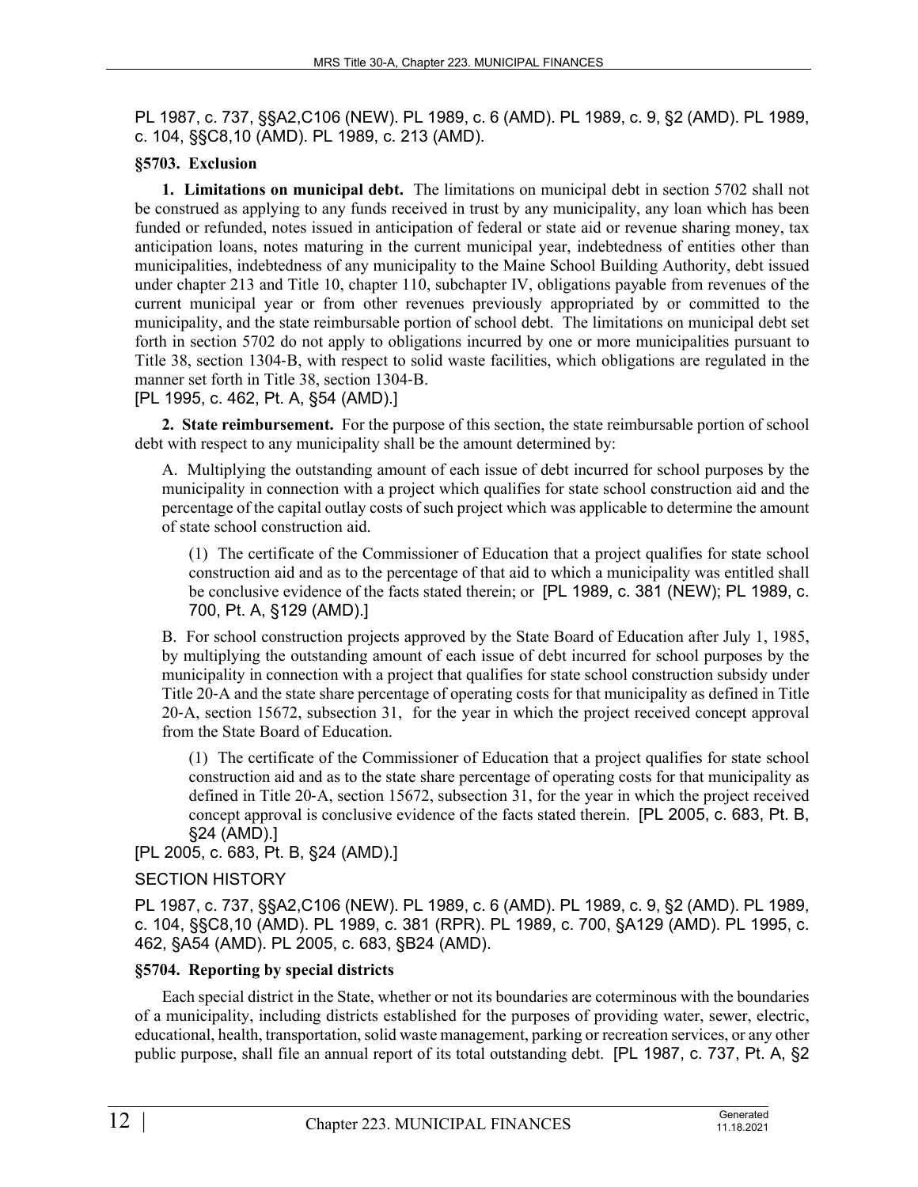PL 1987, c. 737, §§A2,C106 (NEW). PL 1989, c. 6 (AMD). PL 1989, c. 9, §2 (AMD). PL 1989, c. 104, §§C8,10 (AMD). PL 1989, c. 213 (AMD).

**§5703. Exclusion**

**1. Limitations on municipal debt.** The limitations on municipal debt in section 5702 shall not be construed as applying to any funds received in trust by any municipality, any loan which has been funded or refunded, notes issued in anticipation of federal or state aid or revenue sharing money, tax anticipation loans, notes maturing in the current municipal year, indebtedness of entities other than municipalities, indebtedness of any municipality to the Maine School Building Authority, debt issued under chapter 213 and Title 10, chapter 110, subchapter IV, obligations payable from revenues of the current municipal year or from other revenues previously appropriated by or committed to the municipality, and the state reimbursable portion of school debt. The limitations on municipal debt set forth in section 5702 do not apply to obligations incurred by one or more municipalities pursuant to Title 38, section 1304-B, with respect to solid waste facilities, which obligations are regulated in the manner set forth in Title 38, section 1304-B.
[PL 1995, c. 462, Pt. A, §54 (AMD).]

**2. State reimbursement.** For the purpose of this section, the state reimbursable portion of school debt with respect to any municipality shall be the amount determined by:

A. Multiplying the outstanding amount of each issue of debt incurred for school purposes by the municipality in connection with a project which qualifies for state school construction aid and the percentage of the capital outlay costs of such project which was applicable to determine the amount of state school construction aid.

(1) The certificate of the Commissioner of Education that a project qualifies for state school construction aid and as to the percentage of that aid to which a municipality was entitled shall be conclusive evidence of the facts stated therein; or [PL 1989, c. 381 (NEW); PL 1989, c. 700, Pt. A, §129 (AMD).]

B. For school construction projects approved by the State Board of Education after July 1, 1985, by multiplying the outstanding amount of each issue of debt incurred for school purposes by the municipality in connection with a project that qualifies for state school construction subsidy under Title 20-A and the state share percentage of operating costs for that municipality as defined in Title 20-A, section 15672, subsection 31, for the year in which the project received concept approval from the State Board of Education.

(1) The certificate of the Commissioner of Education that a project qualifies for state school construction aid and as to the state share percentage of operating costs for that municipality as defined in Title 20-A, section 15672, subsection 31, for the year in which the project received concept approval is conclusive evidence of the facts stated therein. [PL 2005, c. 683, Pt. B, §24 (AMD).]

[PL 2005, c. 683, Pt. B, §24 (AMD).]

SECTION HISTORY

PL 1987, c. 737, §§A2,C106 (NEW). PL 1989, c. 6 (AMD). PL 1989, c. 9, §2 (AMD). PL 1989, c. 104, §§C8,10 (AMD). PL 1989, c. 381 (RPR). PL 1989, c. 700, §A129 (AMD). PL 1995, c. 462, §A54 (AMD). PL 2005, c. 683, §B24 (AMD).

**§5704. Reporting by special districts**

Each special district in the State, whether or not its boundaries are coterminous with the boundaries of a municipality, including districts established for the purposes of providing water, sewer, electric, educational, health, transportation, solid waste management, parking or recreation services, or any other public purpose, shall file an annual report of its total outstanding debt. [PL 1987, c. 737, Pt. A, §2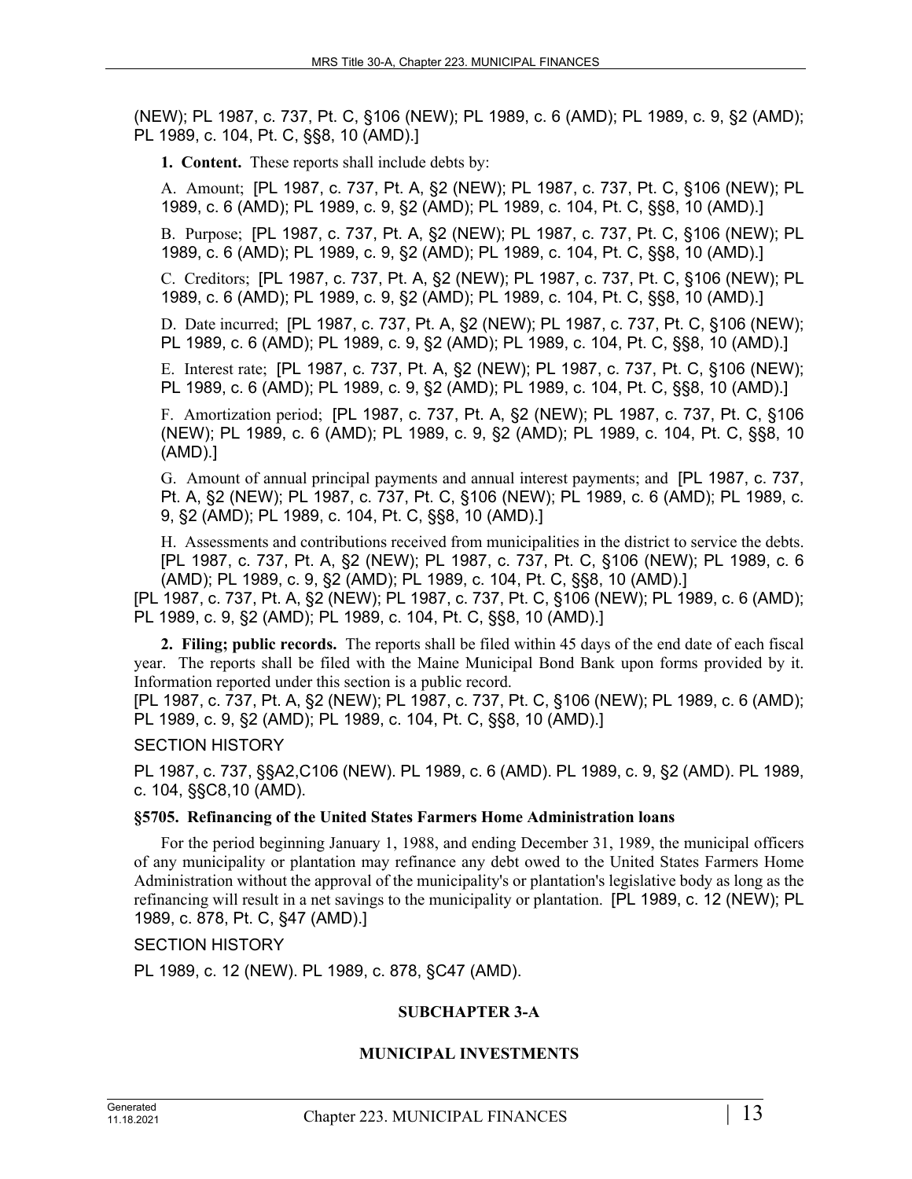(NEW); PL 1987, c. 737, Pt. C, §106 (NEW); PL 1989, c. 6 (AMD); PL 1989, c. 9, §2 (AMD); PL 1989, c. 104, Pt. C, §§8, 10 (AMD).]

**1. Content.** These reports shall include debts by:

A. Amount; [PL 1987, c. 737, Pt. A, §2 (NEW); PL 1987, c. 737, Pt. C, §106 (NEW); PL 1989, c. 6 (AMD); PL 1989, c. 9, §2 (AMD); PL 1989, c. 104, Pt. C, §§8, 10 (AMD).]

B. Purpose; [PL 1987, c. 737, Pt. A, §2 (NEW); PL 1987, c. 737, Pt. C, §106 (NEW); PL 1989, c. 6 (AMD); PL 1989, c. 9, §2 (AMD); PL 1989, c. 104, Pt. C, §§8, 10 (AMD).]

C. Creditors; [PL 1987, c. 737, Pt. A, §2 (NEW); PL 1987, c. 737, Pt. C, §106 (NEW); PL 1989, c. 6 (AMD); PL 1989, c. 9, §2 (AMD); PL 1989, c. 104, Pt. C, §§8, 10 (AMD).]

D. Date incurred; [PL 1987, c. 737, Pt. A, §2 (NEW); PL 1987, c. 737, Pt. C, §106 (NEW); PL 1989, c. 6 (AMD); PL 1989, c. 9, §2 (AMD); PL 1989, c. 104, Pt. C, §§8, 10 (AMD).]

E. Interest rate; [PL 1987, c. 737, Pt. A, §2 (NEW); PL 1987, c. 737, Pt. C, §106 (NEW); PL 1989, c. 6 (AMD); PL 1989, c. 9, §2 (AMD); PL 1989, c. 104, Pt. C, §§8, 10 (AMD).]

F. Amortization period; [PL 1987, c. 737, Pt. A, §2 (NEW); PL 1987, c. 737, Pt. C, §106 (NEW); PL 1989, c. 6 (AMD); PL 1989, c. 9, §2 (AMD); PL 1989, c. 104, Pt. C, §§8, 10 (AMD).]

G. Amount of annual principal payments and annual interest payments; and [PL 1987, c. 737, Pt. A, §2 (NEW); PL 1987, c. 737, Pt. C, §106 (NEW); PL 1989, c. 6 (AMD); PL 1989, c. 9, §2 (AMD); PL 1989, c. 104, Pt. C, §§8, 10 (AMD).]

H. Assessments and contributions received from municipalities in the district to service the debts. [PL 1987, c. 737, Pt. A, §2 (NEW); PL 1987, c. 737, Pt. C, §106 (NEW); PL 1989, c. 6 (AMD); PL 1989, c. 9, §2 (AMD); PL 1989, c. 104, Pt. C, §§8, 10 (AMD).]

[PL 1987, c. 737, Pt. A, §2 (NEW); PL 1987, c. 737, Pt. C, §106 (NEW); PL 1989, c. 6 (AMD); PL 1989, c. 9, §2 (AMD); PL 1989, c. 104, Pt. C, §§8, 10 (AMD).]

**2. Filing; public records.** The reports shall be filed within 45 days of the end date of each fiscal year. The reports shall be filed with the Maine Municipal Bond Bank upon forms provided by it. Information reported under this section is a public record.

[PL 1987, c. 737, Pt. A, §2 (NEW); PL 1987, c. 737, Pt. C, §106 (NEW); PL 1989, c. 6 (AMD); PL 1989, c. 9, §2 (AMD); PL 1989, c. 104, Pt. C, §§8, 10 (AMD).]

SECTION HISTORY

PL 1987, c. 737, §§A2,C106 (NEW). PL 1989, c. 6 (AMD). PL 1989, c. 9, §2 (AMD). PL 1989, c. 104, §§C8,10 (AMD).

### §5705. Refinancing of the United States Farmers Home Administration loans

For the period beginning January 1, 1988, and ending December 31, 1989, the municipal officers of any municipality or plantation may refinance any debt owed to the United States Farmers Home Administration without the approval of the municipality's or plantation's legislative body as long as the refinancing will result in a net savings to the municipality or plantation. [PL 1989, c. 12 (NEW); PL 1989, c. 878, Pt. C, §47 (AMD).]

SECTION HISTORY

PL 1989, c. 12 (NEW). PL 1989, c. 878, §C47 (AMD).

## SUBCHAPTER 3-A

## MUNICIPAL INVESTMENTS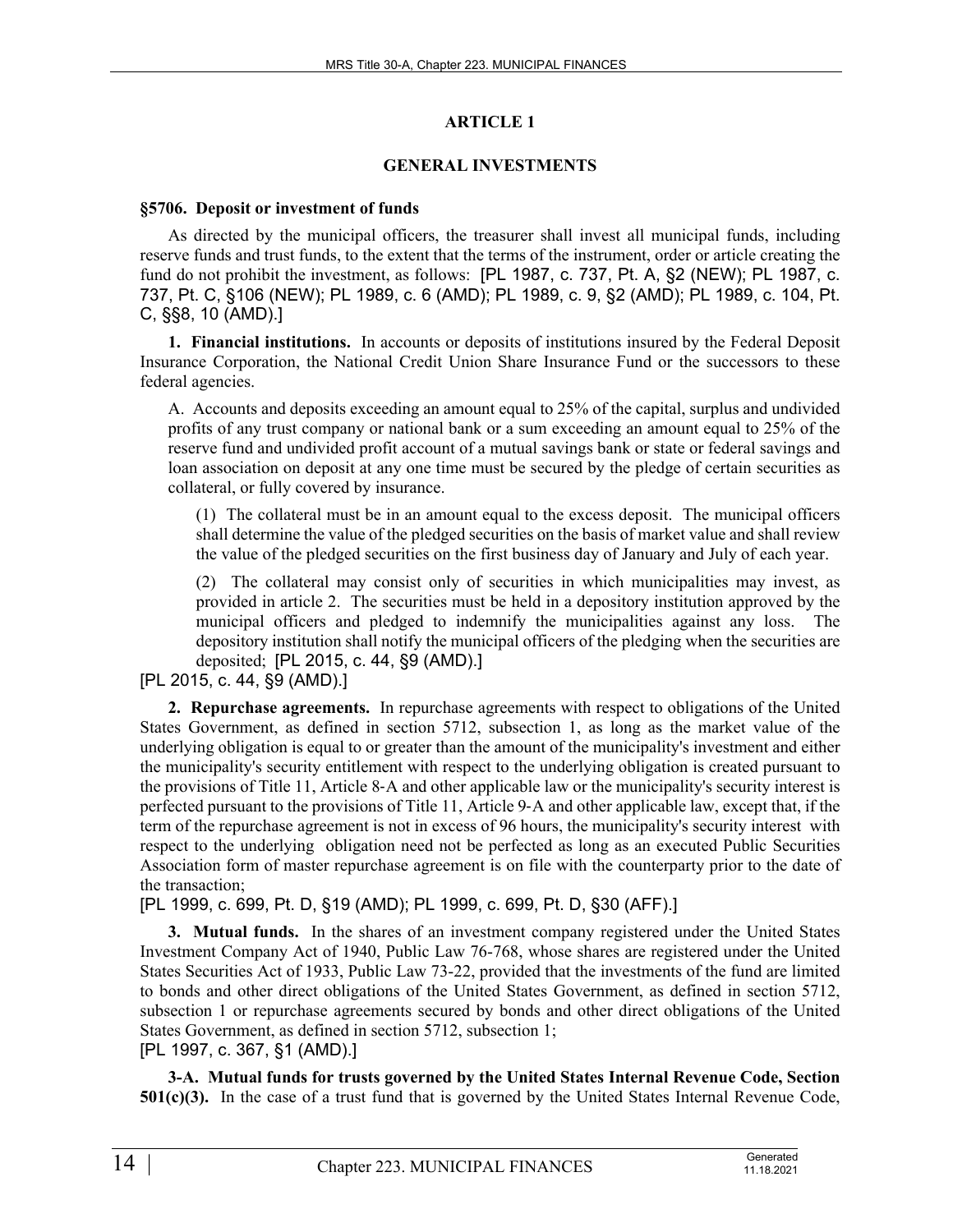## ARTICLE 1

## GENERAL INVESTMENTS

### §5706. Deposit or investment of funds

As directed by the municipal officers, the treasurer shall invest all municipal funds, including reserve funds and trust funds, to the extent that the terms of the instrument, order or article creating the fund do not prohibit the investment, as follows: [PL 1987, c. 737, Pt. A, §2 (NEW); PL 1987, c. 737, Pt. C, §106 (NEW); PL 1989, c. 6 (AMD); PL 1989, c. 9, §2 (AMD); PL 1989, c. 104, Pt. C, §§8, 10 (AMD).]

**1. Financial institutions.** In accounts or deposits of institutions insured by the Federal Deposit Insurance Corporation, the National Credit Union Share Insurance Fund or the successors to these federal agencies.

A. Accounts and deposits exceeding an amount equal to 25% of the capital, surplus and undivided profits of any trust company or national bank or a sum exceeding an amount equal to 25% of the reserve fund and undivided profit account of a mutual savings bank or state or federal savings and loan association on deposit at any one time must be secured by the pledge of certain securities as collateral, or fully covered by insurance.

(1) The collateral must be in an amount equal to the excess deposit. The municipal officers shall determine the value of the pledged securities on the basis of market value and shall review the value of the pledged securities on the first business day of January and July of each year.

(2) The collateral may consist only of securities in which municipalities may invest, as provided in article 2. The securities must be held in a depository institution approved by the municipal officers and pledged to indemnify the municipalities against any loss. The depository institution shall notify the municipal officers of the pledging when the securities are deposited; [PL 2015, c. 44, §9 (AMD).]

[PL 2015, c. 44, §9 (AMD).]

**2. Repurchase agreements.** In repurchase agreements with respect to obligations of the United States Government, as defined in section 5712, subsection 1, as long as the market value of the underlying obligation is equal to or greater than the amount of the municipality's investment and either the municipality's security entitlement with respect to the underlying obligation is created pursuant to the provisions of Title 11, Article 8-A and other applicable law or the municipality's security interest is perfected pursuant to the provisions of Title 11, Article 9-A and other applicable law, except that, if the term of the repurchase agreement is not in excess of 96 hours, the municipality's security interest with respect to the underlying obligation need not be perfected as long as an executed Public Securities Association form of master repurchase agreement is on file with the counterparty prior to the date of the transaction;

[PL 1999, c. 699, Pt. D, §19 (AMD); PL 1999, c. 699, Pt. D, §30 (AFF).]

**3. Mutual funds.** In the shares of an investment company registered under the United States Investment Company Act of 1940, Public Law 76-768, whose shares are registered under the United States Securities Act of 1933, Public Law 73-22, provided that the investments of the fund are limited to bonds and other direct obligations of the United States Government, as defined in section 5712, subsection 1 or repurchase agreements secured by bonds and other direct obligations of the United States Government, as defined in section 5712, subsection 1;

[PL 1997, c. 367, §1 (AMD).]

**3-A. Mutual funds for trusts governed by the United States Internal Revenue Code, Section 501(c)(3).** In the case of a trust fund that is governed by the United States Internal Revenue Code,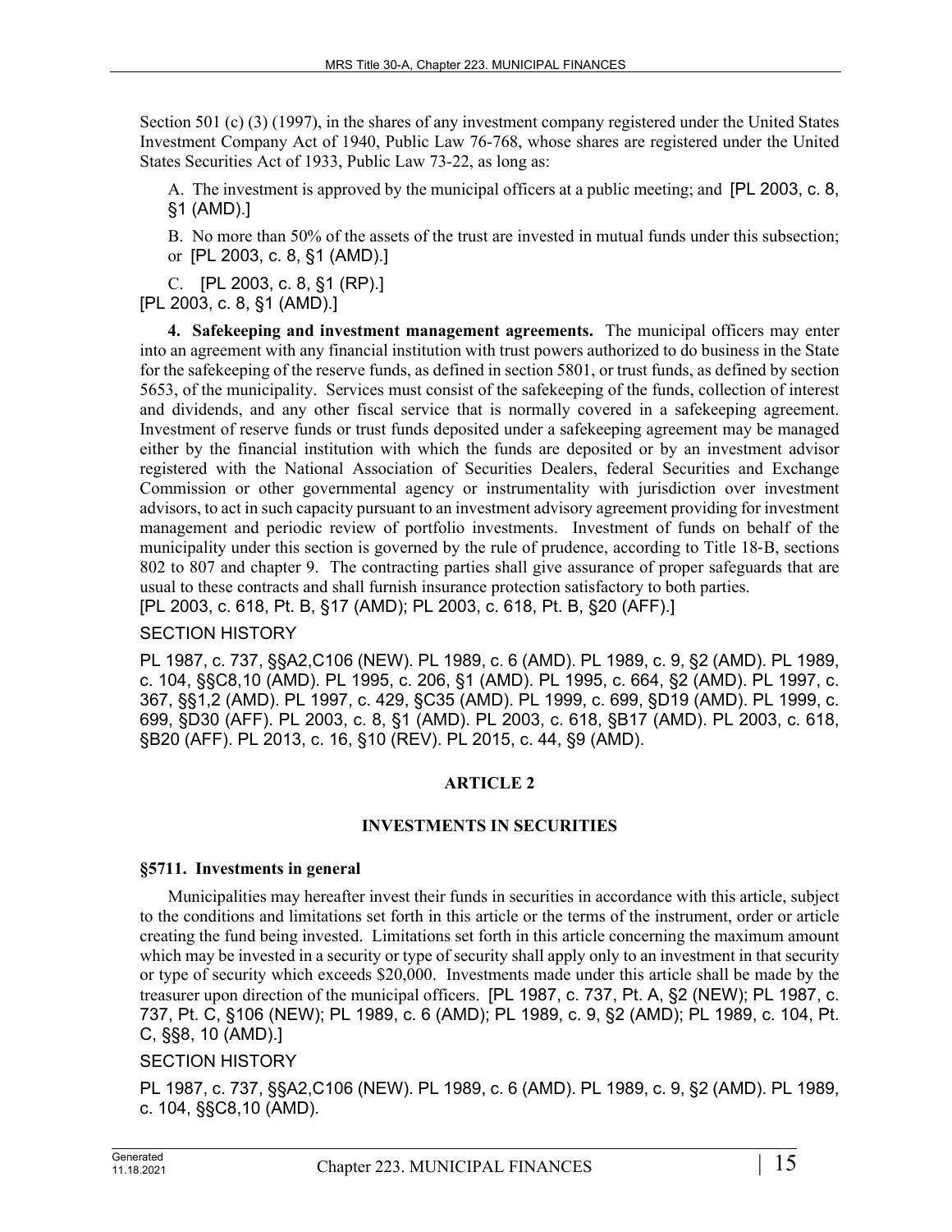Section 501 (c) (3) (1997), in the shares of any investment company registered under the United States Investment Company Act of 1940, Public Law 76-768, whose shares are registered under the United States Securities Act of 1933, Public Law 73-22, as long as:

A. The investment is approved by the municipal officers at a public meeting; and [PL 2003, c. 8, §1 (AMD).]

B. No more than 50% of the assets of the trust are invested in mutual funds under this subsection; or [PL 2003, c. 8, §1 (AMD).]

C. [PL 2003, c. 8, §1 (RP).]

[PL 2003, c. 8, §1 (AMD).]

**4. Safekeeping and investment management agreements.** The municipal officers may enter into an agreement with any financial institution with trust powers authorized to do business in the State for the safekeeping of the reserve funds, as defined in section 5801, or trust funds, as defined by section 5653, of the municipality. Services must consist of the safekeeping of the funds, collection of interest and dividends, and any other fiscal service that is normally covered in a safekeeping agreement. Investment of reserve funds or trust funds deposited under a safekeeping agreement may be managed either by the financial institution with which the funds are deposited or by an investment advisor registered with the National Association of Securities Dealers, federal Securities and Exchange Commission or other governmental agency or instrumentality with jurisdiction over investment advisors, to act in such capacity pursuant to an investment advisory agreement providing for investment management and periodic review of portfolio investments. Investment of funds on behalf of the municipality under this section is governed by the rule of prudence, according to Title 18-B, sections 802 to 807 and chapter 9. The contracting parties shall give assurance of proper safeguards that are usual to these contracts and shall furnish insurance protection satisfactory to both parties.
[PL 2003, c. 618, Pt. B, §17 (AMD); PL 2003, c. 618, Pt. B, §20 (AFF).]

SECTION HISTORY

PL 1987, c. 737, §§A2,C106 (NEW). PL 1989, c. 6 (AMD). PL 1989, c. 9, §2 (AMD). PL 1989, c. 104, §§C8,10 (AMD). PL 1995, c. 206, §1 (AMD). PL 1995, c. 664, §2 (AMD). PL 1997, c. 367, §§1,2 (AMD). PL 1997, c. 429, §C35 (AMD). PL 1999, c. 699, §D19 (AMD). PL 1999, c. 699, §D30 (AFF). PL 2003, c. 8, §1 (AMD). PL 2003, c. 618, §B17 (AMD). PL 2003, c. 618, §B20 (AFF). PL 2013, c. 16, §10 (REV). PL 2015, c. 44, §9 (AMD).

## ARTICLE 2

## INVESTMENTS IN SECURITIES

### §5711. Investments in general

Municipalities may hereafter invest their funds in securities in accordance with this article, subject to the conditions and limitations set forth in this article or the terms of the instrument, order or article creating the fund being invested. Limitations set forth in this article concerning the maximum amount which may be invested in a security or type of security shall apply only to an investment in that security or type of security which exceeds $20,000. Investments made under this article shall be made by the treasurer upon direction of the municipal officers. [PL 1987, c. 737, Pt. A, §2 (NEW); PL 1987, c. 737, Pt. C, §106 (NEW); PL 1989, c. 6 (AMD); PL 1989, c. 9, §2 (AMD); PL 1989, c. 104, Pt. C, §§8, 10 (AMD).]

SECTION HISTORY

PL 1987, c. 737, §§A2,C106 (NEW). PL 1989, c. 6 (AMD). PL 1989, c. 9, §2 (AMD). PL 1989, c. 104, §§C8,10 (AMD).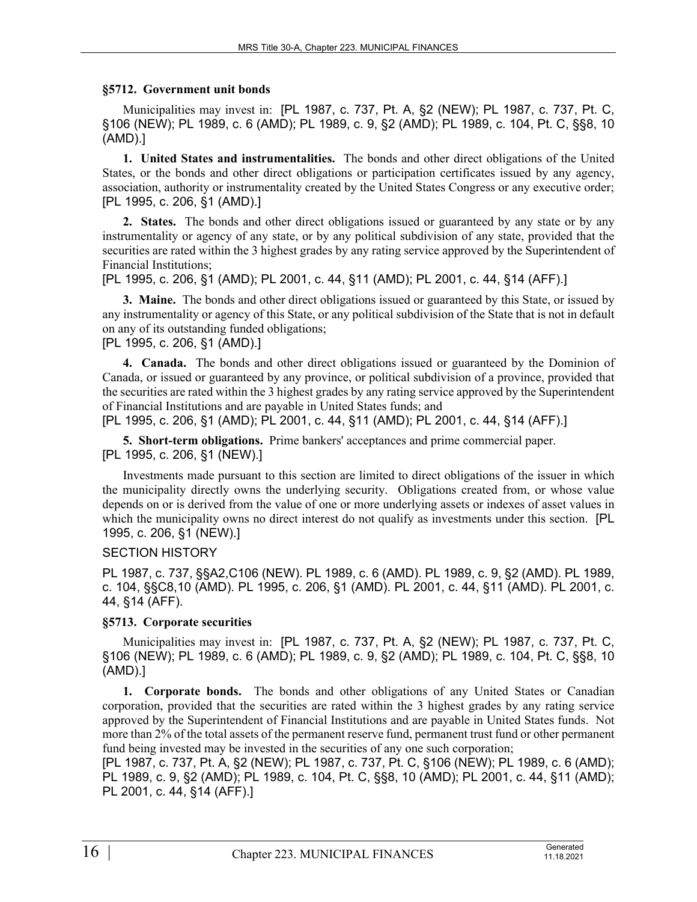### §5712. Government unit bonds

Municipalities may invest in: [PL 1987, c. 737, Pt. A, §2 (NEW); PL 1987, c. 737, Pt. C, §106 (NEW); PL 1989, c. 6 (AMD); PL 1989, c. 9, §2 (AMD); PL 1989, c. 104, Pt. C, §§8, 10 (AMD).]

**1. United States and instrumentalities.** The bonds and other direct obligations of the United States, or the bonds and other direct obligations or participation certificates issued by any agency, association, authority or instrumentality created by the United States Congress or any executive order; [PL 1995, c. 206, §1 (AMD).]

**2. States.** The bonds and other direct obligations issued or guaranteed by any state or by any instrumentality or agency of any state, or by any political subdivision of any state, provided that the securities are rated within the 3 highest grades by any rating service approved by the Superintendent of Financial Institutions;
[PL 1995, c. 206, §1 (AMD); PL 2001, c. 44, §11 (AMD); PL 2001, c. 44, §14 (AFF).]

**3. Maine.** The bonds and other direct obligations issued or guaranteed by this State, or issued by any instrumentality or agency of this State, or any political subdivision of the State that is not in default on any of its outstanding funded obligations;
[PL 1995, c. 206, §1 (AMD).]

**4. Canada.** The bonds and other direct obligations issued or guaranteed by the Dominion of Canada, or issued or guaranteed by any province, or political subdivision of a province, provided that the securities are rated within the 3 highest grades by any rating service approved by the Superintendent of Financial Institutions and are payable in United States funds; and
[PL 1995, c. 206, §1 (AMD); PL 2001, c. 44, §11 (AMD); PL 2001, c. 44, §14 (AFF).]

**5. Short-term obligations.** Prime bankers' acceptances and prime commercial paper.
[PL 1995, c. 206, §1 (NEW).]

Investments made pursuant to this section are limited to direct obligations of the issuer in which the municipality directly owns the underlying security. Obligations created from, or whose value depends on or is derived from the value of one or more underlying assets or indexes of asset values in which the municipality owns no direct interest do not qualify as investments under this section. [PL 1995, c. 206, §1 (NEW).]

SECTION HISTORY

PL 1987, c. 737, §§A2,C106 (NEW). PL 1989, c. 6 (AMD). PL 1989, c. 9, §2 (AMD). PL 1989, c. 104, §§C8,10 (AMD). PL 1995, c. 206, §1 (AMD). PL 2001, c. 44, §11 (AMD). PL 2001, c. 44, §14 (AFF).

### §5713. Corporate securities

Municipalities may invest in: [PL 1987, c. 737, Pt. A, §2 (NEW); PL 1987, c. 737, Pt. C, §106 (NEW); PL 1989, c. 6 (AMD); PL 1989, c. 9, §2 (AMD); PL 1989, c. 104, Pt. C, §§8, 10 (AMD).]

**1. Corporate bonds.** The bonds and other obligations of any United States or Canadian corporation, provided that the securities are rated within the 3 highest grades by any rating service approved by the Superintendent of Financial Institutions and are payable in United States funds. Not more than 2% of the total assets of the permanent reserve fund, permanent trust fund or other permanent fund being invested may be invested in the securities of any one such corporation;
[PL 1987, c. 737, Pt. A, §2 (NEW); PL 1987, c. 737, Pt. C, §106 (NEW); PL 1989, c. 6 (AMD); PL 1989, c. 9, §2 (AMD); PL 1989, c. 104, Pt. C, §§8, 10 (AMD); PL 2001, c. 44, §11 (AMD); PL 2001, c. 44, §14 (AFF).]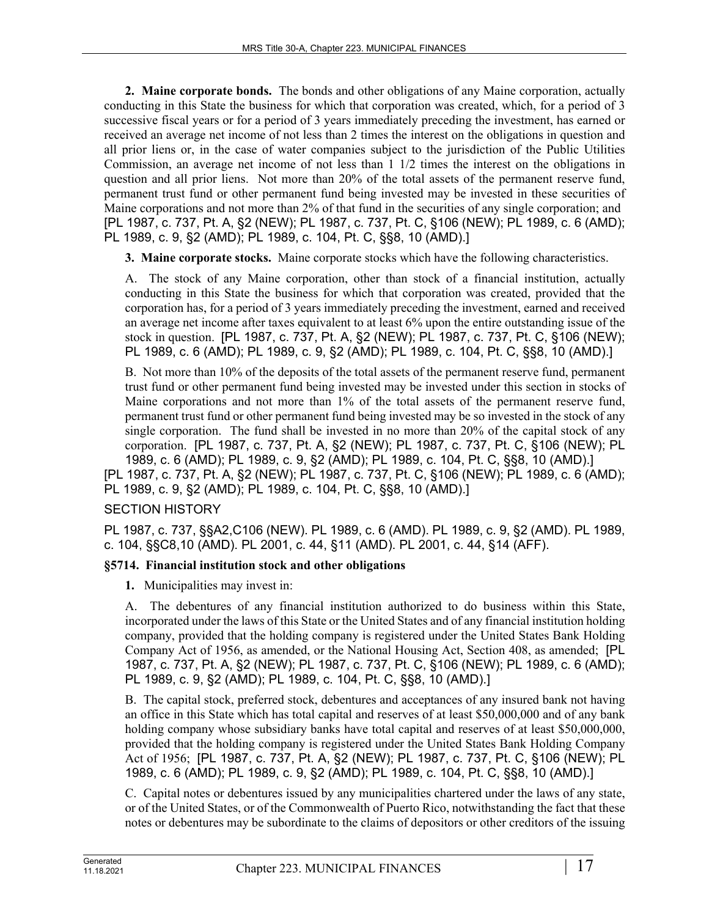**2. Maine corporate bonds.** The bonds and other obligations of any Maine corporation, actually conducting in this State the business for which that corporation was created, which, for a period of 3 successive fiscal years or for a period of 3 years immediately preceding the investment, has earned or received an average net income of not less than 2 times the interest on the obligations in question and all prior liens or, in the case of water companies subject to the jurisdiction of the Public Utilities Commission, an average net income of not less than 1 1/2 times the interest on the obligations in question and all prior liens. Not more than 20% of the total assets of the permanent reserve fund, permanent trust fund or other permanent fund being invested may be invested in these securities of Maine corporations and not more than 2% of that fund in the securities of any single corporation; and [PL 1987, c. 737, Pt. A, §2 (NEW); PL 1987, c. 737, Pt. C, §106 (NEW); PL 1989, c. 6 (AMD); PL 1989, c. 9, §2 (AMD); PL 1989, c. 104, Pt. C, §§8, 10 (AMD).]

**3. Maine corporate stocks.** Maine corporate stocks which have the following characteristics.

A. The stock of any Maine corporation, other than stock of a financial institution, actually conducting in this State the business for which that corporation was created, provided that the corporation has, for a period of 3 years immediately preceding the investment, earned and received an average net income after taxes equivalent to at least 6% upon the entire outstanding issue of the stock in question. [PL 1987, c. 737, Pt. A, §2 (NEW); PL 1987, c. 737, Pt. C, §106 (NEW); PL 1989, c. 6 (AMD); PL 1989, c. 9, §2 (AMD); PL 1989, c. 104, Pt. C, §§8, 10 (AMD).]

B. Not more than 10% of the deposits of the total assets of the permanent reserve fund, permanent trust fund or other permanent fund being invested may be invested under this section in stocks of Maine corporations and not more than 1% of the total assets of the permanent reserve fund, permanent trust fund or other permanent fund being invested may be so invested in the stock of any single corporation. The fund shall be invested in no more than 20% of the capital stock of any corporation. [PL 1987, c. 737, Pt. A, §2 (NEW); PL 1987, c. 737, Pt. C, §106 (NEW); PL 1989, c. 6 (AMD); PL 1989, c. 9, §2 (AMD); PL 1989, c. 104, Pt. C, §§8, 10 (AMD).]

[PL 1987, c. 737, Pt. A, §2 (NEW); PL 1987, c. 737, Pt. C, §106 (NEW); PL 1989, c. 6 (AMD); PL 1989, c. 9, §2 (AMD); PL 1989, c. 104, Pt. C, §§8, 10 (AMD).]

SECTION HISTORY

PL 1987, c. 737, §§A2,C106 (NEW). PL 1989, c. 6 (AMD). PL 1989, c. 9, §2 (AMD). PL 1989, c. 104, §§C8,10 (AMD). PL 2001, c. 44, §11 (AMD). PL 2001, c. 44, §14 (AFF).

### §5714. Financial institution stock and other obligations

**1.** Municipalities may invest in:

A. The debentures of any financial institution authorized to do business within this State, incorporated under the laws of this State or the United States and of any financial institution holding company, provided that the holding company is registered under the United States Bank Holding Company Act of 1956, as amended, or the National Housing Act, Section 408, as amended; [PL 1987, c. 737, Pt. A, §2 (NEW); PL 1987, c. 737, Pt. C, §106 (NEW); PL 1989, c. 6 (AMD); PL 1989, c. 9, §2 (AMD); PL 1989, c. 104, Pt. C, §§8, 10 (AMD).]

B. The capital stock, preferred stock, debentures and acceptances of any insured bank not having an office in this State which has total capital and reserves of at least $50,000,000 and of any bank holding company whose subsidiary banks have total capital and reserves of at least $50,000,000, provided that the holding company is registered under the United States Bank Holding Company Act of 1956; [PL 1987, c. 737, Pt. A, §2 (NEW); PL 1987, c. 737, Pt. C, §106 (NEW); PL 1989, c. 6 (AMD); PL 1989, c. 9, §2 (AMD); PL 1989, c. 104, Pt. C, §§8, 10 (AMD).]

C. Capital notes or debentures issued by any municipalities chartered under the laws of any state, or of the United States, or of the Commonwealth of Puerto Rico, notwithstanding the fact that these notes or debentures may be subordinate to the claims of depositors or other creditors of the issuing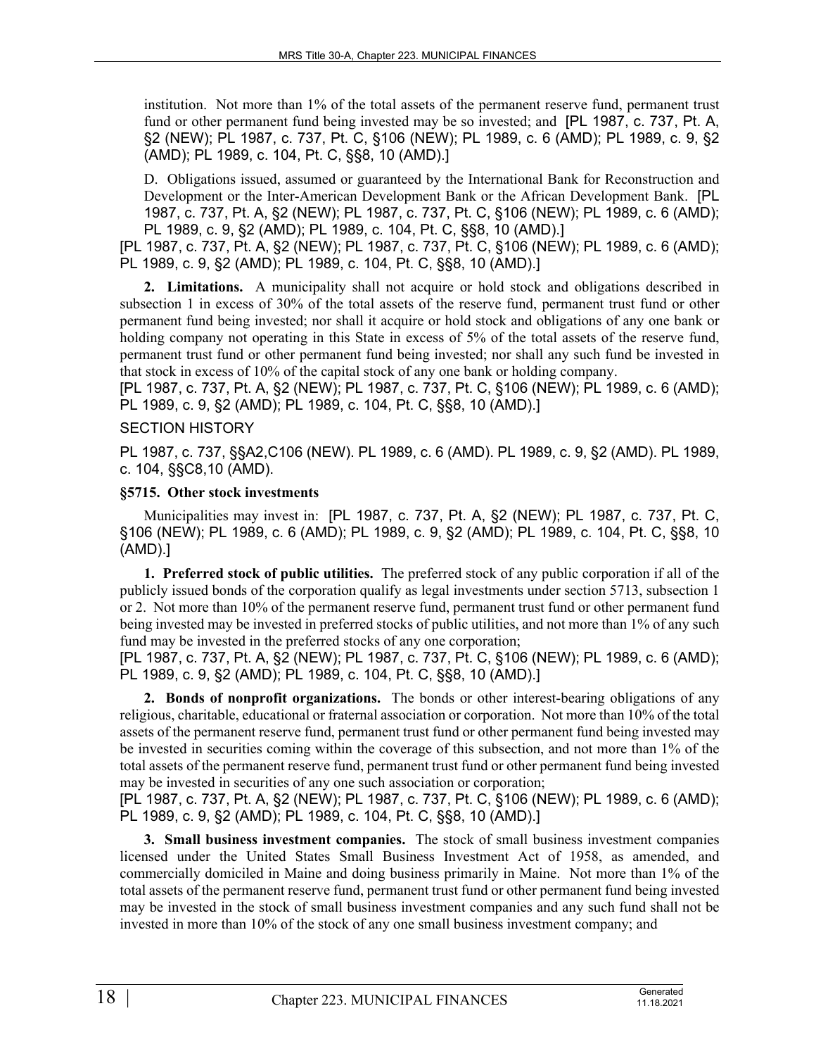institution. Not more than 1% of the total assets of the permanent reserve fund, permanent trust fund or other permanent fund being invested may be so invested; and [PL 1987, c. 737, Pt. A, §2 (NEW); PL 1987, c. 737, Pt. C, §106 (NEW); PL 1989, c. 6 (AMD); PL 1989, c. 9, §2 (AMD); PL 1989, c. 104, Pt. C, §§8, 10 (AMD).]

D. Obligations issued, assumed or guaranteed by the International Bank for Reconstruction and Development or the Inter-American Development Bank or the African Development Bank. [PL 1987, c. 737, Pt. A, §2 (NEW); PL 1987, c. 737, Pt. C, §106 (NEW); PL 1989, c. 6 (AMD); PL 1989, c. 9, §2 (AMD); PL 1989, c. 104, Pt. C, §§8, 10 (AMD).]

[PL 1987, c. 737, Pt. A, §2 (NEW); PL 1987, c. 737, Pt. C, §106 (NEW); PL 1989, c. 6 (AMD); PL 1989, c. 9, §2 (AMD); PL 1989, c. 104, Pt. C, §§8, 10 (AMD).]

**2. Limitations.** A municipality shall not acquire or hold stock and obligations described in subsection 1 in excess of 30% of the total assets of the reserve fund, permanent trust fund or other permanent fund being invested; nor shall it acquire or hold stock and obligations of any one bank or holding company not operating in this State in excess of 5% of the total assets of the reserve fund, permanent trust fund or other permanent fund being invested; nor shall any such fund be invested in that stock in excess of 10% of the capital stock of any one bank or holding company.

[PL 1987, c. 737, Pt. A, §2 (NEW); PL 1987, c. 737, Pt. C, §106 (NEW); PL 1989, c. 6 (AMD); PL 1989, c. 9, §2 (AMD); PL 1989, c. 104, Pt. C, §§8, 10 (AMD).]

SECTION HISTORY

PL 1987, c. 737, §§A2,C106 (NEW). PL 1989, c. 6 (AMD). PL 1989, c. 9, §2 (AMD). PL 1989, c. 104, §§C8,10 (AMD).

### §5715. Other stock investments

Municipalities may invest in: [PL 1987, c. 737, Pt. A, §2 (NEW); PL 1987, c. 737, Pt. C, §106 (NEW); PL 1989, c. 6 (AMD); PL 1989, c. 9, §2 (AMD); PL 1989, c. 104, Pt. C, §§8, 10 (AMD).]

**1. Preferred stock of public utilities.** The preferred stock of any public corporation if all of the publicly issued bonds of the corporation qualify as legal investments under section 5713, subsection 1 or 2. Not more than 10% of the permanent reserve fund, permanent trust fund or other permanent fund being invested may be invested in preferred stocks of public utilities, and not more than 1% of any such fund may be invested in the preferred stocks of any one corporation;

[PL 1987, c. 737, Pt. A, §2 (NEW); PL 1987, c. 737, Pt. C, §106 (NEW); PL 1989, c. 6 (AMD); PL 1989, c. 9, §2 (AMD); PL 1989, c. 104, Pt. C, §§8, 10 (AMD).]

**2. Bonds of nonprofit organizations.** The bonds or other interest-bearing obligations of any religious, charitable, educational or fraternal association or corporation. Not more than 10% of the total assets of the permanent reserve fund, permanent trust fund or other permanent fund being invested may be invested in securities coming within the coverage of this subsection, and not more than 1% of the total assets of the permanent reserve fund, permanent trust fund or other permanent fund being invested may be invested in securities of any one such association or corporation;

[PL 1987, c. 737, Pt. A, §2 (NEW); PL 1987, c. 737, Pt. C, §106 (NEW); PL 1989, c. 6 (AMD); PL 1989, c. 9, §2 (AMD); PL 1989, c. 104, Pt. C, §§8, 10 (AMD).]

**3. Small business investment companies.** The stock of small business investment companies licensed under the United States Small Business Investment Act of 1958, as amended, and commercially domiciled in Maine and doing business primarily in Maine. Not more than 1% of the total assets of the permanent reserve fund, permanent trust fund or other permanent fund being invested may be invested in the stock of small business investment companies and any such fund shall not be invested in more than 10% of the stock of any one small business investment company; and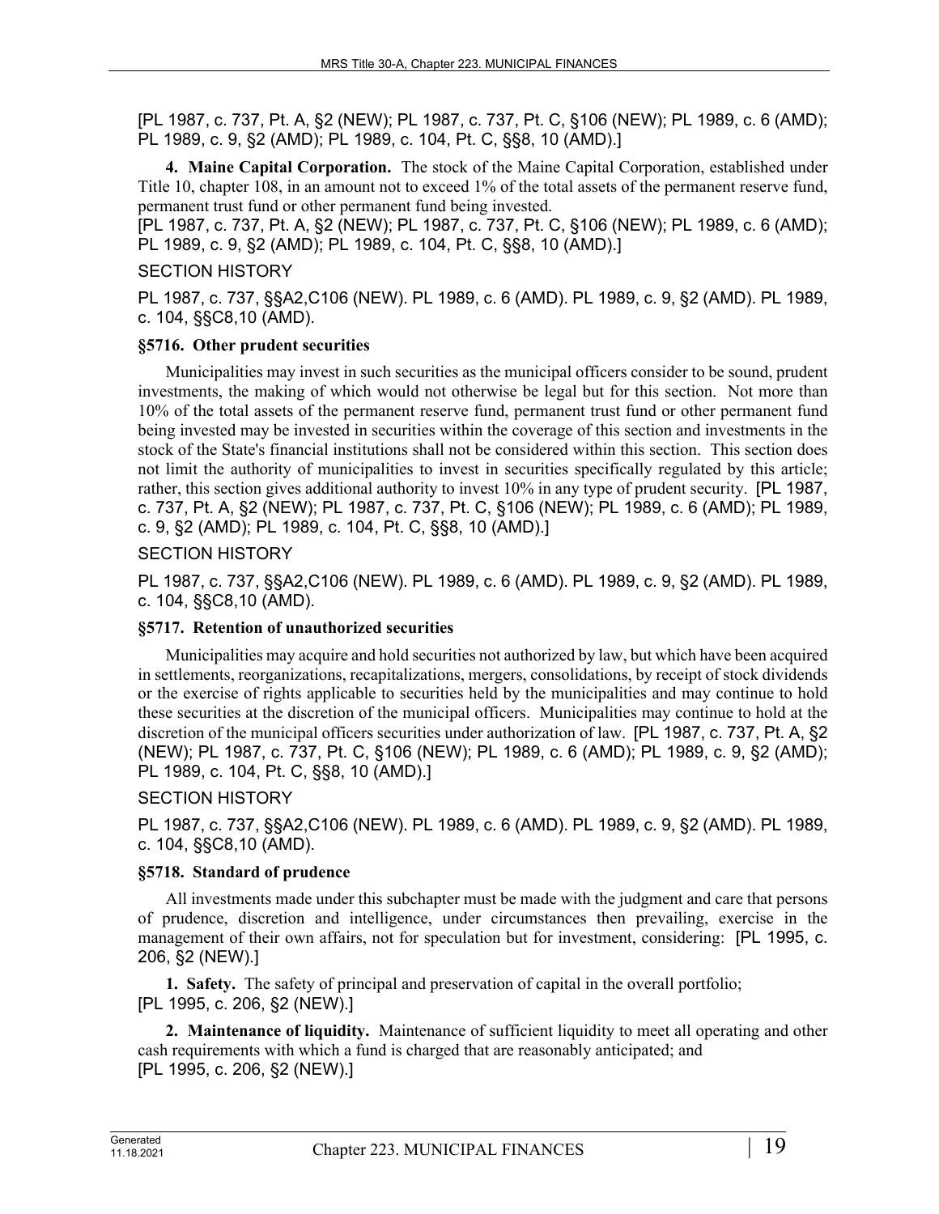[PL 1987, c. 737, Pt. A, §2 (NEW); PL 1987, c. 737, Pt. C, §106 (NEW); PL 1989, c. 6 (AMD); PL 1989, c. 9, §2 (AMD); PL 1989, c. 104, Pt. C, §§8, 10 (AMD).]

**4. Maine Capital Corporation.** The stock of the Maine Capital Corporation, established under Title 10, chapter 108, in an amount not to exceed 1% of the total assets of the permanent reserve fund, permanent trust fund or other permanent fund being invested.
[PL 1987, c. 737, Pt. A, §2 (NEW); PL 1987, c. 737, Pt. C, §106 (NEW); PL 1989, c. 6 (AMD); PL 1989, c. 9, §2 (AMD); PL 1989, c. 104, Pt. C, §§8, 10 (AMD).]

SECTION HISTORY

PL 1987, c. 737, §§A2,C106 (NEW). PL 1989, c. 6 (AMD). PL 1989, c. 9, §2 (AMD). PL 1989, c. 104, §§C8,10 (AMD).

### §5716. Other prudent securities

Municipalities may invest in such securities as the municipal officers consider to be sound, prudent investments, the making of which would not otherwise be legal but for this section. Not more than 10% of the total assets of the permanent reserve fund, permanent trust fund or other permanent fund being invested may be invested in securities within the coverage of this section and investments in the stock of the State's financial institutions shall not be considered within this section. This section does not limit the authority of municipalities to invest in securities specifically regulated by this article; rather, this section gives additional authority to invest 10% in any type of prudent security. [PL 1987, c. 737, Pt. A, §2 (NEW); PL 1987, c. 737, Pt. C, §106 (NEW); PL 1989, c. 6 (AMD); PL 1989, c. 9, §2 (AMD); PL 1989, c. 104, Pt. C, §§8, 10 (AMD).]

SECTION HISTORY

PL 1987, c. 737, §§A2,C106 (NEW). PL 1989, c. 6 (AMD). PL 1989, c. 9, §2 (AMD). PL 1989, c. 104, §§C8,10 (AMD).

### §5717. Retention of unauthorized securities

Municipalities may acquire and hold securities not authorized by law, but which have been acquired in settlements, reorganizations, recapitalizations, mergers, consolidations, by receipt of stock dividends or the exercise of rights applicable to securities held by the municipalities and may continue to hold these securities at the discretion of the municipal officers. Municipalities may continue to hold at the discretion of the municipal officers securities under authorization of law. [PL 1987, c. 737, Pt. A, §2 (NEW); PL 1987, c. 737, Pt. C, §106 (NEW); PL 1989, c. 6 (AMD); PL 1989, c. 9, §2 (AMD); PL 1989, c. 104, Pt. C, §§8, 10 (AMD).]

SECTION HISTORY

PL 1987, c. 737, §§A2,C106 (NEW). PL 1989, c. 6 (AMD). PL 1989, c. 9, §2 (AMD). PL 1989, c. 104, §§C8,10 (AMD).

### §5718. Standard of prudence

All investments made under this subchapter must be made with the judgment and care that persons of prudence, discretion and intelligence, under circumstances then prevailing, exercise in the management of their own affairs, not for speculation but for investment, considering: [PL 1995, c. 206, §2 (NEW).]

**1. Safety.** The safety of principal and preservation of capital in the overall portfolio;
[PL 1995, c. 206, §2 (NEW).]

**2. Maintenance of liquidity.** Maintenance of sufficient liquidity to meet all operating and other cash requirements with which a fund is charged that are reasonably anticipated; and
[PL 1995, c. 206, §2 (NEW).]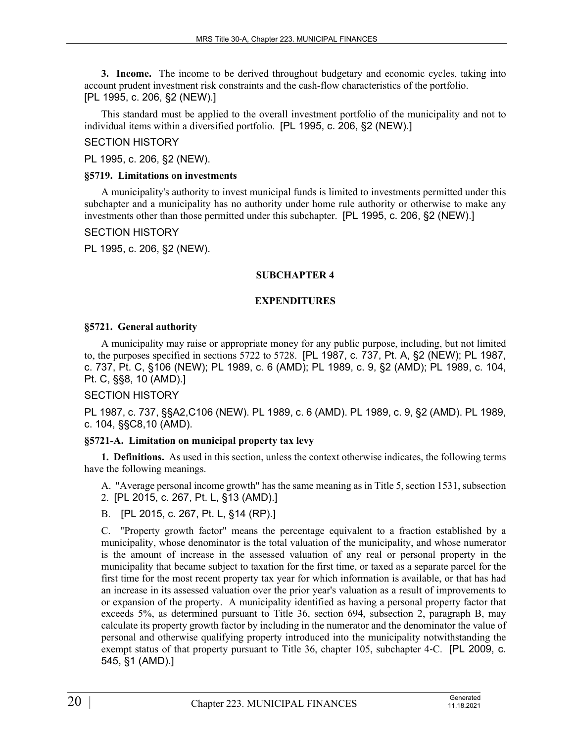**3. Income.** The income to be derived throughout budgetary and economic cycles, taking into account prudent investment risk constraints and the cash-flow characteristics of the portfolio. [PL 1995, c. 206, §2 (NEW).]

This standard must be applied to the overall investment portfolio of the municipality and not to individual items within a diversified portfolio. [PL 1995, c. 206, §2 (NEW).]

SECTION HISTORY

PL 1995, c. 206, §2 (NEW).

**§5719. Limitations on investments**

A municipality's authority to invest municipal funds is limited to investments permitted under this subchapter and a municipality has no authority under home rule authority or otherwise to make any investments other than those permitted under this subchapter. [PL 1995, c. 206, §2 (NEW).]

SECTION HISTORY

PL 1995, c. 206, §2 (NEW).

## SUBCHAPTER 4

## EXPENDITURES

**§5721. General authority**

A municipality may raise or appropriate money for any public purpose, including, but not limited to, the purposes specified in sections 5722 to 5728. [PL 1987, c. 737, Pt. A, §2 (NEW); PL 1987, c. 737, Pt. C, §106 (NEW); PL 1989, c. 6 (AMD); PL 1989, c. 9, §2 (AMD); PL 1989, c. 104, Pt. C, §§8, 10 (AMD).]

SECTION HISTORY

PL 1987, c. 737, §§A2,C106 (NEW). PL 1989, c. 6 (AMD). PL 1989, c. 9, §2 (AMD). PL 1989, c. 104, §§C8,10 (AMD).

**§5721-A. Limitation on municipal property tax levy**

**1. Definitions.** As used in this section, unless the context otherwise indicates, the following terms have the following meanings.

A. "Average personal income growth" has the same meaning as in Title 5, section 1531, subsection 2. [PL 2015, c. 267, Pt. L, §13 (AMD).]

B. [PL 2015, c. 267, Pt. L, §14 (RP).]

C. "Property growth factor" means the percentage equivalent to a fraction established by a municipality, whose denominator is the total valuation of the municipality, and whose numerator is the amount of increase in the assessed valuation of any real or personal property in the municipality that became subject to taxation for the first time, or taxed as a separate parcel for the first time for the most recent property tax year for which information is available, or that has had an increase in its assessed valuation over the prior year's valuation as a result of improvements to or expansion of the property. A municipality identified as having a personal property factor that exceeds 5%, as determined pursuant to Title 36, section 694, subsection 2, paragraph B, may calculate its property growth factor by including in the numerator and the denominator the value of personal and otherwise qualifying property introduced into the municipality notwithstanding the exempt status of that property pursuant to Title 36, chapter 105, subchapter 4-C. [PL 2009, c. 545, §1 (AMD).]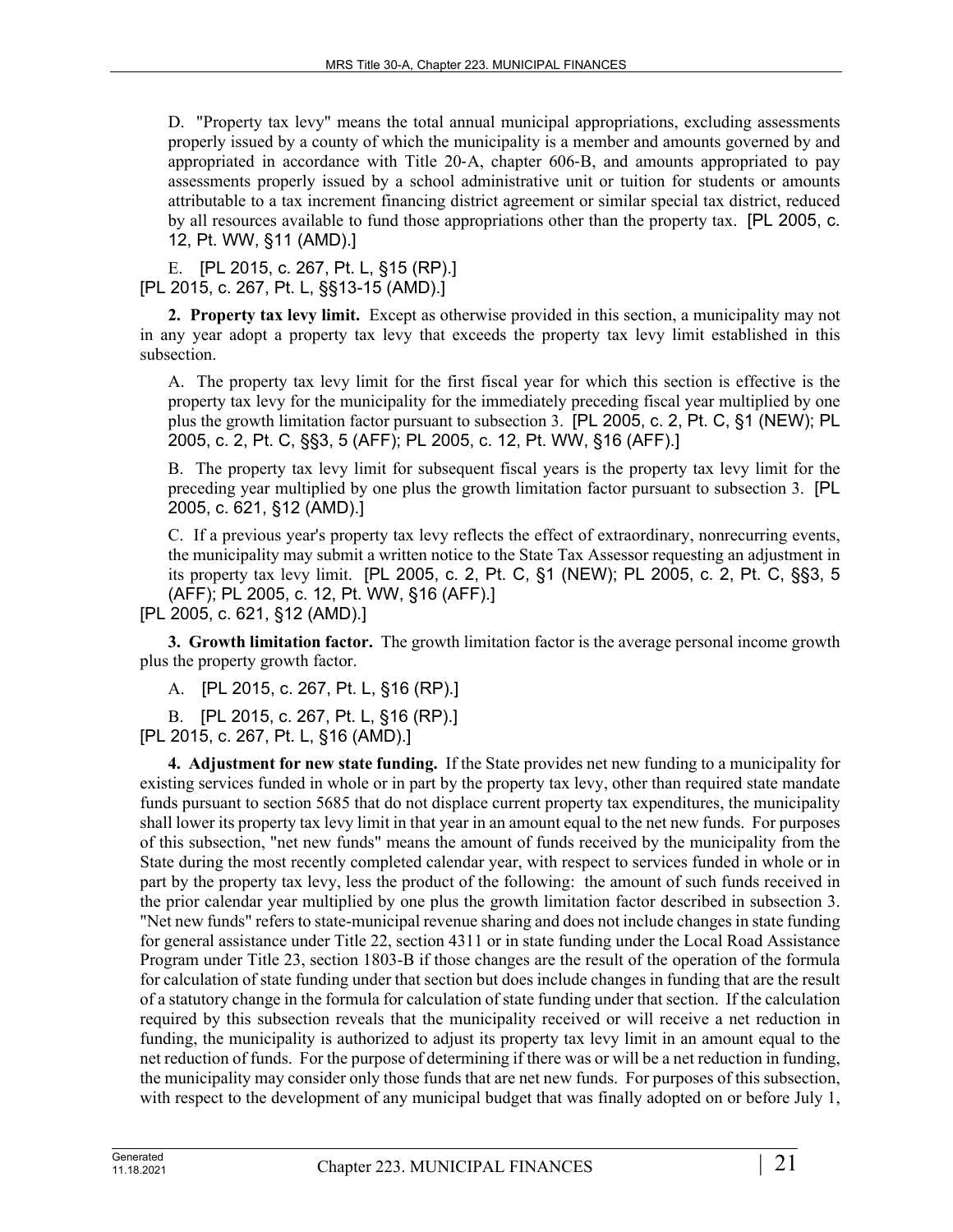D. "Property tax levy" means the total annual municipal appropriations, excluding assessments properly issued by a county of which the municipality is a member and amounts governed by and appropriated in accordance with Title 20‑A, chapter 606‑B, and amounts appropriated to pay assessments properly issued by a school administrative unit or tuition for students or amounts attributable to a tax increment financing district agreement or similar special tax district, reduced by all resources available to fund those appropriations other than the property tax. [PL 2005, c. 12, Pt. WW, §11 (AMD).]

E. [PL 2015, c. 267, Pt. L, §15 (RP).]

[PL 2015, c. 267, Pt. L, §§13-15 (AMD).]

**2. Property tax levy limit.** Except as otherwise provided in this section, a municipality may not in any year adopt a property tax levy that exceeds the property tax levy limit established in this subsection.

A. The property tax levy limit for the first fiscal year for which this section is effective is the property tax levy for the municipality for the immediately preceding fiscal year multiplied by one plus the growth limitation factor pursuant to subsection 3. [PL 2005, c. 2, Pt. C, §1 (NEW); PL 2005, c. 2, Pt. C, §§3, 5 (AFF); PL 2005, c. 12, Pt. WW, §16 (AFF).]

B. The property tax levy limit for subsequent fiscal years is the property tax levy limit for the preceding year multiplied by one plus the growth limitation factor pursuant to subsection 3. [PL 2005, c. 621, §12 (AMD).]

C. If a previous year's property tax levy reflects the effect of extraordinary, nonrecurring events, the municipality may submit a written notice to the State Tax Assessor requesting an adjustment in its property tax levy limit. [PL 2005, c. 2, Pt. C, §1 (NEW); PL 2005, c. 2, Pt. C, §§3, 5 (AFF); PL 2005, c. 12, Pt. WW, §16 (AFF).]

[PL 2005, c. 621, §12 (AMD).]

**3. Growth limitation factor.** The growth limitation factor is the average personal income growth plus the property growth factor.

A. [PL 2015, c. 267, Pt. L, §16 (RP).]

B. [PL 2015, c. 267, Pt. L, §16 (RP).]

[PL 2015, c. 267, Pt. L, §16 (AMD).]

**4. Adjustment for new state funding.** If the State provides net new funding to a municipality for existing services funded in whole or in part by the property tax levy, other than required state mandate funds pursuant to section 5685 that do not displace current property tax expenditures, the municipality shall lower its property tax levy limit in that year in an amount equal to the net new funds. For purposes of this subsection, "net new funds" means the amount of funds received by the municipality from the State during the most recently completed calendar year, with respect to services funded in whole or in part by the property tax levy, less the product of the following: the amount of such funds received in the prior calendar year multiplied by one plus the growth limitation factor described in subsection 3. "Net new funds" refers to state-municipal revenue sharing and does not include changes in state funding for general assistance under Title 22, section 4311 or in state funding under the Local Road Assistance Program under Title 23, section 1803‑B if those changes are the result of the operation of the formula for calculation of state funding under that section but does include changes in funding that are the result of a statutory change in the formula for calculation of state funding under that section. If the calculation required by this subsection reveals that the municipality received or will receive a net reduction in funding, the municipality is authorized to adjust its property tax levy limit in an amount equal to the net reduction of funds. For the purpose of determining if there was or will be a net reduction in funding, the municipality may consider only those funds that are net new funds. For purposes of this subsection, with respect to the development of any municipal budget that was finally adopted on or before July 1,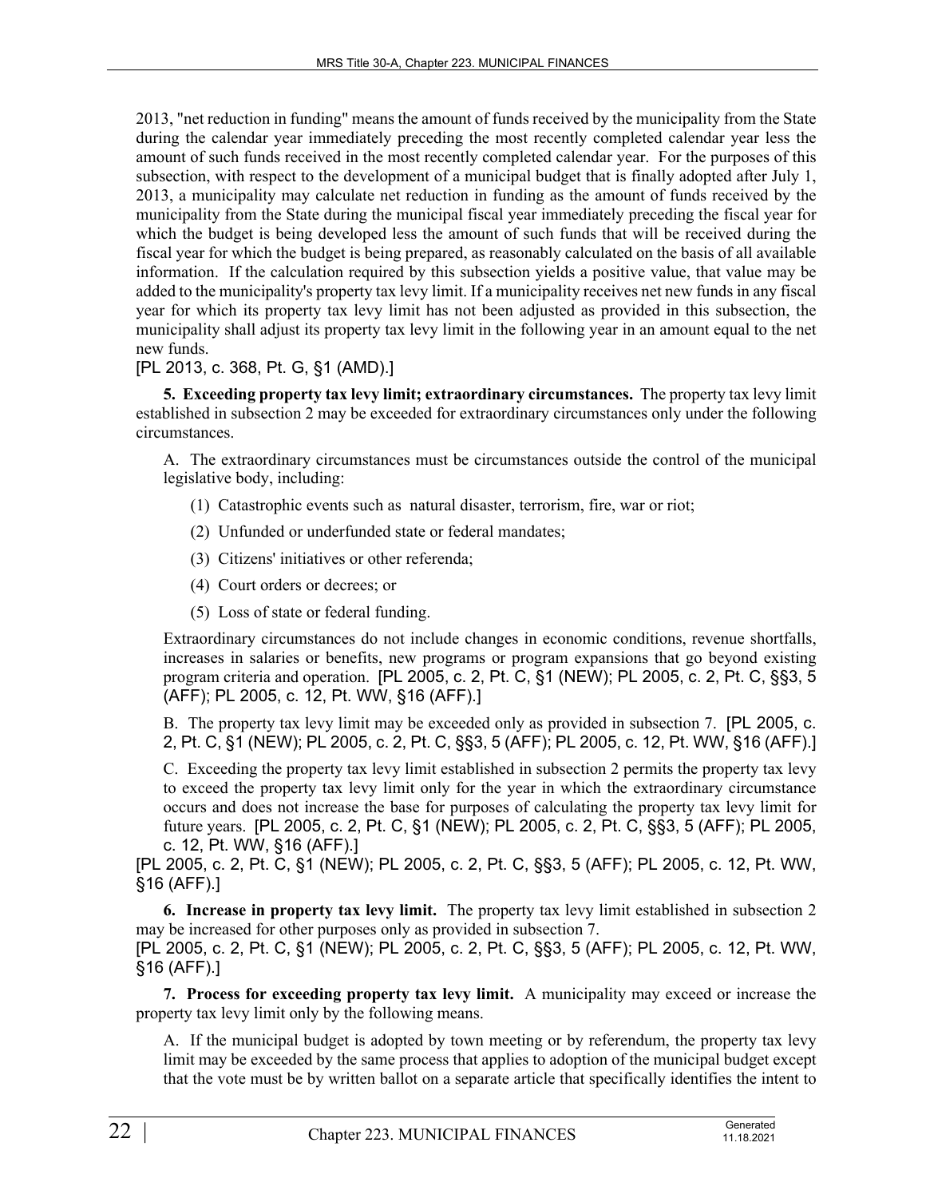2013, "net reduction in funding" means the amount of funds received by the municipality from the State during the calendar year immediately preceding the most recently completed calendar year less the amount of such funds received in the most recently completed calendar year. For the purposes of this subsection, with respect to the development of a municipal budget that is finally adopted after July 1, 2013, a municipality may calculate net reduction in funding as the amount of funds received by the municipality from the State during the municipal fiscal year immediately preceding the fiscal year for which the budget is being developed less the amount of such funds that will be received during the fiscal year for which the budget is being prepared, as reasonably calculated on the basis of all available information. If the calculation required by this subsection yields a positive value, that value may be added to the municipality's property tax levy limit. If a municipality receives net new funds in any fiscal year for which its property tax levy limit has not been adjusted as provided in this subsection, the municipality shall adjust its property tax levy limit in the following year in an amount equal to the net new funds.

[PL 2013, c. 368, Pt. G, §1 (AMD).]

**5. Exceeding property tax levy limit; extraordinary circumstances.** The property tax levy limit established in subsection 2 may be exceeded for extraordinary circumstances only under the following circumstances.

A. The extraordinary circumstances must be circumstances outside the control of the municipal legislative body, including:

(1) Catastrophic events such as natural disaster, terrorism, fire, war or riot;

(2) Unfunded or underfunded state or federal mandates;

(3) Citizens' initiatives or other referenda;

(4) Court orders or decrees; or

(5) Loss of state or federal funding.

Extraordinary circumstances do not include changes in economic conditions, revenue shortfalls, increases in salaries or benefits, new programs or program expansions that go beyond existing program criteria and operation. [PL 2005, c. 2, Pt. C, §1 (NEW); PL 2005, c. 2, Pt. C, §§3, 5 (AFF); PL 2005, c. 12, Pt. WW, §16 (AFF).]

B. The property tax levy limit may be exceeded only as provided in subsection 7. [PL 2005, c. 2, Pt. C, §1 (NEW); PL 2005, c. 2, Pt. C, §§3, 5 (AFF); PL 2005, c. 12, Pt. WW, §16 (AFF).]

C. Exceeding the property tax levy limit established in subsection 2 permits the property tax levy to exceed the property tax levy limit only for the year in which the extraordinary circumstance occurs and does not increase the base for purposes of calculating the property tax levy limit for future years. [PL 2005, c. 2, Pt. C, §1 (NEW); PL 2005, c. 2, Pt. C, §§3, 5 (AFF); PL 2005, c. 12, Pt. WW, §16 (AFF).]

[PL 2005, c. 2, Pt. C, §1 (NEW); PL 2005, c. 2, Pt. C, §§3, 5 (AFF); PL 2005, c. 12, Pt. WW, §16 (AFF).]

**6. Increase in property tax levy limit.** The property tax levy limit established in subsection 2 may be increased for other purposes only as provided in subsection 7.

[PL 2005, c. 2, Pt. C, §1 (NEW); PL 2005, c. 2, Pt. C, §§3, 5 (AFF); PL 2005, c. 12, Pt. WW, §16 (AFF).]

**7. Process for exceeding property tax levy limit.** A municipality may exceed or increase the property tax levy limit only by the following means.

A. If the municipal budget is adopted by town meeting or by referendum, the property tax levy limit may be exceeded by the same process that applies to adoption of the municipal budget except that the vote must be by written ballot on a separate article that specifically identifies the intent to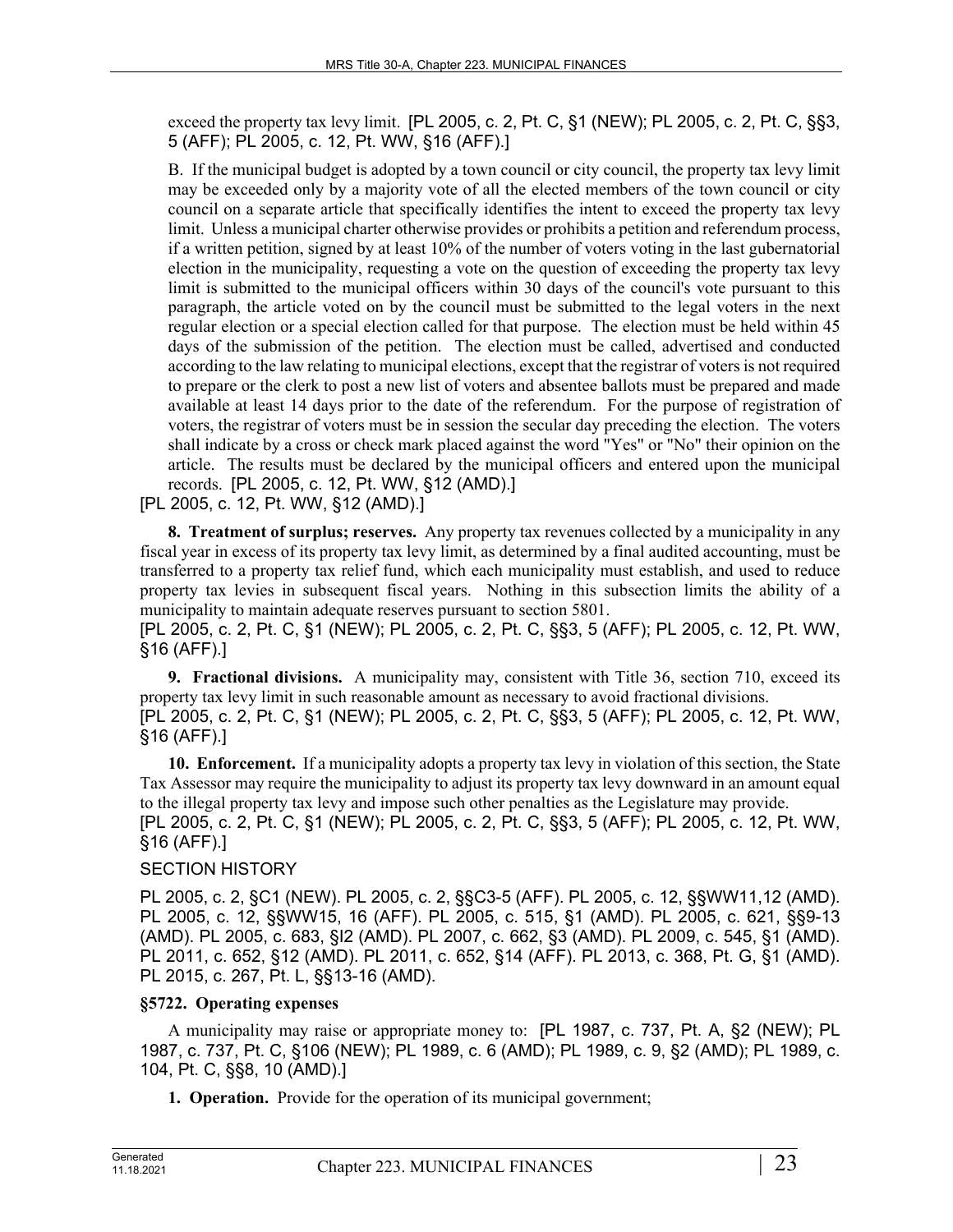exceed the property tax levy limit. [PL 2005, c. 2, Pt. C, §1 (NEW); PL 2005, c. 2, Pt. C, §§3, 5 (AFF); PL 2005, c. 12, Pt. WW, §16 (AFF).]

B. If the municipal budget is adopted by a town council or city council, the property tax levy limit may be exceeded only by a majority vote of all the elected members of the town council or city council on a separate article that specifically identifies the intent to exceed the property tax levy limit. Unless a municipal charter otherwise provides or prohibits a petition and referendum process, if a written petition, signed by at least 10% of the number of voters voting in the last gubernatorial election in the municipality, requesting a vote on the question of exceeding the property tax levy limit is submitted to the municipal officers within 30 days of the council's vote pursuant to this paragraph, the article voted on by the council must be submitted to the legal voters in the next regular election or a special election called for that purpose. The election must be held within 45 days of the submission of the petition. The election must be called, advertised and conducted according to the law relating to municipal elections, except that the registrar of voters is not required to prepare or the clerk to post a new list of voters and absentee ballots must be prepared and made available at least 14 days prior to the date of the referendum. For the purpose of registration of voters, the registrar of voters must be in session the secular day preceding the election. The voters shall indicate by a cross or check mark placed against the word "Yes" or "No" their opinion on the article. The results must be declared by the municipal officers and entered upon the municipal records. [PL 2005, c. 12, Pt. WW, §12 (AMD).]

[PL 2005, c. 12, Pt. WW, §12 (AMD).]

**8. Treatment of surplus; reserves.** Any property tax revenues collected by a municipality in any fiscal year in excess of its property tax levy limit, as determined by a final audited accounting, must be transferred to a property tax relief fund, which each municipality must establish, and used to reduce property tax levies in subsequent fiscal years. Nothing in this subsection limits the ability of a municipality to maintain adequate reserves pursuant to section 5801.

[PL 2005, c. 2, Pt. C, §1 (NEW); PL 2005, c. 2, Pt. C, §§3, 5 (AFF); PL 2005, c. 12, Pt. WW, §16 (AFF).]

**9. Fractional divisions.** A municipality may, consistent with Title 36, section 710, exceed its property tax levy limit in such reasonable amount as necessary to avoid fractional divisions.

[PL 2005, c. 2, Pt. C, §1 (NEW); PL 2005, c. 2, Pt. C, §§3, 5 (AFF); PL 2005, c. 12, Pt. WW, §16 (AFF).]

**10. Enforcement.** If a municipality adopts a property tax levy in violation of this section, the State Tax Assessor may require the municipality to adjust its property tax levy downward in an amount equal to the illegal property tax levy and impose such other penalties as the Legislature may provide.

[PL 2005, c. 2, Pt. C, §1 (NEW); PL 2005, c. 2, Pt. C, §§3, 5 (AFF); PL 2005, c. 12, Pt. WW, §16 (AFF).]

SECTION HISTORY

PL 2005, c. 2, §C1 (NEW). PL 2005, c. 2, §§C3-5 (AFF). PL 2005, c. 12, §§WW11,12 (AMD). PL 2005, c. 12, §§WW15, 16 (AFF). PL 2005, c. 515, §1 (AMD). PL 2005, c. 621, §§9-13 (AMD). PL 2005, c. 683, §I2 (AMD). PL 2007, c. 662, §3 (AMD). PL 2009, c. 545, §1 (AMD). PL 2011, c. 652, §12 (AMD). PL 2011, c. 652, §14 (AFF). PL 2013, c. 368, Pt. G, §1 (AMD). PL 2015, c. 267, Pt. L, §§13-16 (AMD).

### §5722. Operating expenses

A municipality may raise or appropriate money to: [PL 1987, c. 737, Pt. A, §2 (NEW); PL 1987, c. 737, Pt. C, §106 (NEW); PL 1989, c. 6 (AMD); PL 1989, c. 9, §2 (AMD); PL 1989, c. 104, Pt. C, §§8, 10 (AMD).]

**1. Operation.** Provide for the operation of its municipal government;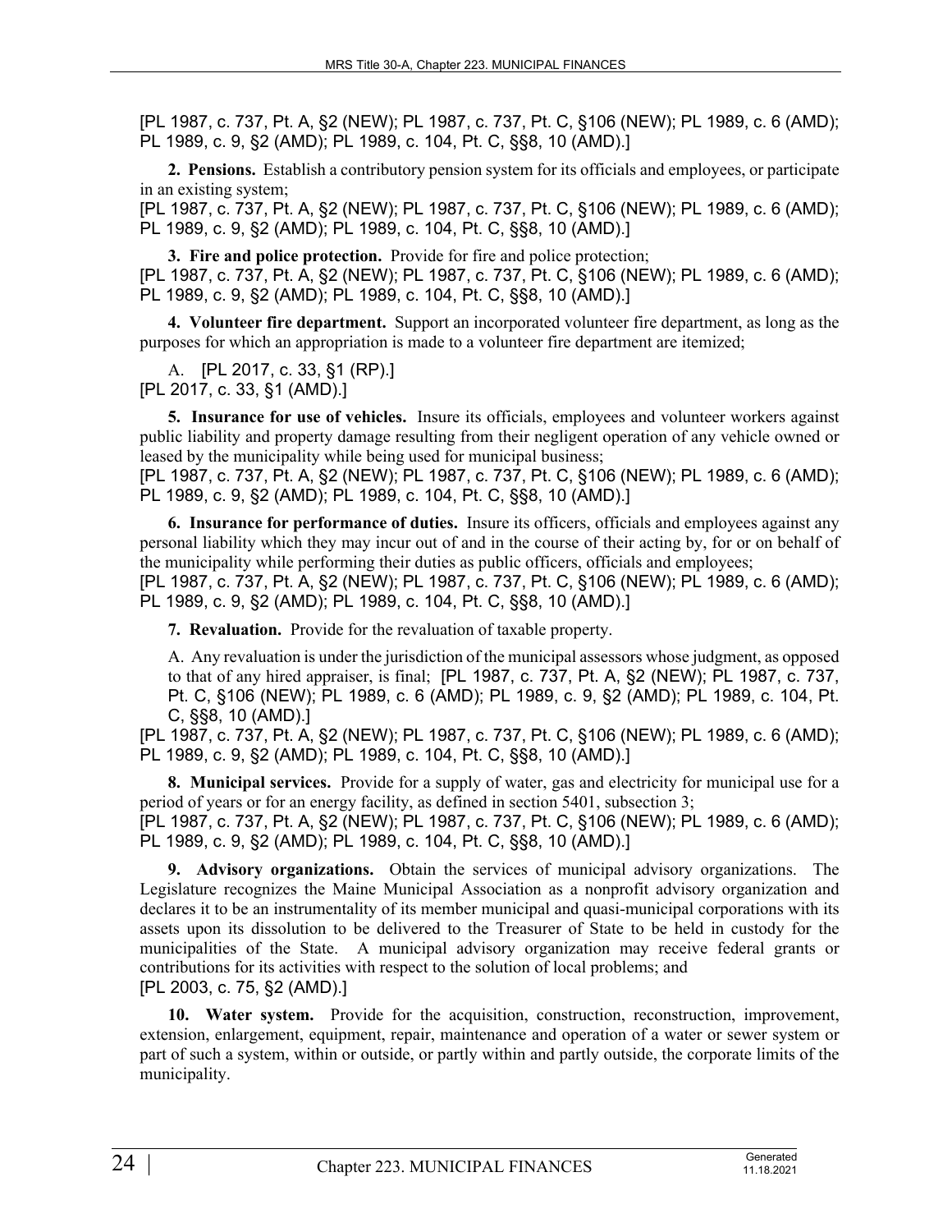[PL 1987, c. 737, Pt. A, §2 (NEW); PL 1987, c. 737, Pt. C, §106 (NEW); PL 1989, c. 6 (AMD); PL 1989, c. 9, §2 (AMD); PL 1989, c. 104, Pt. C, §§8, 10 (AMD).]

**2. Pensions.** Establish a contributory pension system for its officials and employees, or participate in an existing system;

[PL 1987, c. 737, Pt. A, §2 (NEW); PL 1987, c. 737, Pt. C, §106 (NEW); PL 1989, c. 6 (AMD); PL 1989, c. 9, §2 (AMD); PL 1989, c. 104, Pt. C, §§8, 10 (AMD).]

**3. Fire and police protection.** Provide for fire and police protection;

[PL 1987, c. 737, Pt. A, §2 (NEW); PL 1987, c. 737, Pt. C, §106 (NEW); PL 1989, c. 6 (AMD); PL 1989, c. 9, §2 (AMD); PL 1989, c. 104, Pt. C, §§8, 10 (AMD).]

**4. Volunteer fire department.** Support an incorporated volunteer fire department, as long as the purposes for which an appropriation is made to a volunteer fire department are itemized;

A. [PL 2017, c. 33, §1 (RP).]

[PL 2017, c. 33, §1 (AMD).]

**5. Insurance for use of vehicles.** Insure its officials, employees and volunteer workers against public liability and property damage resulting from their negligent operation of any vehicle owned or leased by the municipality while being used for municipal business;

[PL 1987, c. 737, Pt. A, §2 (NEW); PL 1987, c. 737, Pt. C, §106 (NEW); PL 1989, c. 6 (AMD); PL 1989, c. 9, §2 (AMD); PL 1989, c. 104, Pt. C, §§8, 10 (AMD).]

**6. Insurance for performance of duties.** Insure its officers, officials and employees against any personal liability which they may incur out of and in the course of their acting by, for or on behalf of the municipality while performing their duties as public officers, officials and employees;

[PL 1987, c. 737, Pt. A, §2 (NEW); PL 1987, c. 737, Pt. C, §106 (NEW); PL 1989, c. 6 (AMD); PL 1989, c. 9, §2 (AMD); PL 1989, c. 104, Pt. C, §§8, 10 (AMD).]

**7. Revaluation.** Provide for the revaluation of taxable property.

A. Any revaluation is under the jurisdiction of the municipal assessors whose judgment, as opposed to that of any hired appraiser, is final; [PL 1987, c. 737, Pt. A, §2 (NEW); PL 1987, c. 737, Pt. C, §106 (NEW); PL 1989, c. 6 (AMD); PL 1989, c. 9, §2 (AMD); PL 1989, c. 104, Pt. C, §§8, 10 (AMD).]

[PL 1987, c. 737, Pt. A, §2 (NEW); PL 1987, c. 737, Pt. C, §106 (NEW); PL 1989, c. 6 (AMD); PL 1989, c. 9, §2 (AMD); PL 1989, c. 104, Pt. C, §§8, 10 (AMD).]

**8. Municipal services.** Provide for a supply of water, gas and electricity for municipal use for a period of years or for an energy facility, as defined in section 5401, subsection 3;

[PL 1987, c. 737, Pt. A, §2 (NEW); PL 1987, c. 737, Pt. C, §106 (NEW); PL 1989, c. 6 (AMD); PL 1989, c. 9, §2 (AMD); PL 1989, c. 104, Pt. C, §§8, 10 (AMD).]

**9. Advisory organizations.** Obtain the services of municipal advisory organizations. The Legislature recognizes the Maine Municipal Association as a nonprofit advisory organization and declares it to be an instrumentality of its member municipal and quasi-municipal corporations with its assets upon its dissolution to be delivered to the Treasurer of State to be held in custody for the municipalities of the State. A municipal advisory organization may receive federal grants or contributions for its activities with respect to the solution of local problems; and

[PL 2003, c. 75, §2 (AMD).]

**10. Water system.** Provide for the acquisition, construction, reconstruction, improvement, extension, enlargement, equipment, repair, maintenance and operation of a water or sewer system or part of such a system, within or outside, or partly within and partly outside, the corporate limits of the municipality.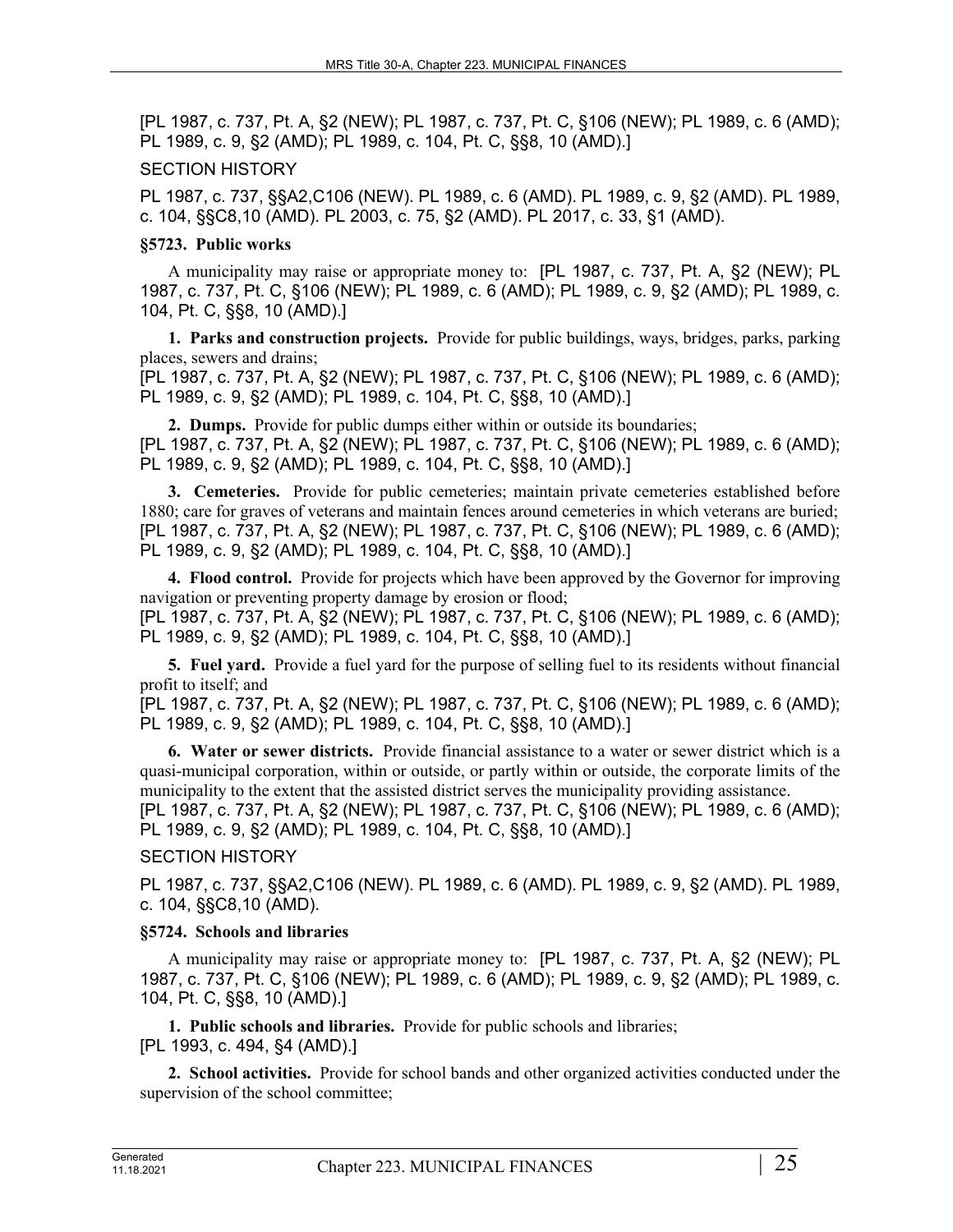[PL 1987, c. 737, Pt. A, §2 (NEW); PL 1987, c. 737, Pt. C, §106 (NEW); PL 1989, c. 6 (AMD); PL 1989, c. 9, §2 (AMD); PL 1989, c. 104, Pt. C, §§8, 10 (AMD).]

SECTION HISTORY

PL 1987, c. 737, §§A2,C106 (NEW). PL 1989, c. 6 (AMD). PL 1989, c. 9, §2 (AMD). PL 1989, c. 104, §§C8,10 (AMD). PL 2003, c. 75, §2 (AMD). PL 2017, c. 33, §1 (AMD).

**§5723. Public works**

A municipality may raise or appropriate money to: [PL 1987, c. 737, Pt. A, §2 (NEW); PL 1987, c. 737, Pt. C, §106 (NEW); PL 1989, c. 6 (AMD); PL 1989, c. 9, §2 (AMD); PL 1989, c. 104, Pt. C, §§8, 10 (AMD).]

**1. Parks and construction projects.** Provide for public buildings, ways, bridges, parks, parking places, sewers and drains;
[PL 1987, c. 737, Pt. A, §2 (NEW); PL 1987, c. 737, Pt. C, §106 (NEW); PL 1989, c. 6 (AMD); PL 1989, c. 9, §2 (AMD); PL 1989, c. 104, Pt. C, §§8, 10 (AMD).]

**2. Dumps.** Provide for public dumps either within or outside its boundaries;
[PL 1987, c. 737, Pt. A, §2 (NEW); PL 1987, c. 737, Pt. C, §106 (NEW); PL 1989, c. 6 (AMD); PL 1989, c. 9, §2 (AMD); PL 1989, c. 104, Pt. C, §§8, 10 (AMD).]

**3. Cemeteries.** Provide for public cemeteries; maintain private cemeteries established before 1880; care for graves of veterans and maintain fences around cemeteries in which veterans are buried;
[PL 1987, c. 737, Pt. A, §2 (NEW); PL 1987, c. 737, Pt. C, §106 (NEW); PL 1989, c. 6 (AMD); PL 1989, c. 9, §2 (AMD); PL 1989, c. 104, Pt. C, §§8, 10 (AMD).]

**4. Flood control.** Provide for projects which have been approved by the Governor for improving navigation or preventing property damage by erosion or flood;
[PL 1987, c. 737, Pt. A, §2 (NEW); PL 1987, c. 737, Pt. C, §106 (NEW); PL 1989, c. 6 (AMD); PL 1989, c. 9, §2 (AMD); PL 1989, c. 104, Pt. C, §§8, 10 (AMD).]

**5. Fuel yard.** Provide a fuel yard for the purpose of selling fuel to its residents without financial profit to itself; and
[PL 1987, c. 737, Pt. A, §2 (NEW); PL 1987, c. 737, Pt. C, §106 (NEW); PL 1989, c. 6 (AMD); PL 1989, c. 9, §2 (AMD); PL 1989, c. 104, Pt. C, §§8, 10 (AMD).]

**6. Water or sewer districts.** Provide financial assistance to a water or sewer district which is a quasi-municipal corporation, within or outside, or partly within or outside, the corporate limits of the municipality to the extent that the assisted district serves the municipality providing assistance.
[PL 1987, c. 737, Pt. A, §2 (NEW); PL 1987, c. 737, Pt. C, §106 (NEW); PL 1989, c. 6 (AMD); PL 1989, c. 9, §2 (AMD); PL 1989, c. 104, Pt. C, §§8, 10 (AMD).]

SECTION HISTORY

PL 1987, c. 737, §§A2,C106 (NEW). PL 1989, c. 6 (AMD). PL 1989, c. 9, §2 (AMD). PL 1989, c. 104, §§C8,10 (AMD).

**§5724. Schools and libraries**

A municipality may raise or appropriate money to: [PL 1987, c. 737, Pt. A, §2 (NEW); PL 1987, c. 737, Pt. C, §106 (NEW); PL 1989, c. 6 (AMD); PL 1989, c. 9, §2 (AMD); PL 1989, c. 104, Pt. C, §§8, 10 (AMD).]

**1. Public schools and libraries.** Provide for public schools and libraries;
[PL 1993, c. 494, §4 (AMD).]

**2. School activities.** Provide for school bands and other organized activities conducted under the supervision of the school committee;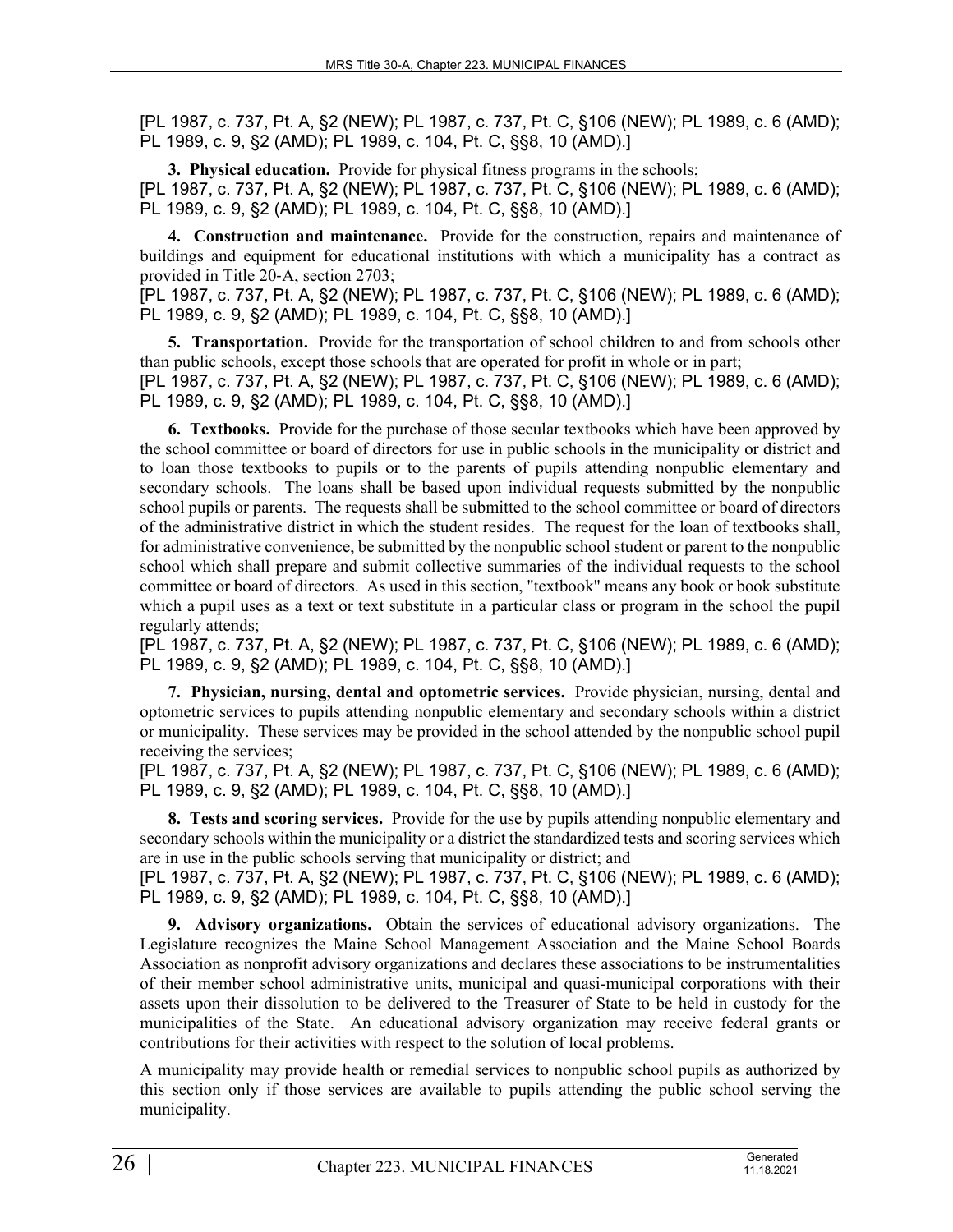[PL 1987, c. 737, Pt. A, §2 (NEW); PL 1987, c. 737, Pt. C, §106 (NEW); PL 1989, c. 6 (AMD); PL 1989, c. 9, §2 (AMD); PL 1989, c. 104, Pt. C, §§8, 10 (AMD).]

**3. Physical education.** Provide for physical fitness programs in the schools;
[PL 1987, c. 737, Pt. A, §2 (NEW); PL 1987, c. 737, Pt. C, §106 (NEW); PL 1989, c. 6 (AMD); PL 1989, c. 9, §2 (AMD); PL 1989, c. 104, Pt. C, §§8, 10 (AMD).]

**4. Construction and maintenance.** Provide for the construction, repairs and maintenance of buildings and equipment for educational institutions with which a municipality has a contract as provided in Title 20-A, section 2703;
[PL 1987, c. 737, Pt. A, §2 (NEW); PL 1987, c. 737, Pt. C, §106 (NEW); PL 1989, c. 6 (AMD); PL 1989, c. 9, §2 (AMD); PL 1989, c. 104, Pt. C, §§8, 10 (AMD).]

**5. Transportation.** Provide for the transportation of school children to and from schools other than public schools, except those schools that are operated for profit in whole or in part;
[PL 1987, c. 737, Pt. A, §2 (NEW); PL 1987, c. 737, Pt. C, §106 (NEW); PL 1989, c. 6 (AMD); PL 1989, c. 9, §2 (AMD); PL 1989, c. 104, Pt. C, §§8, 10 (AMD).]

**6. Textbooks.** Provide for the purchase of those secular textbooks which have been approved by the school committee or board of directors for use in public schools in the municipality or district and to loan those textbooks to pupils or to the parents of pupils attending nonpublic elementary and secondary schools. The loans shall be based upon individual requests submitted by the nonpublic school pupils or parents. The requests shall be submitted to the school committee or board of directors of the administrative district in which the student resides. The request for the loan of textbooks shall, for administrative convenience, be submitted by the nonpublic school student or parent to the nonpublic school which shall prepare and submit collective summaries of the individual requests to the school committee or board of directors. As used in this section, "textbook" means any book or book substitute which a pupil uses as a text or text substitute in a particular class or program in the school the pupil regularly attends;
[PL 1987, c. 737, Pt. A, §2 (NEW); PL 1987, c. 737, Pt. C, §106 (NEW); PL 1989, c. 6 (AMD); PL 1989, c. 9, §2 (AMD); PL 1989, c. 104, Pt. C, §§8, 10 (AMD).]

**7. Physician, nursing, dental and optometric services.** Provide physician, nursing, dental and optometric services to pupils attending nonpublic elementary and secondary schools within a district or municipality. These services may be provided in the school attended by the nonpublic school pupil receiving the services;
[PL 1987, c. 737, Pt. A, §2 (NEW); PL 1987, c. 737, Pt. C, §106 (NEW); PL 1989, c. 6 (AMD); PL 1989, c. 9, §2 (AMD); PL 1989, c. 104, Pt. C, §§8, 10 (AMD).]

**8. Tests and scoring services.** Provide for the use by pupils attending nonpublic elementary and secondary schools within the municipality or a district the standardized tests and scoring services which are in use in the public schools serving that municipality or district; and
[PL 1987, c. 737, Pt. A, §2 (NEW); PL 1987, c. 737, Pt. C, §106 (NEW); PL 1989, c. 6 (AMD); PL 1989, c. 9, §2 (AMD); PL 1989, c. 104, Pt. C, §§8, 10 (AMD).]

**9. Advisory organizations.** Obtain the services of educational advisory organizations. The Legislature recognizes the Maine School Management Association and the Maine School Boards Association as nonprofit advisory organizations and declares these associations to be instrumentalities of their member school administrative units, municipal and quasi-municipal corporations with their assets upon their dissolution to be delivered to the Treasurer of State to be held in custody for the municipalities of the State. An educational advisory organization may receive federal grants or contributions for their activities with respect to the solution of local problems.

A municipality may provide health or remedial services to nonpublic school pupils as authorized by this section only if those services are available to pupils attending the public school serving the municipality.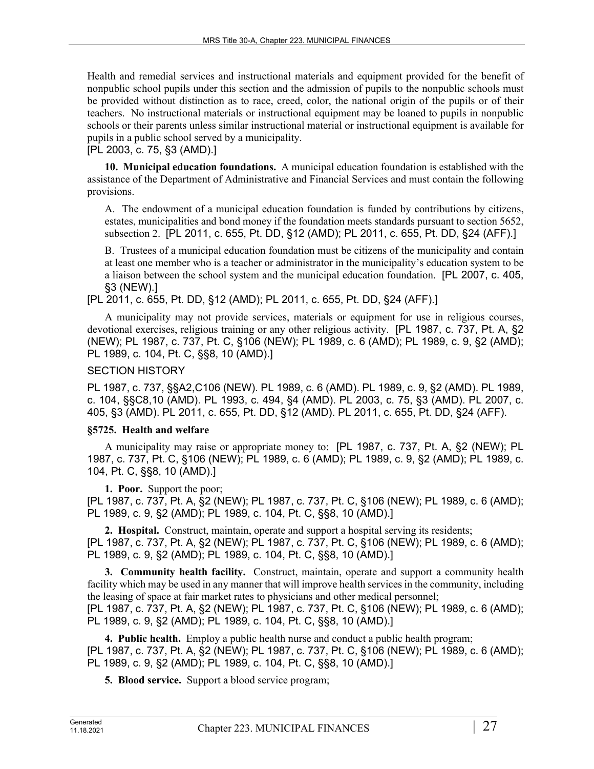Health and remedial services and instructional materials and equipment provided for the benefit of nonpublic school pupils under this section and the admission of pupils to the nonpublic schools must be provided without distinction as to race, creed, color, the national origin of the pupils or of their teachers. No instructional materials or instructional equipment may be loaned to pupils in nonpublic schools or their parents unless similar instructional material or instructional equipment is available for pupils in a public school served by a municipality.
[PL 2003, c. 75, §3 (AMD).]

**10. Municipal education foundations.** A municipal education foundation is established with the assistance of the Department of Administrative and Financial Services and must contain the following provisions.

A. The endowment of a municipal education foundation is funded by contributions by citizens, estates, municipalities and bond money if the foundation meets standards pursuant to section 5652, subsection 2. [PL 2011, c. 655, Pt. DD, §12 (AMD); PL 2011, c. 655, Pt. DD, §24 (AFF).]

B. Trustees of a municipal education foundation must be citizens of the municipality and contain at least one member who is a teacher or administrator in the municipality's education system to be a liaison between the school system and the municipal education foundation. [PL 2007, c. 405, §3 (NEW).]

[PL 2011, c. 655, Pt. DD, §12 (AMD); PL 2011, c. 655, Pt. DD, §24 (AFF).]

A municipality may not provide services, materials or equipment for use in religious courses, devotional exercises, religious training or any other religious activity. [PL 1987, c. 737, Pt. A, §2 (NEW); PL 1987, c. 737, Pt. C, §106 (NEW); PL 1989, c. 6 (AMD); PL 1989, c. 9, §2 (AMD); PL 1989, c. 104, Pt. C, §§8, 10 (AMD).]

SECTION HISTORY

PL 1987, c. 737, §§A2,C106 (NEW). PL 1989, c. 6 (AMD). PL 1989, c. 9, §2 (AMD). PL 1989, c. 104, §§C8,10 (AMD). PL 1993, c. 494, §4 (AMD). PL 2003, c. 75, §3 (AMD). PL 2007, c. 405, §3 (AMD). PL 2011, c. 655, Pt. DD, §12 (AMD). PL 2011, c. 655, Pt. DD, §24 (AFF).

**§5725. Health and welfare**

A municipality may raise or appropriate money to: [PL 1987, c. 737, Pt. A, §2 (NEW); PL 1987, c. 737, Pt. C, §106 (NEW); PL 1989, c. 6 (AMD); PL 1989, c. 9, §2 (AMD); PL 1989, c. 104, Pt. C, §§8, 10 (AMD).]

**1. Poor.** Support the poor;
[PL 1987, c. 737, Pt. A, §2 (NEW); PL 1987, c. 737, Pt. C, §106 (NEW); PL 1989, c. 6 (AMD); PL 1989, c. 9, §2 (AMD); PL 1989, c. 104, Pt. C, §§8, 10 (AMD).]

**2. Hospital.** Construct, maintain, operate and support a hospital serving its residents;
[PL 1987, c. 737, Pt. A, §2 (NEW); PL 1987, c. 737, Pt. C, §106 (NEW); PL 1989, c. 6 (AMD); PL 1989, c. 9, §2 (AMD); PL 1989, c. 104, Pt. C, §§8, 10 (AMD).]

**3. Community health facility.** Construct, maintain, operate and support a community health facility which may be used in any manner that will improve health services in the community, including the leasing of space at fair market rates to physicians and other medical personnel;
[PL 1987, c. 737, Pt. A, §2 (NEW); PL 1987, c. 737, Pt. C, §106 (NEW); PL 1989, c. 6 (AMD); PL 1989, c. 9, §2 (AMD); PL 1989, c. 104, Pt. C, §§8, 10 (AMD).]

**4. Public health.** Employ a public health nurse and conduct a public health program;
[PL 1987, c. 737, Pt. A, §2 (NEW); PL 1987, c. 737, Pt. C, §106 (NEW); PL 1989, c. 6 (AMD); PL 1989, c. 9, §2 (AMD); PL 1989, c. 104, Pt. C, §§8, 10 (AMD).]

**5. Blood service.** Support a blood service program;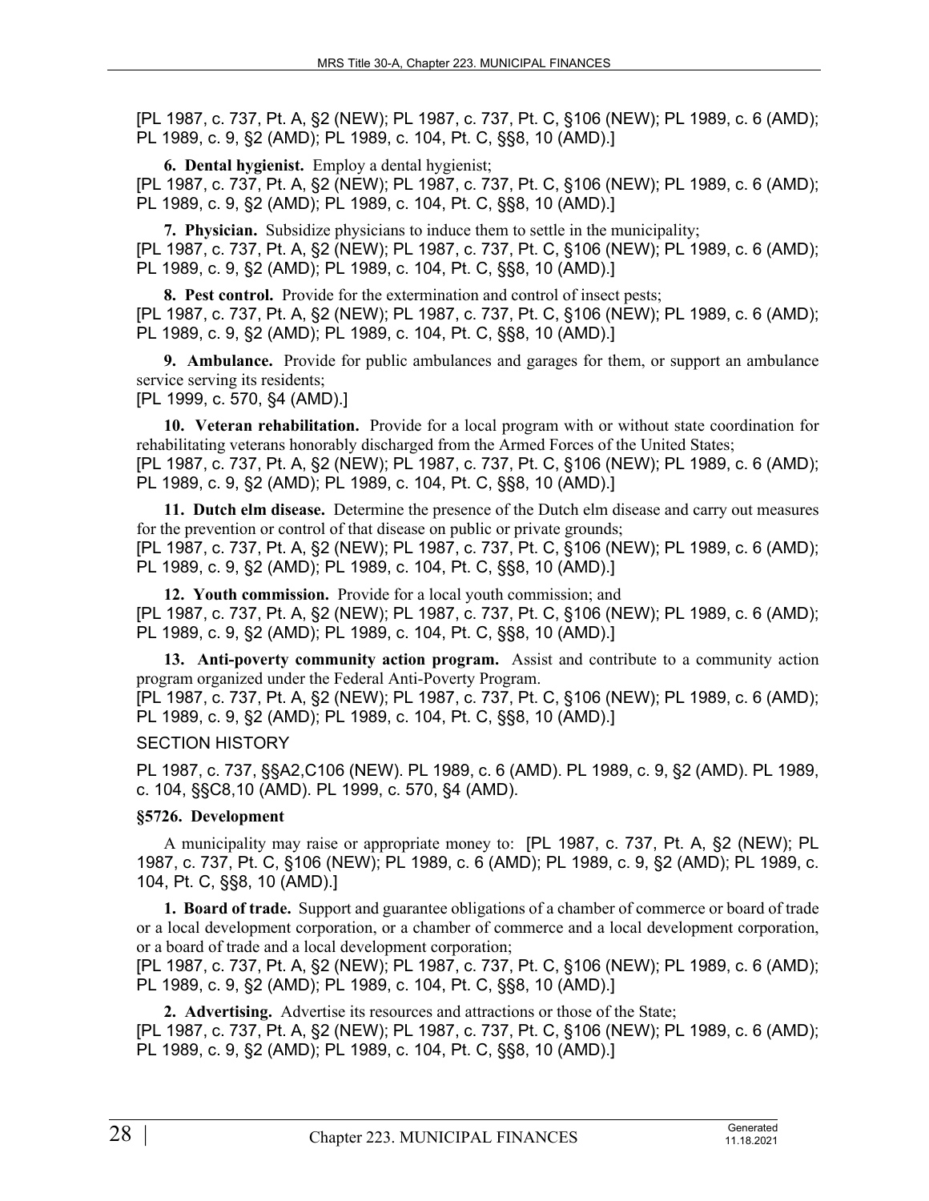[PL 1987, c. 737, Pt. A, §2 (NEW); PL 1987, c. 737, Pt. C, §106 (NEW); PL 1989, c. 6 (AMD); PL 1989, c. 9, §2 (AMD); PL 1989, c. 104, Pt. C, §§8, 10 (AMD).]

**6. Dental hygienist.** Employ a dental hygienist;
[PL 1987, c. 737, Pt. A, §2 (NEW); PL 1987, c. 737, Pt. C, §106 (NEW); PL 1989, c. 6 (AMD); PL 1989, c. 9, §2 (AMD); PL 1989, c. 104, Pt. C, §§8, 10 (AMD).]

**7. Physician.** Subsidize physicians to induce them to settle in the municipality;
[PL 1987, c. 737, Pt. A, §2 (NEW); PL 1987, c. 737, Pt. C, §106 (NEW); PL 1989, c. 6 (AMD); PL 1989, c. 9, §2 (AMD); PL 1989, c. 104, Pt. C, §§8, 10 (AMD).]

**8. Pest control.** Provide for the extermination and control of insect pests;
[PL 1987, c. 737, Pt. A, §2 (NEW); PL 1987, c. 737, Pt. C, §106 (NEW); PL 1989, c. 6 (AMD); PL 1989, c. 9, §2 (AMD); PL 1989, c. 104, Pt. C, §§8, 10 (AMD).]

**9. Ambulance.** Provide for public ambulances and garages for them, or support an ambulance service serving its residents;
[PL 1999, c. 570, §4 (AMD).]

**10. Veteran rehabilitation.** Provide for a local program with or without state coordination for rehabilitating veterans honorably discharged from the Armed Forces of the United States;
[PL 1987, c. 737, Pt. A, §2 (NEW); PL 1987, c. 737, Pt. C, §106 (NEW); PL 1989, c. 6 (AMD); PL 1989, c. 9, §2 (AMD); PL 1989, c. 104, Pt. C, §§8, 10 (AMD).]

**11. Dutch elm disease.** Determine the presence of the Dutch elm disease and carry out measures for the prevention or control of that disease on public or private grounds;
[PL 1987, c. 737, Pt. A, §2 (NEW); PL 1987, c. 737, Pt. C, §106 (NEW); PL 1989, c. 6 (AMD); PL 1989, c. 9, §2 (AMD); PL 1989, c. 104, Pt. C, §§8, 10 (AMD).]

**12. Youth commission.** Provide for a local youth commission; and
[PL 1987, c. 737, Pt. A, §2 (NEW); PL 1987, c. 737, Pt. C, §106 (NEW); PL 1989, c. 6 (AMD); PL 1989, c. 9, §2 (AMD); PL 1989, c. 104, Pt. C, §§8, 10 (AMD).]

**13. Anti-poverty community action program.** Assist and contribute to a community action program organized under the Federal Anti-Poverty Program.
[PL 1987, c. 737, Pt. A, §2 (NEW); PL 1987, c. 737, Pt. C, §106 (NEW); PL 1989, c. 6 (AMD); PL 1989, c. 9, §2 (AMD); PL 1989, c. 104, Pt. C, §§8, 10 (AMD).]

SECTION HISTORY

PL 1987, c. 737, §§A2,C106 (NEW). PL 1989, c. 6 (AMD). PL 1989, c. 9, §2 (AMD). PL 1989, c. 104, §§C8,10 (AMD). PL 1999, c. 570, §4 (AMD).

### §5726. Development

A municipality may raise or appropriate money to: [PL 1987, c. 737, Pt. A, §2 (NEW); PL 1987, c. 737, Pt. C, §106 (NEW); PL 1989, c. 6 (AMD); PL 1989, c. 9, §2 (AMD); PL 1989, c. 104, Pt. C, §§8, 10 (AMD).]

**1. Board of trade.** Support and guarantee obligations of a chamber of commerce or board of trade or a local development corporation, or a chamber of commerce and a local development corporation, or a board of trade and a local development corporation;
[PL 1987, c. 737, Pt. A, §2 (NEW); PL 1987, c. 737, Pt. C, §106 (NEW); PL 1989, c. 6 (AMD); PL 1989, c. 9, §2 (AMD); PL 1989, c. 104, Pt. C, §§8, 10 (AMD).]

**2. Advertising.** Advertise its resources and attractions or those of the State;
[PL 1987, c. 737, Pt. A, §2 (NEW); PL 1987, c. 737, Pt. C, §106 (NEW); PL 1989, c. 6 (AMD); PL 1989, c. 9, §2 (AMD); PL 1989, c. 104, Pt. C, §§8, 10 (AMD).]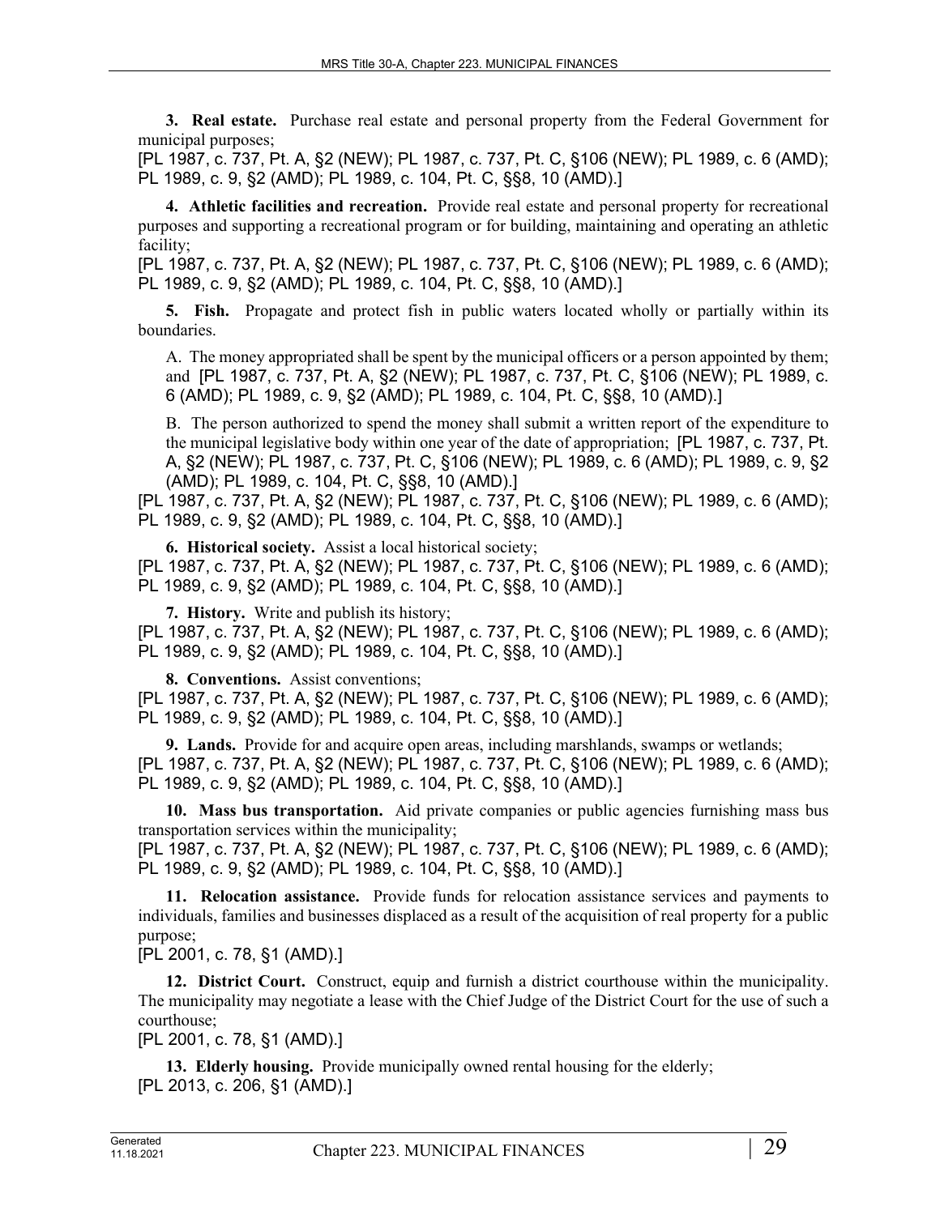**3. Real estate.** Purchase real estate and personal property from the Federal Government for municipal purposes;

[PL 1987, c. 737, Pt. A, §2 (NEW); PL 1987, c. 737, Pt. C, §106 (NEW); PL 1989, c. 6 (AMD); PL 1989, c. 9, §2 (AMD); PL 1989, c. 104, Pt. C, §§8, 10 (AMD).]

**4. Athletic facilities and recreation.** Provide real estate and personal property for recreational purposes and supporting a recreational program or for building, maintaining and operating an athletic facility;

[PL 1987, c. 737, Pt. A, §2 (NEW); PL 1987, c. 737, Pt. C, §106 (NEW); PL 1989, c. 6 (AMD); PL 1989, c. 9, §2 (AMD); PL 1989, c. 104, Pt. C, §§8, 10 (AMD).]

**5. Fish.** Propagate and protect fish in public waters located wholly or partially within its boundaries.

A. The money appropriated shall be spent by the municipal officers or a person appointed by them; and [PL 1987, c. 737, Pt. A, §2 (NEW); PL 1987, c. 737, Pt. C, §106 (NEW); PL 1989, c. 6 (AMD); PL 1989, c. 9, §2 (AMD); PL 1989, c. 104, Pt. C, §§8, 10 (AMD).]

B. The person authorized to spend the money shall submit a written report of the expenditure to the municipal legislative body within one year of the date of appropriation; [PL 1987, c. 737, Pt. A, §2 (NEW); PL 1987, c. 737, Pt. C, §106 (NEW); PL 1989, c. 6 (AMD); PL 1989, c. 9, §2 (AMD); PL 1989, c. 104, Pt. C, §§8, 10 (AMD).]

[PL 1987, c. 737, Pt. A, §2 (NEW); PL 1987, c. 737, Pt. C, §106 (NEW); PL 1989, c. 6 (AMD); PL 1989, c. 9, §2 (AMD); PL 1989, c. 104, Pt. C, §§8, 10 (AMD).]

**6. Historical society.** Assist a local historical society;

[PL 1987, c. 737, Pt. A, §2 (NEW); PL 1987, c. 737, Pt. C, §106 (NEW); PL 1989, c. 6 (AMD); PL 1989, c. 9, §2 (AMD); PL 1989, c. 104, Pt. C, §§8, 10 (AMD).]

**7. History.** Write and publish its history;

[PL 1987, c. 737, Pt. A, §2 (NEW); PL 1987, c. 737, Pt. C, §106 (NEW); PL 1989, c. 6 (AMD); PL 1989, c. 9, §2 (AMD); PL 1989, c. 104, Pt. C, §§8, 10 (AMD).]

**8. Conventions.** Assist conventions;

[PL 1987, c. 737, Pt. A, §2 (NEW); PL 1987, c. 737, Pt. C, §106 (NEW); PL 1989, c. 6 (AMD); PL 1989, c. 9, §2 (AMD); PL 1989, c. 104, Pt. C, §§8, 10 (AMD).]

**9. Lands.** Provide for and acquire open areas, including marshlands, swamps or wetlands;

[PL 1987, c. 737, Pt. A, §2 (NEW); PL 1987, c. 737, Pt. C, §106 (NEW); PL 1989, c. 6 (AMD); PL 1989, c. 9, §2 (AMD); PL 1989, c. 104, Pt. C, §§8, 10 (AMD).]

**10. Mass bus transportation.** Aid private companies or public agencies furnishing mass bus transportation services within the municipality;

[PL 1987, c. 737, Pt. A, §2 (NEW); PL 1987, c. 737, Pt. C, §106 (NEW); PL 1989, c. 6 (AMD); PL 1989, c. 9, §2 (AMD); PL 1989, c. 104, Pt. C, §§8, 10 (AMD).]

**11. Relocation assistance.** Provide funds for relocation assistance services and payments to individuals, families and businesses displaced as a result of the acquisition of real property for a public purpose;

[PL 2001, c. 78, §1 (AMD).]

**12. District Court.** Construct, equip and furnish a district courthouse within the municipality. The municipality may negotiate a lease with the Chief Judge of the District Court for the use of such a courthouse;

[PL 2001, c. 78, §1 (AMD).]

**13. Elderly housing.** Provide municipally owned rental housing for the elderly;

[PL 2013, c. 206, §1 (AMD).]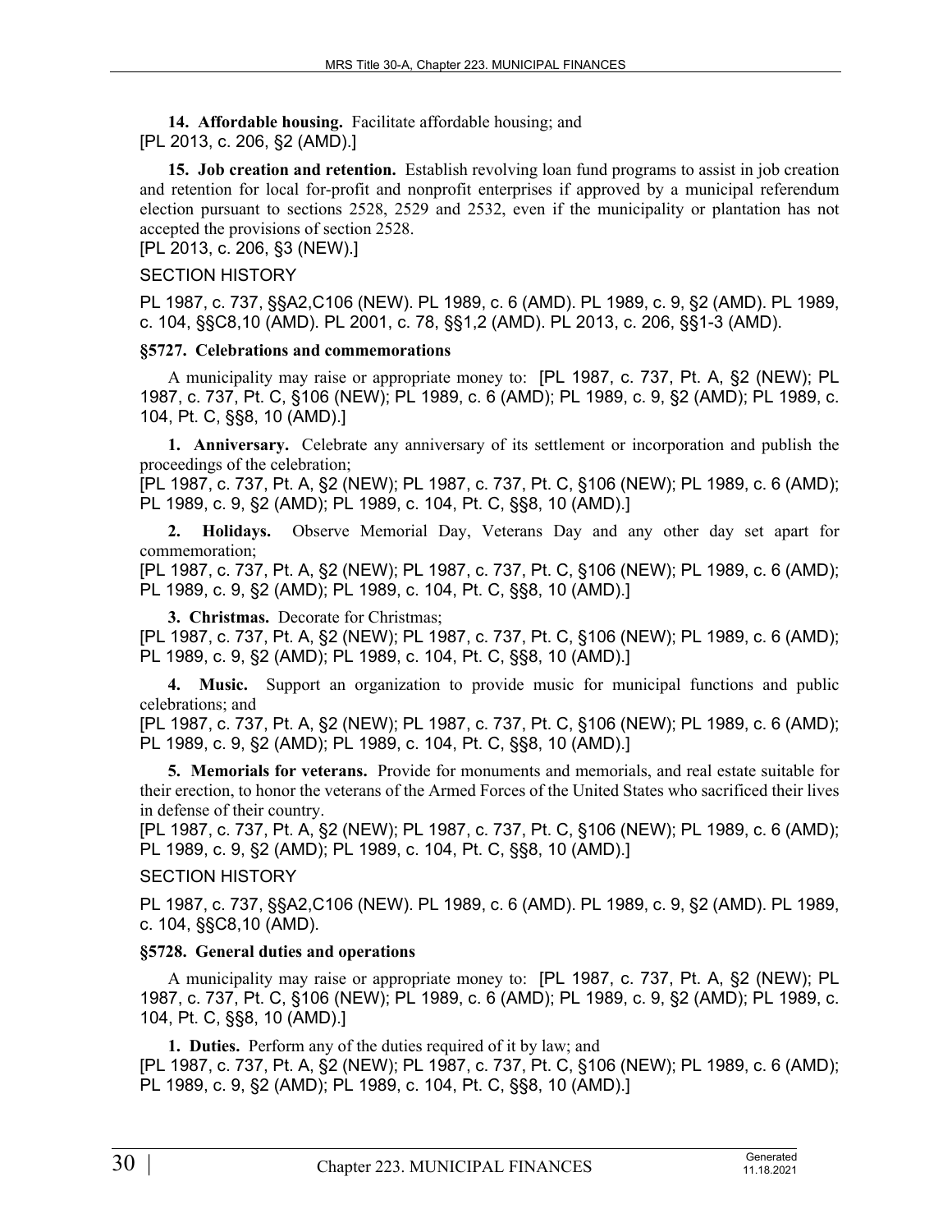**14. Affordable housing.** Facilitate affordable housing; and
[PL 2013, c. 206, §2 (AMD).]

**15. Job creation and retention.** Establish revolving loan fund programs to assist in job creation and retention for local for-profit and nonprofit enterprises if approved by a municipal referendum election pursuant to sections 2528, 2529 and 2532, even if the municipality or plantation has not accepted the provisions of section 2528.
[PL 2013, c. 206, §3 (NEW).]

SECTION HISTORY

PL 1987, c. 737, §§A2,C106 (NEW). PL 1989, c. 6 (AMD). PL 1989, c. 9, §2 (AMD). PL 1989, c. 104, §§C8,10 (AMD). PL 2001, c. 78, §§1,2 (AMD). PL 2013, c. 206, §§1-3 (AMD).

**§5727. Celebrations and commemorations**

A municipality may raise or appropriate money to: [PL 1987, c. 737, Pt. A, §2 (NEW); PL 1987, c. 737, Pt. C, §106 (NEW); PL 1989, c. 6 (AMD); PL 1989, c. 9, §2 (AMD); PL 1989, c. 104, Pt. C, §§8, 10 (AMD).]

**1. Anniversary.** Celebrate any anniversary of its settlement or incorporation and publish the proceedings of the celebration;
[PL 1987, c. 737, Pt. A, §2 (NEW); PL 1987, c. 737, Pt. C, §106 (NEW); PL 1989, c. 6 (AMD); PL 1989, c. 9, §2 (AMD); PL 1989, c. 104, Pt. C, §§8, 10 (AMD).]

**2. Holidays.** Observe Memorial Day, Veterans Day and any other day set apart for commemoration;
[PL 1987, c. 737, Pt. A, §2 (NEW); PL 1987, c. 737, Pt. C, §106 (NEW); PL 1989, c. 6 (AMD); PL 1989, c. 9, §2 (AMD); PL 1989, c. 104, Pt. C, §§8, 10 (AMD).]

**3. Christmas.** Decorate for Christmas;
[PL 1987, c. 737, Pt. A, §2 (NEW); PL 1987, c. 737, Pt. C, §106 (NEW); PL 1989, c. 6 (AMD); PL 1989, c. 9, §2 (AMD); PL 1989, c. 104, Pt. C, §§8, 10 (AMD).]

**4. Music.** Support an organization to provide music for municipal functions and public celebrations; and
[PL 1987, c. 737, Pt. A, §2 (NEW); PL 1987, c. 737, Pt. C, §106 (NEW); PL 1989, c. 6 (AMD); PL 1989, c. 9, §2 (AMD); PL 1989, c. 104, Pt. C, §§8, 10 (AMD).]

**5. Memorials for veterans.** Provide for monuments and memorials, and real estate suitable for their erection, to honor the veterans of the Armed Forces of the United States who sacrificed their lives in defense of their country.
[PL 1987, c. 737, Pt. A, §2 (NEW); PL 1987, c. 737, Pt. C, §106 (NEW); PL 1989, c. 6 (AMD); PL 1989, c. 9, §2 (AMD); PL 1989, c. 104, Pt. C, §§8, 10 (AMD).]

SECTION HISTORY

PL 1987, c. 737, §§A2,C106 (NEW). PL 1989, c. 6 (AMD). PL 1989, c. 9, §2 (AMD). PL 1989, c. 104, §§C8,10 (AMD).

**§5728. General duties and operations**

A municipality may raise or appropriate money to: [PL 1987, c. 737, Pt. A, §2 (NEW); PL 1987, c. 737, Pt. C, §106 (NEW); PL 1989, c. 6 (AMD); PL 1989, c. 9, §2 (AMD); PL 1989, c. 104, Pt. C, §§8, 10 (AMD).]

**1. Duties.** Perform any of the duties required of it by law; and
[PL 1987, c. 737, Pt. A, §2 (NEW); PL 1987, c. 737, Pt. C, §106 (NEW); PL 1989, c. 6 (AMD); PL 1989, c. 9, §2 (AMD); PL 1989, c. 104, Pt. C, §§8, 10 (AMD).]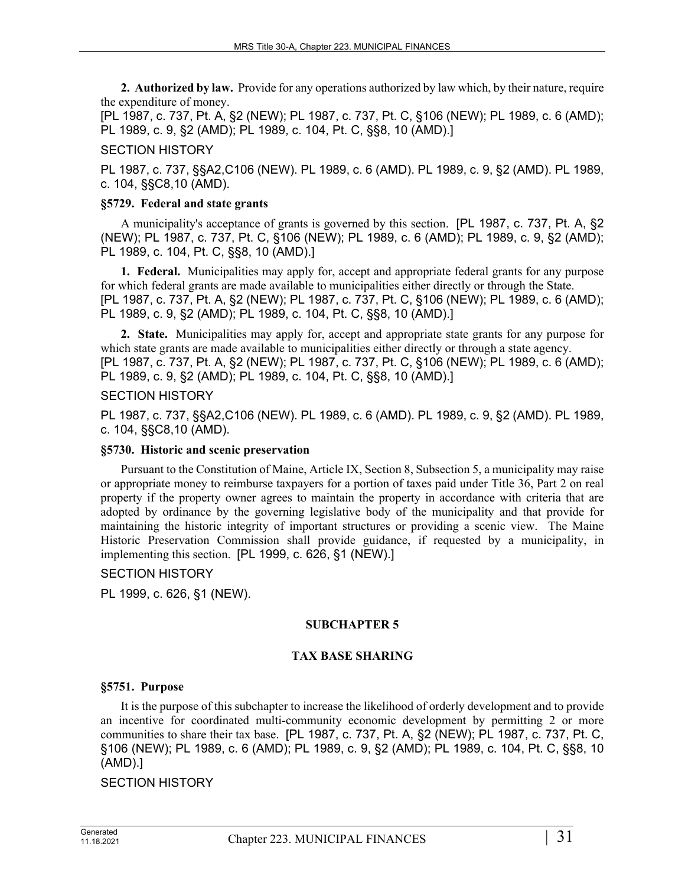**2. Authorized by law.** Provide for any operations authorized by law which, by their nature, require the expenditure of money.

[PL 1987, c. 737, Pt. A, §2 (NEW); PL 1987, c. 737, Pt. C, §106 (NEW); PL 1989, c. 6 (AMD); PL 1989, c. 9, §2 (AMD); PL 1989, c. 104, Pt. C, §§8, 10 (AMD).]

SECTION HISTORY

PL 1987, c. 737, §§A2,C106 (NEW). PL 1989, c. 6 (AMD). PL 1989, c. 9, §2 (AMD). PL 1989, c. 104, §§C8,10 (AMD).

**§5729. Federal and state grants**

A municipality's acceptance of grants is governed by this section. [PL 1987, c. 737, Pt. A, §2 (NEW); PL 1987, c. 737, Pt. C, §106 (NEW); PL 1989, c. 6 (AMD); PL 1989, c. 9, §2 (AMD); PL 1989, c. 104, Pt. C, §§8, 10 (AMD).]

**1. Federal.** Municipalities may apply for, accept and appropriate federal grants for any purpose for which federal grants are made available to municipalities either directly or through the State.

[PL 1987, c. 737, Pt. A, §2 (NEW); PL 1987, c. 737, Pt. C, §106 (NEW); PL 1989, c. 6 (AMD); PL 1989, c. 9, §2 (AMD); PL 1989, c. 104, Pt. C, §§8, 10 (AMD).]

**2. State.** Municipalities may apply for, accept and appropriate state grants for any purpose for which state grants are made available to municipalities either directly or through a state agency.

[PL 1987, c. 737, Pt. A, §2 (NEW); PL 1987, c. 737, Pt. C, §106 (NEW); PL 1989, c. 6 (AMD); PL 1989, c. 9, §2 (AMD); PL 1989, c. 104, Pt. C, §§8, 10 (AMD).]

SECTION HISTORY

PL 1987, c. 737, §§A2,C106 (NEW). PL 1989, c. 6 (AMD). PL 1989, c. 9, §2 (AMD). PL 1989, c. 104, §§C8,10 (AMD).

**§5730. Historic and scenic preservation**

Pursuant to the Constitution of Maine, Article IX, Section 8, Subsection 5, a municipality may raise or appropriate money to reimburse taxpayers for a portion of taxes paid under Title 36, Part 2 on real property if the property owner agrees to maintain the property in accordance with criteria that are adopted by ordinance by the governing legislative body of the municipality and that provide for maintaining the historic integrity of important structures or providing a scenic view. The Maine Historic Preservation Commission shall provide guidance, if requested by a municipality, in implementing this section. [PL 1999, c. 626, §1 (NEW).]

SECTION HISTORY

PL 1999, c. 626, §1 (NEW).

## SUBCHAPTER 5

## TAX BASE SHARING

**§5751. Purpose**

It is the purpose of this subchapter to increase the likelihood of orderly development and to provide an incentive for coordinated multi-community economic development by permitting 2 or more communities to share their tax base. [PL 1987, c. 737, Pt. A, §2 (NEW); PL 1987, c. 737, Pt. C, §106 (NEW); PL 1989, c. 6 (AMD); PL 1989, c. 9, §2 (AMD); PL 1989, c. 104, Pt. C, §§8, 10 (AMD).]

SECTION HISTORY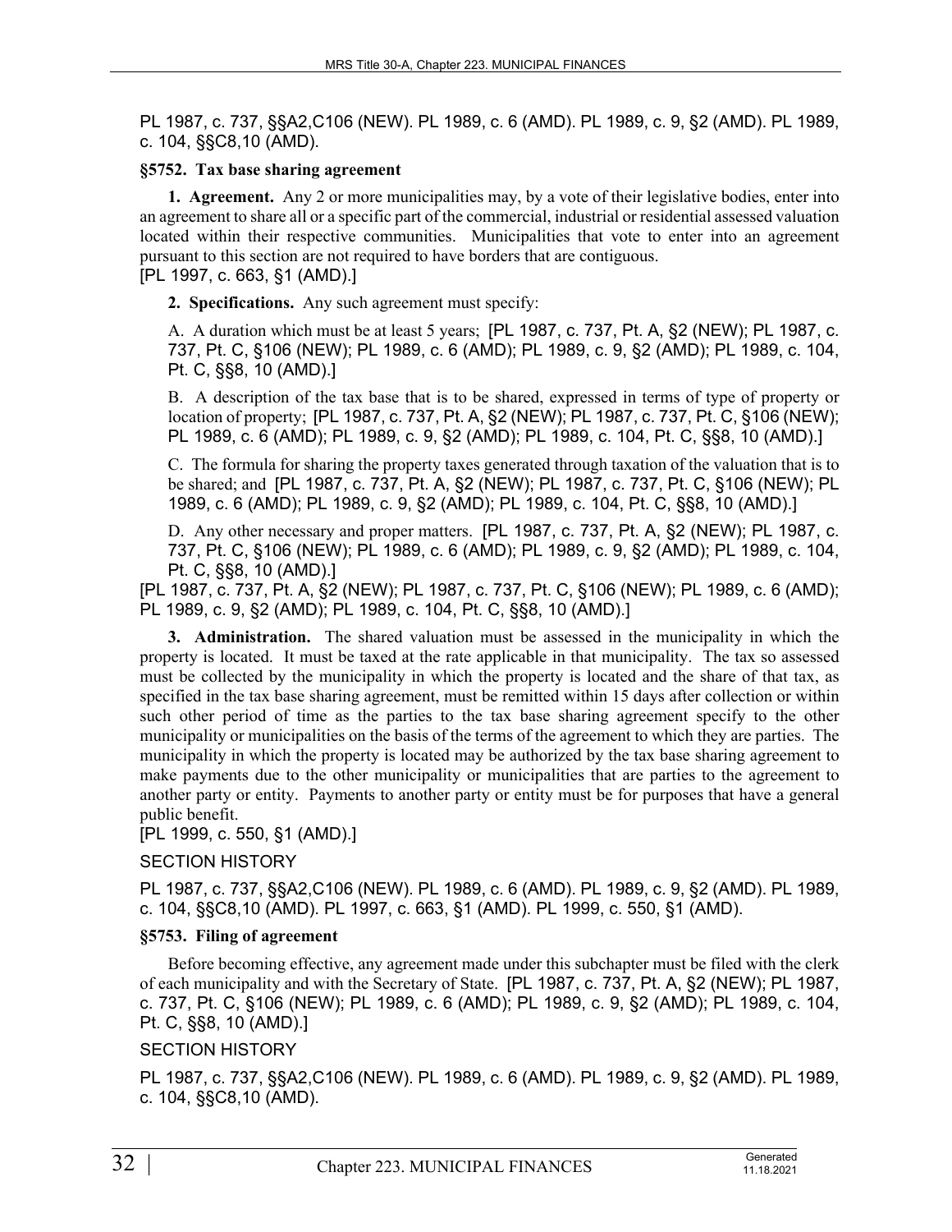PL 1987, c. 737, §§A2,C106 (NEW). PL 1989, c. 6 (AMD). PL 1989, c. 9, §2 (AMD). PL 1989, c. 104, §§C8,10 (AMD).

### §5752. Tax base sharing agreement

**1. Agreement.** Any 2 or more municipalities may, by a vote of their legislative bodies, enter into an agreement to share all or a specific part of the commercial, industrial or residential assessed valuation located within their respective communities. Municipalities that vote to enter into an agreement pursuant to this section are not required to have borders that are contiguous.
[PL 1997, c. 663, §1 (AMD).]

**2. Specifications.** Any such agreement must specify:

A. A duration which must be at least 5 years; [PL 1987, c. 737, Pt. A, §2 (NEW); PL 1987, c. 737, Pt. C, §106 (NEW); PL 1989, c. 6 (AMD); PL 1989, c. 9, §2 (AMD); PL 1989, c. 104, Pt. C, §§8, 10 (AMD).]

B. A description of the tax base that is to be shared, expressed in terms of type of property or location of property; [PL 1987, c. 737, Pt. A, §2 (NEW); PL 1987, c. 737, Pt. C, §106 (NEW); PL 1989, c. 6 (AMD); PL 1989, c. 9, §2 (AMD); PL 1989, c. 104, Pt. C, §§8, 10 (AMD).]

C. The formula for sharing the property taxes generated through taxation of the valuation that is to be shared; and [PL 1987, c. 737, Pt. A, §2 (NEW); PL 1987, c. 737, Pt. C, §106 (NEW); PL 1989, c. 6 (AMD); PL 1989, c. 9, §2 (AMD); PL 1989, c. 104, Pt. C, §§8, 10 (AMD).]

D. Any other necessary and proper matters. [PL 1987, c. 737, Pt. A, §2 (NEW); PL 1987, c. 737, Pt. C, §106 (NEW); PL 1989, c. 6 (AMD); PL 1989, c. 9, §2 (AMD); PL 1989, c. 104, Pt. C, §§8, 10 (AMD).]

[PL 1987, c. 737, Pt. A, §2 (NEW); PL 1987, c. 737, Pt. C, §106 (NEW); PL 1989, c. 6 (AMD); PL 1989, c. 9, §2 (AMD); PL 1989, c. 104, Pt. C, §§8, 10 (AMD).]

**3. Administration.** The shared valuation must be assessed in the municipality in which the property is located. It must be taxed at the rate applicable in that municipality. The tax so assessed must be collected by the municipality in which the property is located and the share of that tax, as specified in the tax base sharing agreement, must be remitted within 15 days after collection or within such other period of time as the parties to the tax base sharing agreement specify to the other municipality or municipalities on the basis of the terms of the agreement to which they are parties. The municipality in which the property is located may be authorized by the tax base sharing agreement to make payments due to the other municipality or municipalities that are parties to the agreement to another party or entity. Payments to another party or entity must be for purposes that have a general public benefit.
[PL 1999, c. 550, §1 (AMD).]

SECTION HISTORY

PL 1987, c. 737, §§A2,C106 (NEW). PL 1989, c. 6 (AMD). PL 1989, c. 9, §2 (AMD). PL 1989, c. 104, §§C8,10 (AMD). PL 1997, c. 663, §1 (AMD). PL 1999, c. 550, §1 (AMD).

### §5753. Filing of agreement

Before becoming effective, any agreement made under this subchapter must be filed with the clerk of each municipality and with the Secretary of State. [PL 1987, c. 737, Pt. A, §2 (NEW); PL 1987, c. 737, Pt. C, §106 (NEW); PL 1989, c. 6 (AMD); PL 1989, c. 9, §2 (AMD); PL 1989, c. 104, Pt. C, §§8, 10 (AMD).]

SECTION HISTORY

PL 1987, c. 737, §§A2,C106 (NEW). PL 1989, c. 6 (AMD). PL 1989, c. 9, §2 (AMD). PL 1989, c. 104, §§C8,10 (AMD).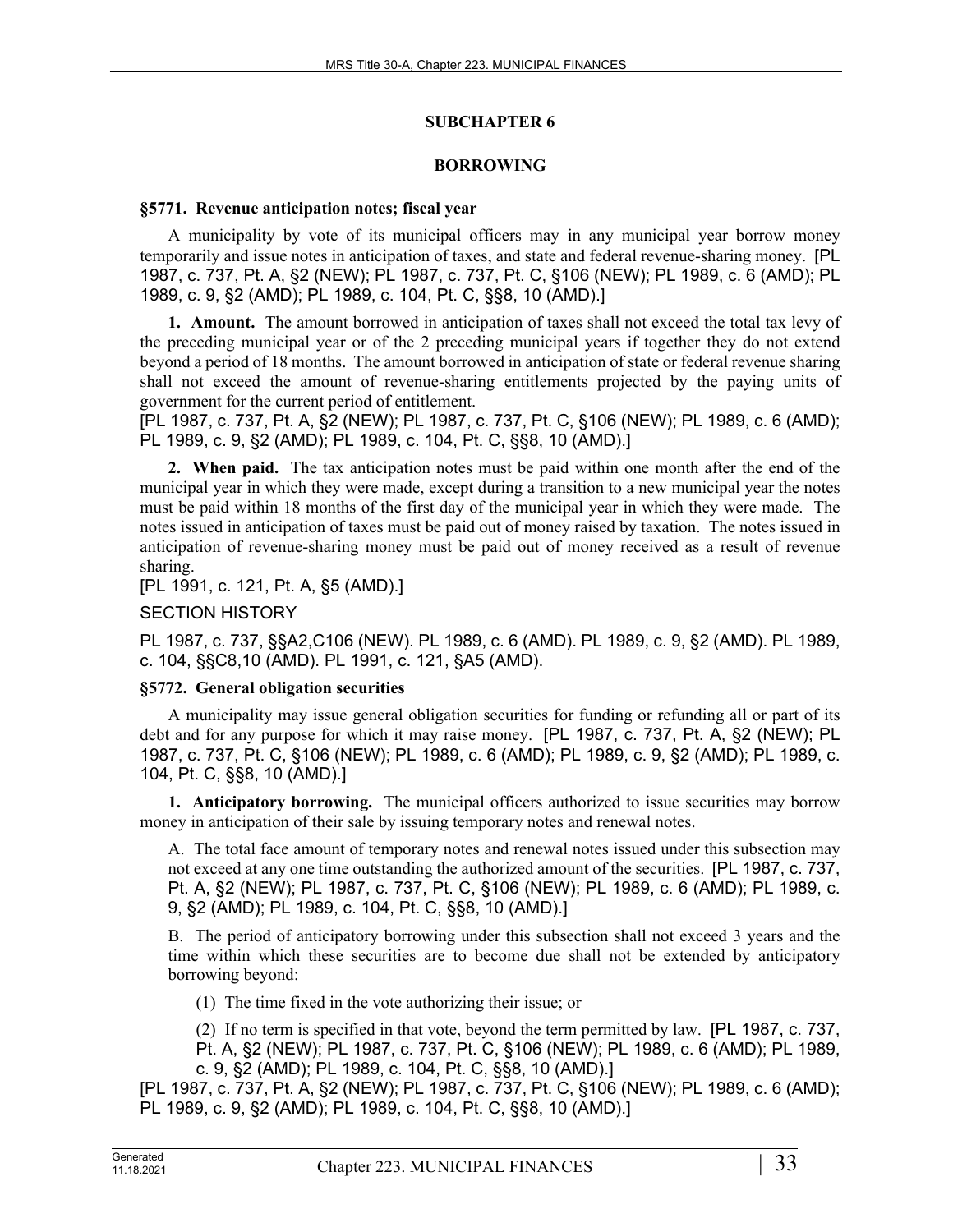## SUBCHAPTER 6

## BORROWING

### §5771. Revenue anticipation notes; fiscal year

A municipality by vote of its municipal officers may in any municipal year borrow money temporarily and issue notes in anticipation of taxes, and state and federal revenue-sharing money. [PL 1987, c. 737, Pt. A, §2 (NEW); PL 1987, c. 737, Pt. C, §106 (NEW); PL 1989, c. 6 (AMD); PL 1989, c. 9, §2 (AMD); PL 1989, c. 104, Pt. C, §§8, 10 (AMD).]

**1. Amount.** The amount borrowed in anticipation of taxes shall not exceed the total tax levy of the preceding municipal year or of the 2 preceding municipal years if together they do not extend beyond a period of 18 months. The amount borrowed in anticipation of state or federal revenue sharing shall not exceed the amount of revenue-sharing entitlements projected by the paying units of government for the current period of entitlement.

[PL 1987, c. 737, Pt. A, §2 (NEW); PL 1987, c. 737, Pt. C, §106 (NEW); PL 1989, c. 6 (AMD); PL 1989, c. 9, §2 (AMD); PL 1989, c. 104, Pt. C, §§8, 10 (AMD).]

**2. When paid.** The tax anticipation notes must be paid within one month after the end of the municipal year in which they were made, except during a transition to a new municipal year the notes must be paid within 18 months of the first day of the municipal year in which they were made. The notes issued in anticipation of taxes must be paid out of money raised by taxation. The notes issued in anticipation of revenue-sharing money must be paid out of money received as a result of revenue sharing.

[PL 1991, c. 121, Pt. A, §5 (AMD).]

SECTION HISTORY

PL 1987, c. 737, §§A2,C106 (NEW). PL 1989, c. 6 (AMD). PL 1989, c. 9, §2 (AMD). PL 1989, c. 104, §§C8,10 (AMD). PL 1991, c. 121, §A5 (AMD).

### §5772. General obligation securities

A municipality may issue general obligation securities for funding or refunding all or part of its debt and for any purpose for which it may raise money. [PL 1987, c. 737, Pt. A, §2 (NEW); PL 1987, c. 737, Pt. C, §106 (NEW); PL 1989, c. 6 (AMD); PL 1989, c. 9, §2 (AMD); PL 1989, c. 104, Pt. C, §§8, 10 (AMD).]

**1. Anticipatory borrowing.** The municipal officers authorized to issue securities may borrow money in anticipation of their sale by issuing temporary notes and renewal notes.

A. The total face amount of temporary notes and renewal notes issued under this subsection may not exceed at any one time outstanding the authorized amount of the securities. [PL 1987, c. 737, Pt. A, §2 (NEW); PL 1987, c. 737, Pt. C, §106 (NEW); PL 1989, c. 6 (AMD); PL 1989, c. 9, §2 (AMD); PL 1989, c. 104, Pt. C, §§8, 10 (AMD).]

B. The period of anticipatory borrowing under this subsection shall not exceed 3 years and the time within which these securities are to become due shall not be extended by anticipatory borrowing beyond:

(1) The time fixed in the vote authorizing their issue; or

(2) If no term is specified in that vote, beyond the term permitted by law. [PL 1987, c. 737, Pt. A, §2 (NEW); PL 1987, c. 737, Pt. C, §106 (NEW); PL 1989, c. 6 (AMD); PL 1989, c. 9, §2 (AMD); PL 1989, c. 104, Pt. C, §§8, 10 (AMD).]

[PL 1987, c. 737, Pt. A, §2 (NEW); PL 1987, c. 737, Pt. C, §106 (NEW); PL 1989, c. 6 (AMD); PL 1989, c. 9, §2 (AMD); PL 1989, c. 104, Pt. C, §§8, 10 (AMD).]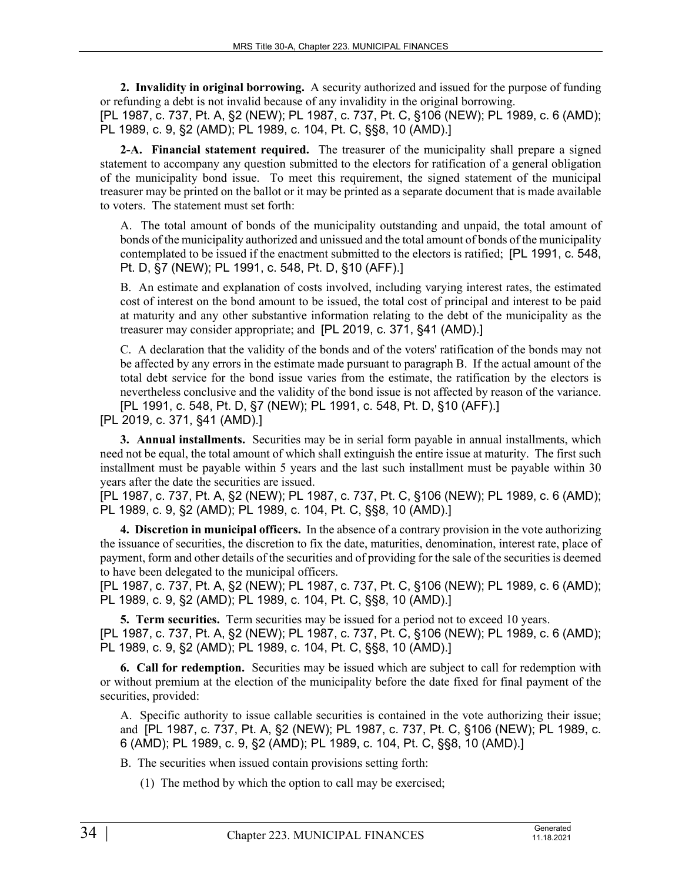**2. Invalidity in original borrowing.** A security authorized and issued for the purpose of funding or refunding a debt is not invalid because of any invalidity in the original borrowing.
[PL 1987, c. 737, Pt. A, §2 (NEW); PL 1987, c. 737, Pt. C, §106 (NEW); PL 1989, c. 6 (AMD); PL 1989, c. 9, §2 (AMD); PL 1989, c. 104, Pt. C, §§8, 10 (AMD).]

**2-A. Financial statement required.** The treasurer of the municipality shall prepare a signed statement to accompany any question submitted to the electors for ratification of a general obligation of the municipality bond issue. To meet this requirement, the signed statement of the municipal treasurer may be printed on the ballot or it may be printed as a separate document that is made available to voters. The statement must set forth:

A. The total amount of bonds of the municipality outstanding and unpaid, the total amount of bonds of the municipality authorized and unissued and the total amount of bonds of the municipality contemplated to be issued if the enactment submitted to the electors is ratified; [PL 1991, c. 548, Pt. D, §7 (NEW); PL 1991, c. 548, Pt. D, §10 (AFF).]

B. An estimate and explanation of costs involved, including varying interest rates, the estimated cost of interest on the bond amount to be issued, the total cost of principal and interest to be paid at maturity and any other substantive information relating to the debt of the municipality as the treasurer may consider appropriate; and [PL 2019, c. 371, §41 (AMD).]

C. A declaration that the validity of the bonds and of the voters' ratification of the bonds may not be affected by any errors in the estimate made pursuant to paragraph B. If the actual amount of the total debt service for the bond issue varies from the estimate, the ratification by the electors is nevertheless conclusive and the validity of the bond issue is not affected by reason of the variance. [PL 1991, c. 548, Pt. D, §7 (NEW); PL 1991, c. 548, Pt. D, §10 (AFF).]

[PL 2019, c. 371, §41 (AMD).]

**3. Annual installments.** Securities may be in serial form payable in annual installments, which need not be equal, the total amount of which shall extinguish the entire issue at maturity. The first such installment must be payable within 5 years and the last such installment must be payable within 30 years after the date the securities are issued.
[PL 1987, c. 737, Pt. A, §2 (NEW); PL 1987, c. 737, Pt. C, §106 (NEW); PL 1989, c. 6 (AMD); PL 1989, c. 9, §2 (AMD); PL 1989, c. 104, Pt. C, §§8, 10 (AMD).]

**4. Discretion in municipal officers.** In the absence of a contrary provision in the vote authorizing the issuance of securities, the discretion to fix the date, maturities, denomination, interest rate, place of payment, form and other details of the securities and of providing for the sale of the securities is deemed to have been delegated to the municipal officers.
[PL 1987, c. 737, Pt. A, §2 (NEW); PL 1987, c. 737, Pt. C, §106 (NEW); PL 1989, c. 6 (AMD); PL 1989, c. 9, §2 (AMD); PL 1989, c. 104, Pt. C, §§8, 10 (AMD).]

**5. Term securities.** Term securities may be issued for a period not to exceed 10 years.
[PL 1987, c. 737, Pt. A, §2 (NEW); PL 1987, c. 737, Pt. C, §106 (NEW); PL 1989, c. 6 (AMD); PL 1989, c. 9, §2 (AMD); PL 1989, c. 104, Pt. C, §§8, 10 (AMD).]

**6. Call for redemption.** Securities may be issued which are subject to call for redemption with or without premium at the election of the municipality before the date fixed for final payment of the securities, provided:

A. Specific authority to issue callable securities is contained in the vote authorizing their issue; and [PL 1987, c. 737, Pt. A, §2 (NEW); PL 1987, c. 737, Pt. C, §106 (NEW); PL 1989, c. 6 (AMD); PL 1989, c. 9, §2 (AMD); PL 1989, c. 104, Pt. C, §§8, 10 (AMD).]

B. The securities when issued contain provisions setting forth:

(1) The method by which the option to call may be exercised;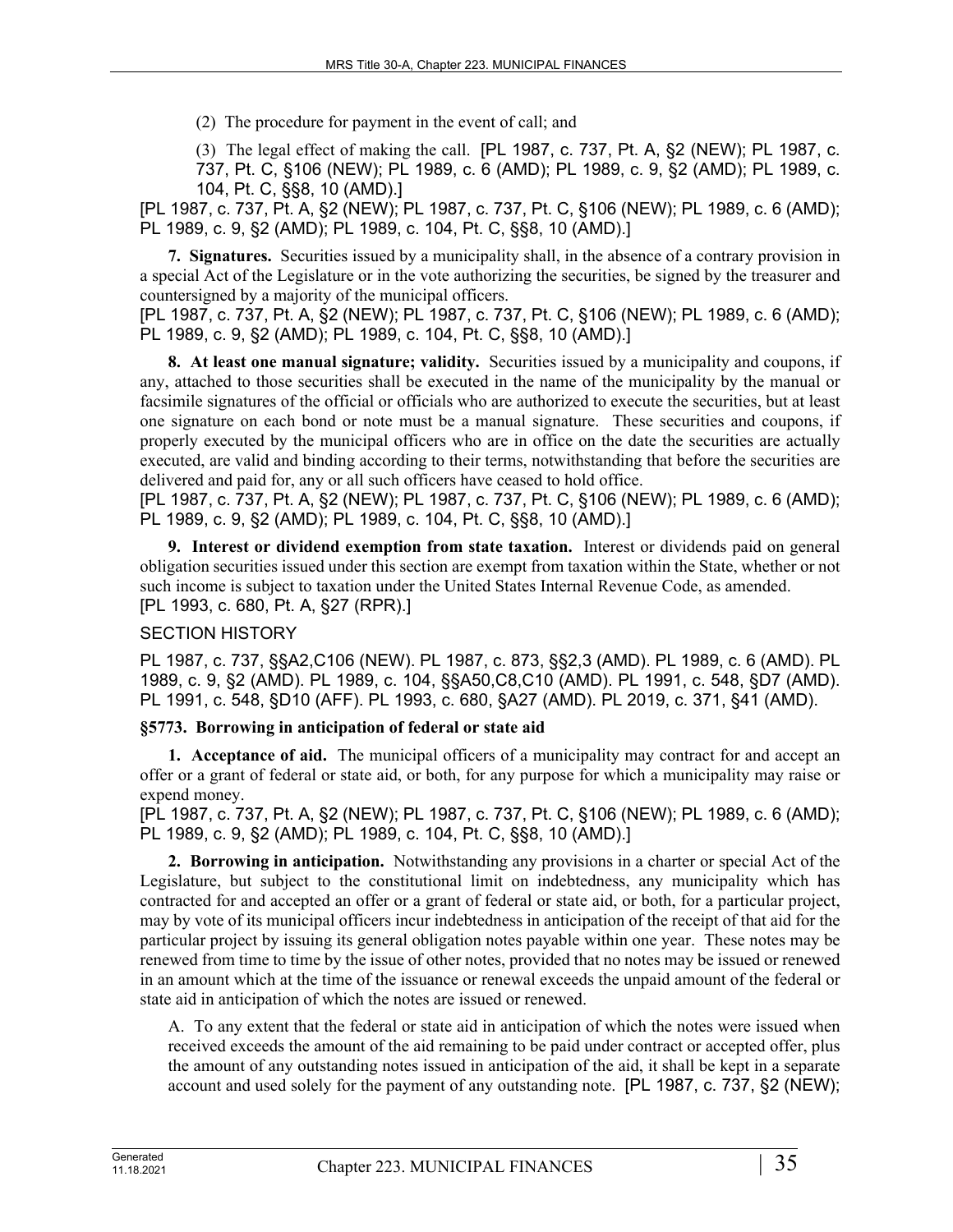(2) The procedure for payment in the event of call; and

(3) The legal effect of making the call. [PL 1987, c. 737, Pt. A, §2 (NEW); PL 1987, c. 737, Pt. C, §106 (NEW); PL 1989, c. 6 (AMD); PL 1989, c. 9, §2 (AMD); PL 1989, c. 104, Pt. C, §§8, 10 (AMD).]

[PL 1987, c. 737, Pt. A, §2 (NEW); PL 1987, c. 737, Pt. C, §106 (NEW); PL 1989, c. 6 (AMD); PL 1989, c. 9, §2 (AMD); PL 1989, c. 104, Pt. C, §§8, 10 (AMD).]

**7. Signatures.** Securities issued by a municipality shall, in the absence of a contrary provision in a special Act of the Legislature or in the vote authorizing the securities, be signed by the treasurer and countersigned by a majority of the municipal officers.

[PL 1987, c. 737, Pt. A, §2 (NEW); PL 1987, c. 737, Pt. C, §106 (NEW); PL 1989, c. 6 (AMD); PL 1989, c. 9, §2 (AMD); PL 1989, c. 104, Pt. C, §§8, 10 (AMD).]

**8. At least one manual signature; validity.** Securities issued by a municipality and coupons, if any, attached to those securities shall be executed in the name of the municipality by the manual or facsimile signatures of the official or officials who are authorized to execute the securities, but at least one signature on each bond or note must be a manual signature. These securities and coupons, if properly executed by the municipal officers who are in office on the date the securities are actually executed, are valid and binding according to their terms, notwithstanding that before the securities are delivered and paid for, any or all such officers have ceased to hold office.

[PL 1987, c. 737, Pt. A, §2 (NEW); PL 1987, c. 737, Pt. C, §106 (NEW); PL 1989, c. 6 (AMD); PL 1989, c. 9, §2 (AMD); PL 1989, c. 104, Pt. C, §§8, 10 (AMD).]

**9. Interest or dividend exemption from state taxation.** Interest or dividends paid on general obligation securities issued under this section are exempt from taxation within the State, whether or not such income is subject to taxation under the United States Internal Revenue Code, as amended.

[PL 1993, c. 680, Pt. A, §27 (RPR).]

SECTION HISTORY

PL 1987, c. 737, §§A2,C106 (NEW). PL 1987, c. 873, §§2,3 (AMD). PL 1989, c. 6 (AMD). PL 1989, c. 9, §2 (AMD). PL 1989, c. 104, §§A50,C8,C10 (AMD). PL 1991, c. 548, §D7 (AMD). PL 1991, c. 548, §D10 (AFF). PL 1993, c. 680, §A27 (AMD). PL 2019, c. 371, §41 (AMD).

### §5773. Borrowing in anticipation of federal or state aid

**1. Acceptance of aid.** The municipal officers of a municipality may contract for and accept an offer or a grant of federal or state aid, or both, for any purpose for which a municipality may raise or expend money.

[PL 1987, c. 737, Pt. A, §2 (NEW); PL 1987, c. 737, Pt. C, §106 (NEW); PL 1989, c. 6 (AMD); PL 1989, c. 9, §2 (AMD); PL 1989, c. 104, Pt. C, §§8, 10 (AMD).]

**2. Borrowing in anticipation.** Notwithstanding any provisions in a charter or special Act of the Legislature, but subject to the constitutional limit on indebtedness, any municipality which has contracted for and accepted an offer or a grant of federal or state aid, or both, for a particular project, may by vote of its municipal officers incur indebtedness in anticipation of the receipt of that aid for the particular project by issuing its general obligation notes payable within one year. These notes may be renewed from time to time by the issue of other notes, provided that no notes may be issued or renewed in an amount which at the time of the issuance or renewal exceeds the unpaid amount of the federal or state aid in anticipation of which the notes are issued or renewed.

A. To any extent that the federal or state aid in anticipation of which the notes were issued when received exceeds the amount of the aid remaining to be paid under contract or accepted offer, plus the amount of any outstanding notes issued in anticipation of the aid, it shall be kept in a separate account and used solely for the payment of any outstanding note. [PL 1987, c. 737, §2 (NEW);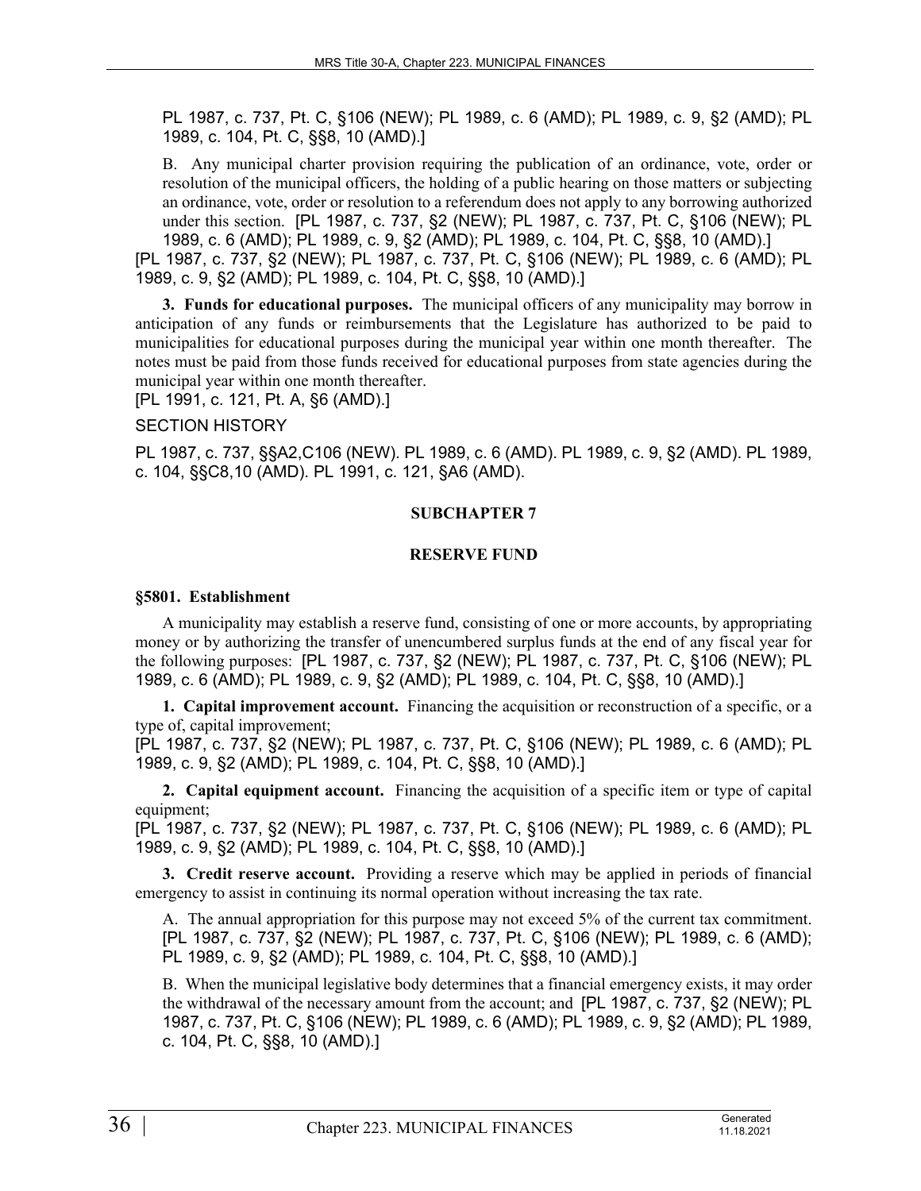PL 1987, c. 737, Pt. C, §106 (NEW); PL 1989, c. 6 (AMD); PL 1989, c. 9, §2 (AMD); PL 1989, c. 104, Pt. C, §§8, 10 (AMD).]

B. Any municipal charter provision requiring the publication of an ordinance, vote, order or resolution of the municipal officers, the holding of a public hearing on those matters or subjecting an ordinance, vote, order or resolution to a referendum does not apply to any borrowing authorized under this section. [PL 1987, c. 737, §2 (NEW); PL 1987, c. 737, Pt. C, §106 (NEW); PL 1989, c. 6 (AMD); PL 1989, c. 9, §2 (AMD); PL 1989, c. 104, Pt. C, §§8, 10 (AMD).]

[PL 1987, c. 737, §2 (NEW); PL 1987, c. 737, Pt. C, §106 (NEW); PL 1989, c. 6 (AMD); PL 1989, c. 9, §2 (AMD); PL 1989, c. 104, Pt. C, §§8, 10 (AMD).]

**3. Funds for educational purposes.** The municipal officers of any municipality may borrow in anticipation of any funds or reimbursements that the Legislature has authorized to be paid to municipalities for educational purposes during the municipal year within one month thereafter. The notes must be paid from those funds received for educational purposes from state agencies during the municipal year within one month thereafter.

[PL 1991, c. 121, Pt. A, §6 (AMD).]

SECTION HISTORY

PL 1987, c. 737, §§A2,C106 (NEW). PL 1989, c. 6 (AMD). PL 1989, c. 9, §2 (AMD). PL 1989, c. 104, §§C8,10 (AMD). PL 1991, c. 121, §A6 (AMD).

## SUBCHAPTER 7

## RESERVE FUND

### §5801. Establishment

A municipality may establish a reserve fund, consisting of one or more accounts, by appropriating money or by authorizing the transfer of unencumbered surplus funds at the end of any fiscal year for the following purposes: [PL 1987, c. 737, §2 (NEW); PL 1987, c. 737, Pt. C, §106 (NEW); PL 1989, c. 6 (AMD); PL 1989, c. 9, §2 (AMD); PL 1989, c. 104, Pt. C, §§8, 10 (AMD).]

**1. Capital improvement account.** Financing the acquisition or reconstruction of a specific, or a type of, capital improvement;

[PL 1987, c. 737, §2 (NEW); PL 1987, c. 737, Pt. C, §106 (NEW); PL 1989, c. 6 (AMD); PL 1989, c. 9, §2 (AMD); PL 1989, c. 104, Pt. C, §§8, 10 (AMD).]

**2. Capital equipment account.** Financing the acquisition of a specific item or type of capital equipment;

[PL 1987, c. 737, §2 (NEW); PL 1987, c. 737, Pt. C, §106 (NEW); PL 1989, c. 6 (AMD); PL 1989, c. 9, §2 (AMD); PL 1989, c. 104, Pt. C, §§8, 10 (AMD).]

**3. Credit reserve account.** Providing a reserve which may be applied in periods of financial emergency to assist in continuing its normal operation without increasing the tax rate.

A. The annual appropriation for this purpose may not exceed 5% of the current tax commitment. [PL 1987, c. 737, §2 (NEW); PL 1987, c. 737, Pt. C, §106 (NEW); PL 1989, c. 6 (AMD); PL 1989, c. 9, §2 (AMD); PL 1989, c. 104, Pt. C, §§8, 10 (AMD).]

B. When the municipal legislative body determines that a financial emergency exists, it may order the withdrawal of the necessary amount from the account; and [PL 1987, c. 737, §2 (NEW); PL 1987, c. 737, Pt. C, §106 (NEW); PL 1989, c. 6 (AMD); PL 1989, c. 9, §2 (AMD); PL 1989, c. 104, Pt. C, §§8, 10 (AMD).]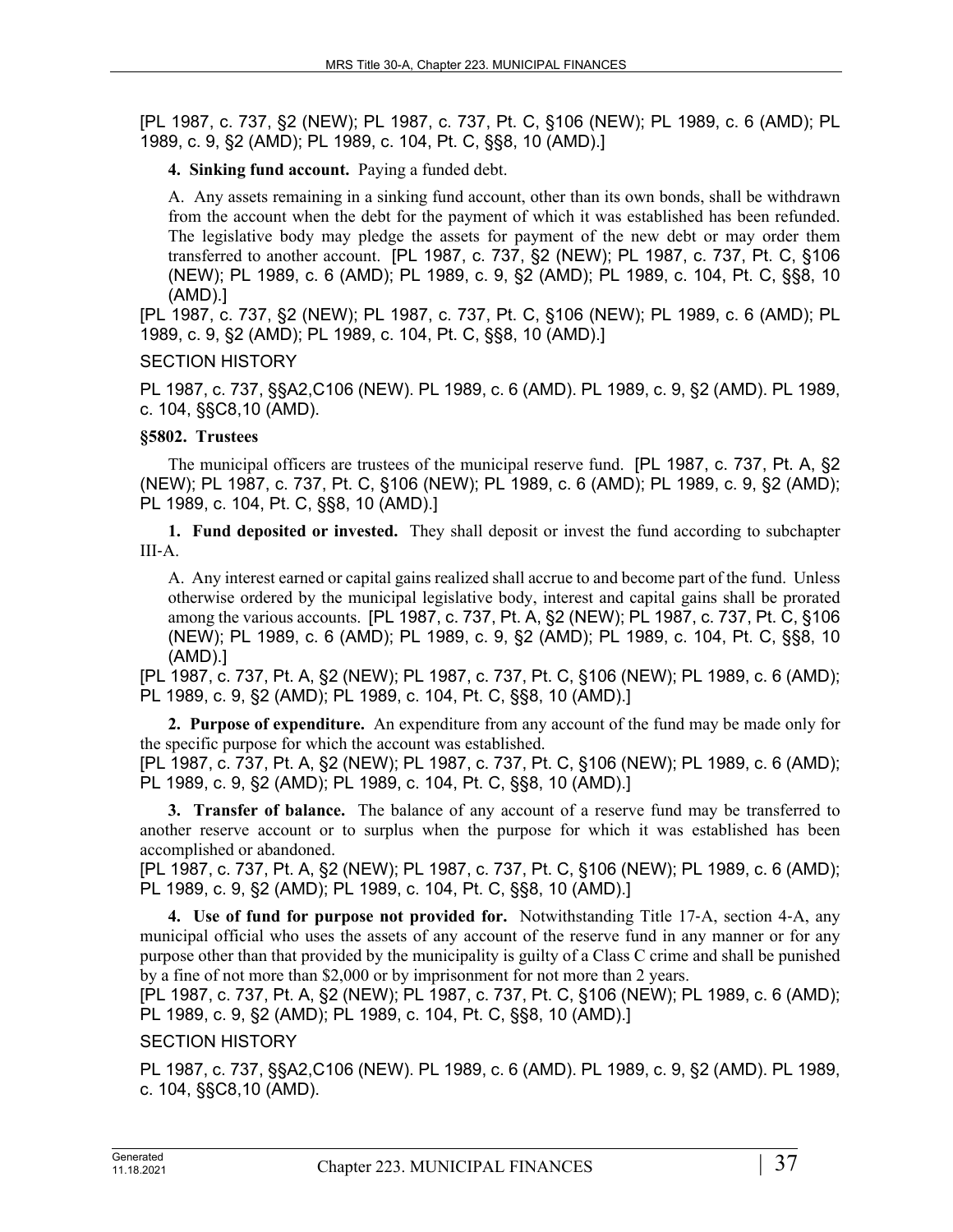[PL 1987, c. 737, §2 (NEW); PL 1987, c. 737, Pt. C, §106 (NEW); PL 1989, c. 6 (AMD); PL 1989, c. 9, §2 (AMD); PL 1989, c. 104, Pt. C, §§8, 10 (AMD).]

**4. Sinking fund account.** Paying a funded debt.

A. Any assets remaining in a sinking fund account, other than its own bonds, shall be withdrawn from the account when the debt for the payment of which it was established has been refunded. The legislative body may pledge the assets for payment of the new debt or may order them transferred to another account. [PL 1987, c. 737, §2 (NEW); PL 1987, c. 737, Pt. C, §106 (NEW); PL 1989, c. 6 (AMD); PL 1989, c. 9, §2 (AMD); PL 1989, c. 104, Pt. C, §§8, 10 (AMD).]

[PL 1987, c. 737, §2 (NEW); PL 1987, c. 737, Pt. C, §106 (NEW); PL 1989, c. 6 (AMD); PL 1989, c. 9, §2 (AMD); PL 1989, c. 104, Pt. C, §§8, 10 (AMD).]

SECTION HISTORY

PL 1987, c. 737, §§A2,C106 (NEW). PL 1989, c. 6 (AMD). PL 1989, c. 9, §2 (AMD). PL 1989, c. 104, §§C8,10 (AMD).

**§5802. Trustees**

The municipal officers are trustees of the municipal reserve fund. [PL 1987, c. 737, Pt. A, §2 (NEW); PL 1987, c. 737, Pt. C, §106 (NEW); PL 1989, c. 6 (AMD); PL 1989, c. 9, §2 (AMD); PL 1989, c. 104, Pt. C, §§8, 10 (AMD).]

**1. Fund deposited or invested.** They shall deposit or invest the fund according to subchapter III-A.

A. Any interest earned or capital gains realized shall accrue to and become part of the fund. Unless otherwise ordered by the municipal legislative body, interest and capital gains shall be prorated among the various accounts. [PL 1987, c. 737, Pt. A, §2 (NEW); PL 1987, c. 737, Pt. C, §106 (NEW); PL 1989, c. 6 (AMD); PL 1989, c. 9, §2 (AMD); PL 1989, c. 104, Pt. C, §§8, 10 (AMD).]

[PL 1987, c. 737, Pt. A, §2 (NEW); PL 1987, c. 737, Pt. C, §106 (NEW); PL 1989, c. 6 (AMD); PL 1989, c. 9, §2 (AMD); PL 1989, c. 104, Pt. C, §§8, 10 (AMD).]

**2. Purpose of expenditure.** An expenditure from any account of the fund may be made only for the specific purpose for which the account was established.

[PL 1987, c. 737, Pt. A, §2 (NEW); PL 1987, c. 737, Pt. C, §106 (NEW); PL 1989, c. 6 (AMD); PL 1989, c. 9, §2 (AMD); PL 1989, c. 104, Pt. C, §§8, 10 (AMD).]

**3. Transfer of balance.** The balance of any account of a reserve fund may be transferred to another reserve account or to surplus when the purpose for which it was established has been accomplished or abandoned.

[PL 1987, c. 737, Pt. A, §2 (NEW); PL 1987, c. 737, Pt. C, §106 (NEW); PL 1989, c. 6 (AMD); PL 1989, c. 9, §2 (AMD); PL 1989, c. 104, Pt. C, §§8, 10 (AMD).]

**4. Use of fund for purpose not provided for.** Notwithstanding Title 17-A, section 4-A, any municipal official who uses the assets of any account of the reserve fund in any manner or for any purpose other than that provided by the municipality is guilty of a Class C crime and shall be punished by a fine of not more than $2,000 or by imprisonment for not more than 2 years.

[PL 1987, c. 737, Pt. A, §2 (NEW); PL 1987, c. 737, Pt. C, §106 (NEW); PL 1989, c. 6 (AMD); PL 1989, c. 9, §2 (AMD); PL 1989, c. 104, Pt. C, §§8, 10 (AMD).]

SECTION HISTORY

PL 1987, c. 737, §§A2,C106 (NEW). PL 1989, c. 6 (AMD). PL 1989, c. 9, §2 (AMD). PL 1989, c. 104, §§C8,10 (AMD).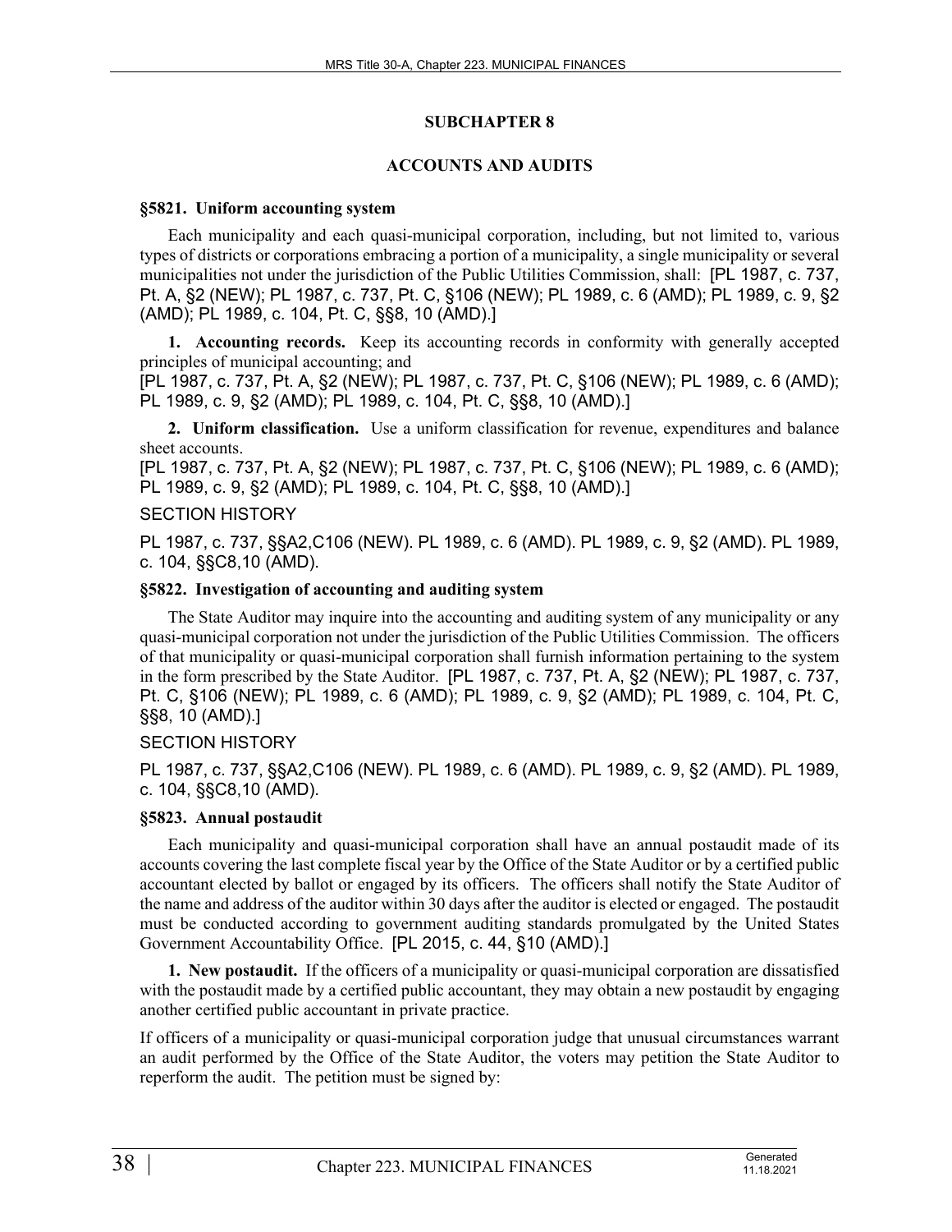## SUBCHAPTER 8

## ACCOUNTS AND AUDITS

### §5821. Uniform accounting system

Each municipality and each quasi-municipal corporation, including, but not limited to, various types of districts or corporations embracing a portion of a municipality, a single municipality or several municipalities not under the jurisdiction of the Public Utilities Commission, shall: [PL 1987, c. 737, Pt. A, §2 (NEW); PL 1987, c. 737, Pt. C, §106 (NEW); PL 1989, c. 6 (AMD); PL 1989, c. 9, §2 (AMD); PL 1989, c. 104, Pt. C, §§8, 10 (AMD).]

**1. Accounting records.** Keep its accounting records in conformity with generally accepted principles of municipal accounting; and

[PL 1987, c. 737, Pt. A, §2 (NEW); PL 1987, c. 737, Pt. C, §106 (NEW); PL 1989, c. 6 (AMD); PL 1989, c. 9, §2 (AMD); PL 1989, c. 104, Pt. C, §§8, 10 (AMD).]

**2. Uniform classification.** Use a uniform classification for revenue, expenditures and balance sheet accounts.

[PL 1987, c. 737, Pt. A, §2 (NEW); PL 1987, c. 737, Pt. C, §106 (NEW); PL 1989, c. 6 (AMD); PL 1989, c. 9, §2 (AMD); PL 1989, c. 104, Pt. C, §§8, 10 (AMD).]

SECTION HISTORY

PL 1987, c. 737, §§A2,C106 (NEW). PL 1989, c. 6 (AMD). PL 1989, c. 9, §2 (AMD). PL 1989, c. 104, §§C8,10 (AMD).

### §5822. Investigation of accounting and auditing system

The State Auditor may inquire into the accounting and auditing system of any municipality or any quasi-municipal corporation not under the jurisdiction of the Public Utilities Commission. The officers of that municipality or quasi-municipal corporation shall furnish information pertaining to the system in the form prescribed by the State Auditor. [PL 1987, c. 737, Pt. A, §2 (NEW); PL 1987, c. 737, Pt. C, §106 (NEW); PL 1989, c. 6 (AMD); PL 1989, c. 9, §2 (AMD); PL 1989, c. 104, Pt. C, §§8, 10 (AMD).]

SECTION HISTORY

PL 1987, c. 737, §§A2,C106 (NEW). PL 1989, c. 6 (AMD). PL 1989, c. 9, §2 (AMD). PL 1989, c. 104, §§C8,10 (AMD).

### §5823. Annual postaudit

Each municipality and quasi-municipal corporation shall have an annual postaudit made of its accounts covering the last complete fiscal year by the Office of the State Auditor or by a certified public accountant elected by ballot or engaged by its officers. The officers shall notify the State Auditor of the name and address of the auditor within 30 days after the auditor is elected or engaged. The postaudit must be conducted according to government auditing standards promulgated by the United States Government Accountability Office. [PL 2015, c. 44, §10 (AMD).]

**1. New postaudit.** If the officers of a municipality or quasi-municipal corporation are dissatisfied with the postaudit made by a certified public accountant, they may obtain a new postaudit by engaging another certified public accountant in private practice.

If officers of a municipality or quasi-municipal corporation judge that unusual circumstances warrant an audit performed by the Office of the State Auditor, the voters may petition the State Auditor to reperform the audit. The petition must be signed by: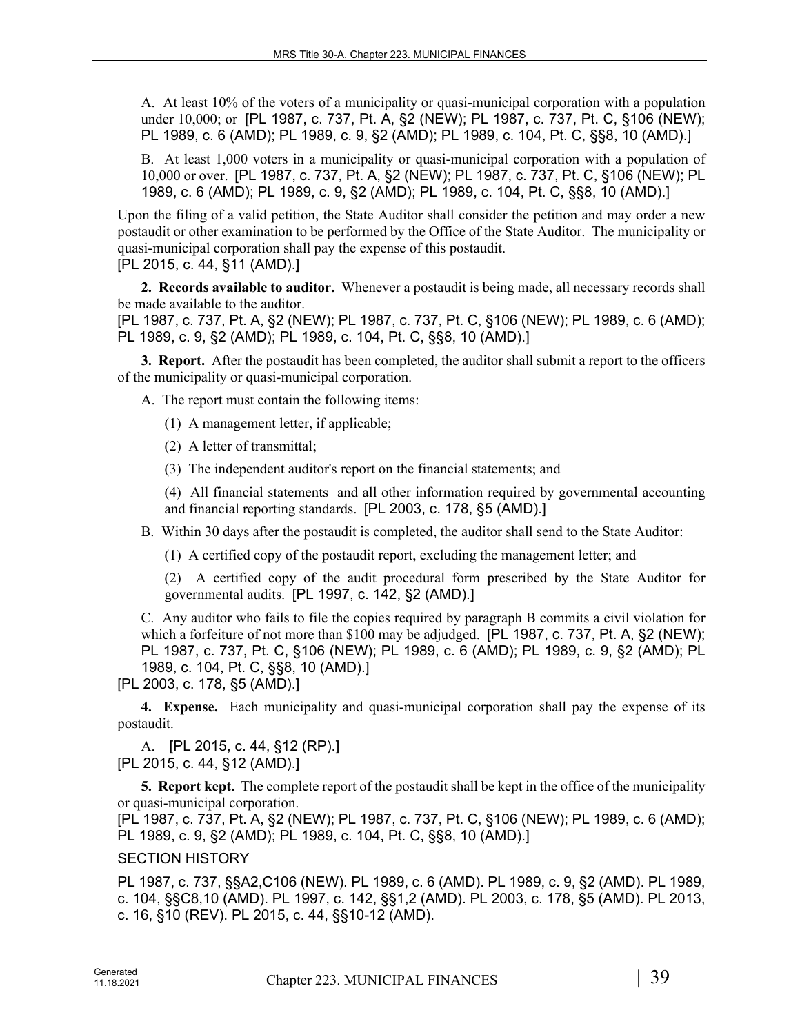A. At least 10% of the voters of a municipality or quasi-municipal corporation with a population under 10,000; or [PL 1987, c. 737, Pt. A, §2 (NEW); PL 1987, c. 737, Pt. C, §106 (NEW); PL 1989, c. 6 (AMD); PL 1989, c. 9, §2 (AMD); PL 1989, c. 104, Pt. C, §§8, 10 (AMD).]

B. At least 1,000 voters in a municipality or quasi-municipal corporation with a population of 10,000 or over. [PL 1987, c. 737, Pt. A, §2 (NEW); PL 1987, c. 737, Pt. C, §106 (NEW); PL 1989, c. 6 (AMD); PL 1989, c. 9, §2 (AMD); PL 1989, c. 104, Pt. C, §§8, 10 (AMD).]

Upon the filing of a valid petition, the State Auditor shall consider the petition and may order a new postaudit or other examination to be performed by the Office of the State Auditor. The municipality or quasi-municipal corporation shall pay the expense of this postaudit.
[PL 2015, c. 44, §11 (AMD).]

**2. Records available to auditor.** Whenever a postaudit is being made, all necessary records shall be made available to the auditor.
[PL 1987, c. 737, Pt. A, §2 (NEW); PL 1987, c. 737, Pt. C, §106 (NEW); PL 1989, c. 6 (AMD); PL 1989, c. 9, §2 (AMD); PL 1989, c. 104, Pt. C, §§8, 10 (AMD).]

**3. Report.** After the postaudit has been completed, the auditor shall submit a report to the officers of the municipality or quasi-municipal corporation.

A. The report must contain the following items:

(1) A management letter, if applicable;

(2) A letter of transmittal;

(3) The independent auditor's report on the financial statements; and

(4) All financial statements and all other information required by governmental accounting and financial reporting standards. [PL 2003, c. 178, §5 (AMD).]

B. Within 30 days after the postaudit is completed, the auditor shall send to the State Auditor:

(1) A certified copy of the postaudit report, excluding the management letter; and

(2) A certified copy of the audit procedural form prescribed by the State Auditor for governmental audits. [PL 1997, c. 142, §2 (AMD).]

C. Any auditor who fails to file the copies required by paragraph B commits a civil violation for which a forfeiture of not more than $100 may be adjudged. [PL 1987, c. 737, Pt. A, §2 (NEW); PL 1987, c. 737, Pt. C, §106 (NEW); PL 1989, c. 6 (AMD); PL 1989, c. 9, §2 (AMD); PL 1989, c. 104, Pt. C, §§8, 10 (AMD).]

[PL 2003, c. 178, §5 (AMD).]

**4. Expense.** Each municipality and quasi-municipal corporation shall pay the expense of its postaudit.

A. [PL 2015, c. 44, §12 (RP).]

[PL 2015, c. 44, §12 (AMD).]

**5. Report kept.** The complete report of the postaudit shall be kept in the office of the municipality or quasi-municipal corporation.
[PL 1987, c. 737, Pt. A, §2 (NEW); PL 1987, c. 737, Pt. C, §106 (NEW); PL 1989, c. 6 (AMD); PL 1989, c. 9, §2 (AMD); PL 1989, c. 104, Pt. C, §§8, 10 (AMD).]

SECTION HISTORY

PL 1987, c. 737, §§A2,C106 (NEW). PL 1989, c. 6 (AMD). PL 1989, c. 9, §2 (AMD). PL 1989, c. 104, §§C8,10 (AMD). PL 1997, c. 142, §§1,2 (AMD). PL 2003, c. 178, §5 (AMD). PL 2013, c. 16, §10 (REV). PL 2015, c. 44, §§10-12 (AMD).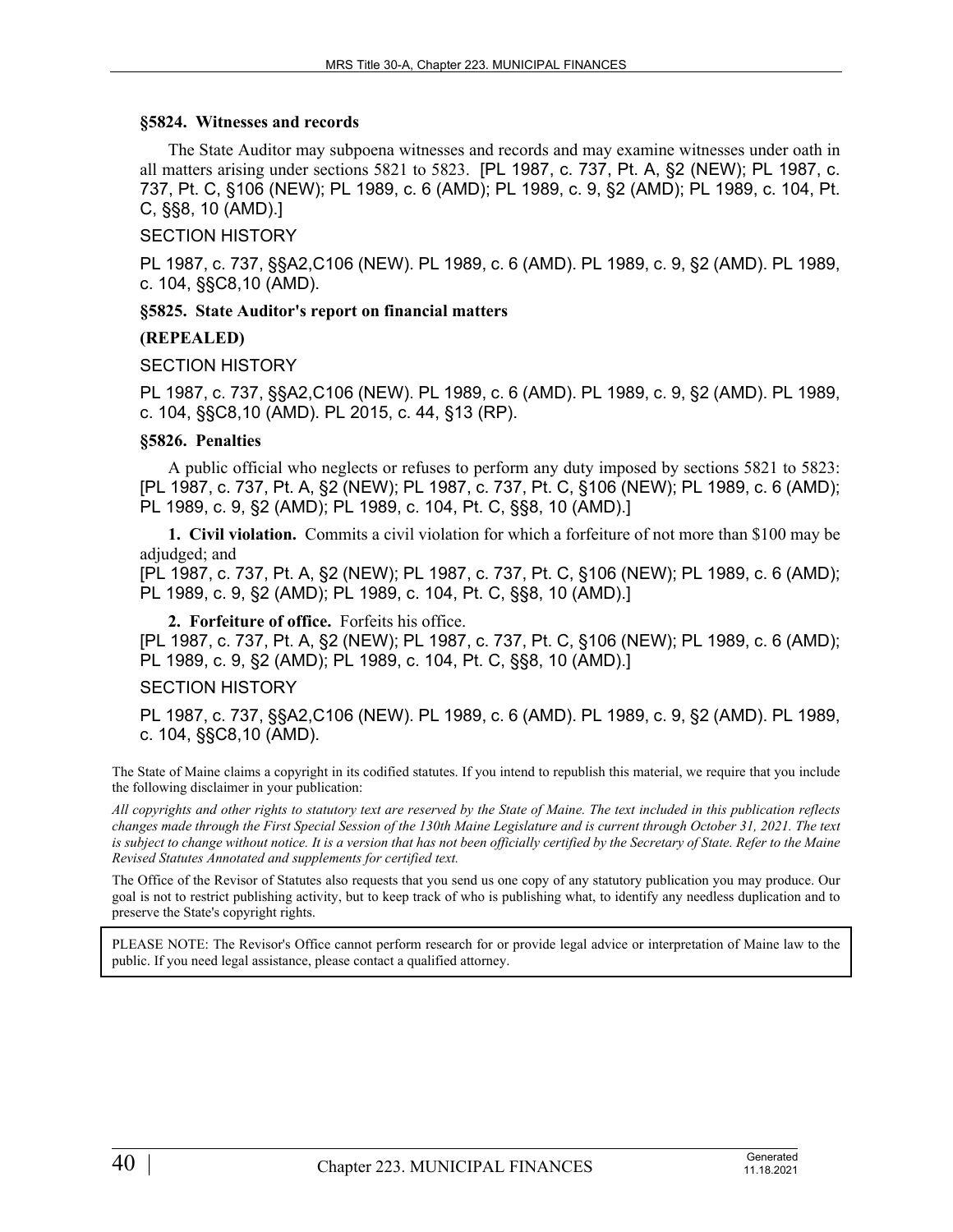### §5824. Witnesses and records

The State Auditor may subpoena witnesses and records and may examine witnesses under oath in all matters arising under sections 5821 to 5823. [PL 1987, c. 737, Pt. A, §2 (NEW); PL 1987, c. 737, Pt. C, §106 (NEW); PL 1989, c. 6 (AMD); PL 1989, c. 9, §2 (AMD); PL 1989, c. 104, Pt. C, §§8, 10 (AMD).]

SECTION HISTORY

PL 1987, c. 737, §§A2,C106 (NEW). PL 1989, c. 6 (AMD). PL 1989, c. 9, §2 (AMD). PL 1989, c. 104, §§C8,10 (AMD).

### §5825. State Auditor's report on financial matters

**(REPEALED)**

SECTION HISTORY

PL 1987, c. 737, §§A2,C106 (NEW). PL 1989, c. 6 (AMD). PL 1989, c. 9, §2 (AMD). PL 1989, c. 104, §§C8,10 (AMD). PL 2015, c. 44, §13 (RP).

### §5826. Penalties

A public official who neglects or refuses to perform any duty imposed by sections 5821 to 5823: [PL 1987, c. 737, Pt. A, §2 (NEW); PL 1987, c. 737, Pt. C, §106 (NEW); PL 1989, c. 6 (AMD); PL 1989, c. 9, §2 (AMD); PL 1989, c. 104, Pt. C, §§8, 10 (AMD).]

**1. Civil violation.** Commits a civil violation for which a forfeiture of not more than $100 may be adjudged; and

[PL 1987, c. 737, Pt. A, §2 (NEW); PL 1987, c. 737, Pt. C, §106 (NEW); PL 1989, c. 6 (AMD); PL 1989, c. 9, §2 (AMD); PL 1989, c. 104, Pt. C, §§8, 10 (AMD).]

**2. Forfeiture of office.** Forfeits his office.

[PL 1987, c. 737, Pt. A, §2 (NEW); PL 1987, c. 737, Pt. C, §106 (NEW); PL 1989, c. 6 (AMD); PL 1989, c. 9, §2 (AMD); PL 1989, c. 104, Pt. C, §§8, 10 (AMD).]

SECTION HISTORY

PL 1987, c. 737, §§A2,C106 (NEW). PL 1989, c. 6 (AMD). PL 1989, c. 9, §2 (AMD). PL 1989, c. 104, §§C8,10 (AMD).

The State of Maine claims a copyright in its codified statutes. If you intend to republish this material, we require that you include the following disclaimer in your publication:

*All copyrights and other rights to statutory text are reserved by the State of Maine. The text included in this publication reflects changes made through the First Special Session of the 130th Maine Legislature and is current through October 31, 2021. The text is subject to change without notice. It is a version that has not been officially certified by the Secretary of State. Refer to the Maine Revised Statutes Annotated and supplements for certified text.*

The Office of the Revisor of Statutes also requests that you send us one copy of any statutory publication you may produce. Our goal is not to restrict publishing activity, but to keep track of who is publishing what, to identify any needless duplication and to preserve the State's copyright rights.

PLEASE NOTE: The Revisor's Office cannot perform research for or provide legal advice or interpretation of Maine law to the public. If you need legal assistance, please contact a qualified attorney.